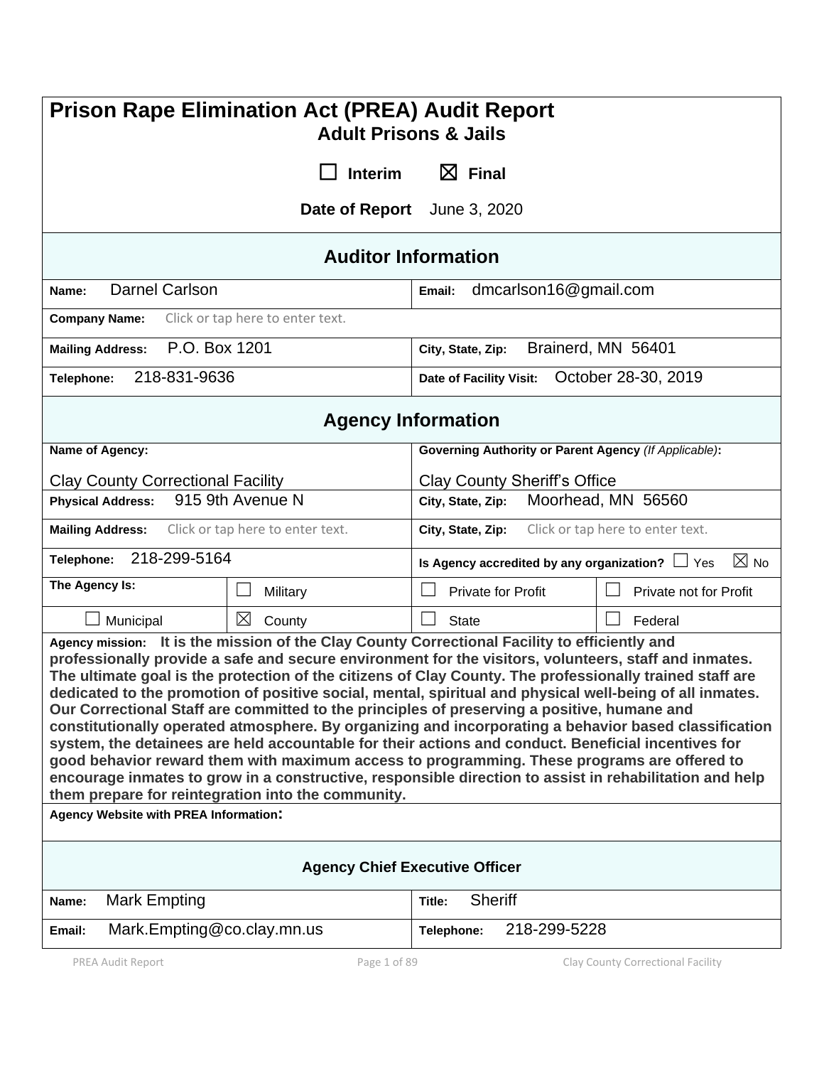# Prison Rape Elimination Act (PREA) Audit Report

## Adult Prisons & Jails

☐ **Interim** ☒ **Final**

**Date of Report** June 3, 2020

## Auditor Information

| | |
|---|---|
| **Name:** Darnel Carlson | **Email:** dmcarlson16@gmail.com |
| **Company Name:** Click or tap here to enter text. | |
| **Mailing Address:** P.O. Box 1201 | **City, State, Zip:** Brainerd, MN 56401 |
| **Telephone:** 218-831-9636 | **Date of Facility Visit:** October 28-30, 2019 |

## Agency Information

| | | | |
|---|---|---|---|
| **Name of Agency:** Clay County Correctional Facility | | **Governing Authority or Parent Agency** *(If Applicable)*: Clay County Sheriff's Office | |
| **Physical Address:** 915 9th Avenue N | | **City, State, Zip:** Moorhead, MN 56560 | |
| **Mailing Address:** Click or tap here to enter text. | | **City, State, Zip:** Click or tap here to enter text. | |
| **Telephone:** 218-299-5164 | | **Is Agency accredited by any organization?** ☐ Yes ☒ No | |
| **The Agency Is:** | ☐ Military | ☐ Private for Profit | ☐ Private not for Profit |
| ☐ Municipal | ☒ County | ☐ State | ☐ Federal |

**Agency mission:** **It is the mission of the Clay County Correctional Facility to efficiently and professionally provide a safe and secure environment for the visitors, volunteers, staff and inmates. The ultimate goal is the protection of the citizens of Clay County. The professionally trained staff are dedicated to the promotion of positive social, mental, spiritual and physical well-being of all inmates. Our Correctional Staff are committed to the principles of preserving a positive, humane and constitutionally operated atmosphere. By organizing and incorporating a behavior based classification system, the detainees are held accountable for their actions and conduct. Beneficial incentives for good behavior reward them with maximum access to programming. These programs are offered to encourage inmates to grow in a constructive, responsible direction to assist in rehabilitation and help them prepare for reintegration into the community.**

**Agency Website with PREA Information:**

### Agency Chief Executive Officer

| | |
|---|---|
| **Name:** Mark Empting | **Title:** Sheriff |
| **Email:** Mark.Empting@co.clay.mn.us | **Telephone:** 218-299-5228 |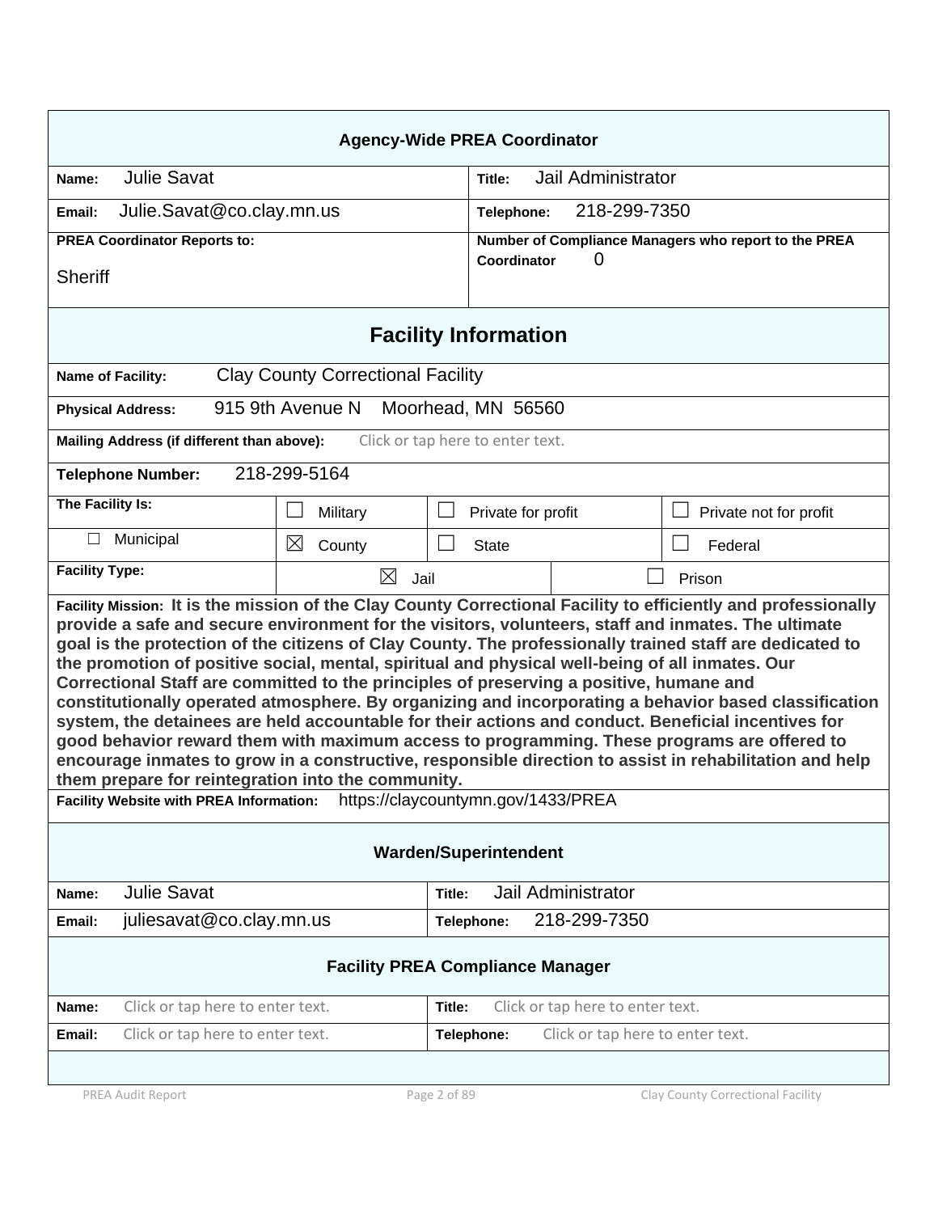## Agency-Wide PREA Coordinator

| | |
|---|---|
| **Name:** Julie Savat | **Title:** Jail Administrator |
| **Email:** Julie.Savat@co.clay.mn.us | **Telephone:** 218-299-7350 |
| **PREA Coordinator Reports to:** Sheriff | **Number of Compliance Managers who report to the PREA Coordinator** 0 |

## Facility Information

**Name of Facility:** Clay County Correctional Facility

**Physical Address:** 915 9th Avenue N Moorhead, MN 56560

**Mailing Address (if different than above):** Click or tap here to enter text.

**Telephone Number:** 218-299-5164

| **The Facility Is:** | ☐ Military | ☐ Private for profit | ☐ Private not for profit |
|---|---|---|---|
| ☐ Municipal | ☒ County | ☐ State | ☐ Federal |

| **Facility Type:** | ☒ Jail | ☐ Prison |
|---|---|---|

**Facility Mission: It is the mission of the Clay County Correctional Facility to efficiently and professionally provide a safe and secure environment for the visitors, volunteers, staff and inmates. The ultimate goal is the protection of the citizens of Clay County. The professionally trained staff are dedicated to the promotion of positive social, mental, spiritual and physical well-being of all inmates. Our Correctional Staff are committed to the principles of preserving a positive, humane and constitutionally operated atmosphere. By organizing and incorporating a behavior based classification system, the detainees are held accountable for their actions and conduct. Beneficial incentives for good behavior reward them with maximum access to programming. These programs are offered to encourage inmates to grow in a constructive, responsible direction to assist in rehabilitation and help them prepare for reintegration into the community.**

**Facility Website with PREA Information:** https://claycountymn.gov/1433/PREA

## Warden/Superintendent

| | |
|---|---|
| **Name:** Julie Savat | **Title:** Jail Administrator |
| **Email:** juliesavat@co.clay.mn.us | **Telephone:** 218-299-7350 |

## Facility PREA Compliance Manager

| | |
|---|---|
| **Name:** Click or tap here to enter text. | **Title:** Click or tap here to enter text. |
| **Email:** Click or tap here to enter text. | **Telephone:** Click or tap here to enter text. |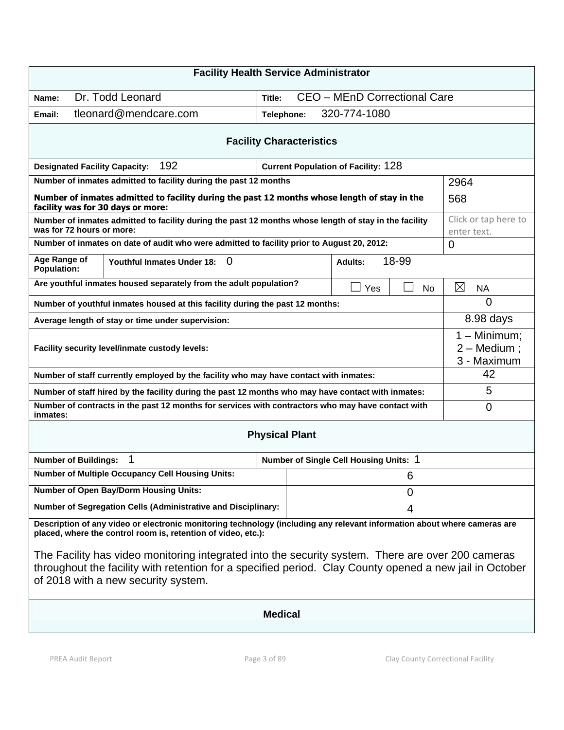### Facility Health Service Administrator

| | |
|---|---|
| **Name:** Dr. Todd Leonard | **Title:** CEO – MEnD Correctional Care |
| **Email:** tleonard@mendcare.com | **Telephone:** 320-774-1080 |

### Facility Characteristics

| | |
|---|---|
| **Designated Facility Capacity:** 192 | **Current Population of Facility:** 128 |
| **Number of inmates admitted to facility during the past 12 months** | 2964 |
| **Number of inmates admitted to facility during the past 12 months whose length of stay in the facility was for 30 days or more:** | 568 |
| **Number of inmates admitted to facility during the past 12 months whose length of stay in the facility was for 72 hours or more:** | Click or tap here to enter text. |
| **Number of inmates on date of audit who were admitted to facility prior to August 20, 2012:** | 0 |
| **Age Range of Population:** **Youthful Inmates Under 18:** 0 | **Adults:** 18-99 |
| **Are youthful inmates housed separately from the adult population?** | ☐ Yes ☐ No ☒ NA |
| **Number of youthful inmates housed at this facility during the past 12 months:** | 0 |
| **Average length of stay or time under supervision:** | 8.98 days |
| **Facility security level/inmate custody levels:** | 1 – Minimum; 2 – Medium ; 3 - Maximum |
| **Number of staff currently employed by the facility who may have contact with inmates:** | 42 |
| **Number of staff hired by the facility during the past 12 months who may have contact with inmates:** | 5 |
| **Number of contracts in the past 12 months for services with contractors who may have contact with inmates:** | 0 |

### Physical Plant

| | |
|---|---|
| **Number of Buildings:** 1 | **Number of Single Cell Housing Units:** 1 |
| **Number of Multiple Occupancy Cell Housing Units:** | 6 |
| **Number of Open Bay/Dorm Housing Units:** | 0 |
| **Number of Segregation Cells (Administrative and Disciplinary:** | 4 |

**Description of any video or electronic monitoring technology (including any relevant information about where cameras are placed, where the control room is, retention of video, etc.):**

The Facility has video monitoring integrated into the security system. There are over 200 cameras throughout the facility with retention for a specified period. Clay County opened a new jail in October of 2018 with a new security system.

### Medical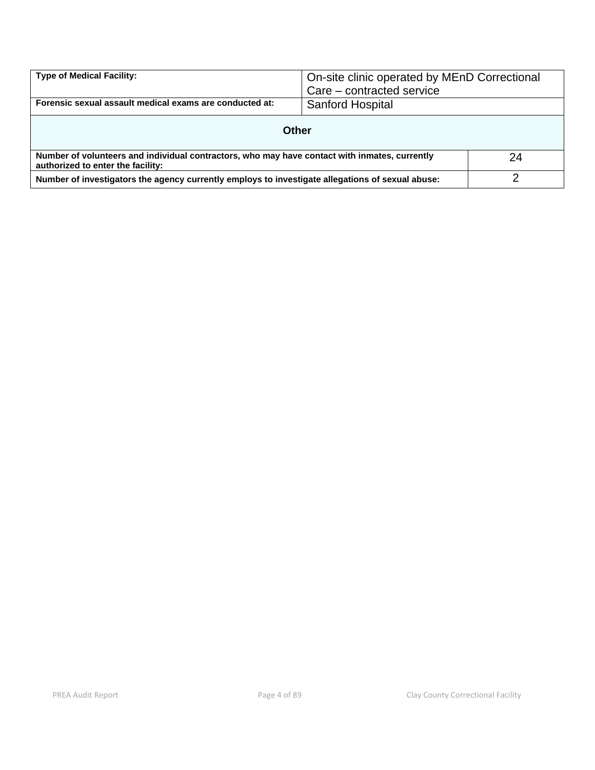| | |
|---|---|
| **Type of Medical Facility:** | On-site clinic operated by MEnD Correctional Care – contracted service |
| **Forensic sexual assault medical exams are conducted at:** | Sanford Hospital |
| **Other** | |
| **Number of volunteers and individual contractors, who may have contact with inmates, currently authorized to enter the facility:** | 24 |
| **Number of investigators the agency currently employs to investigate allegations of sexual abuse:** | 2 |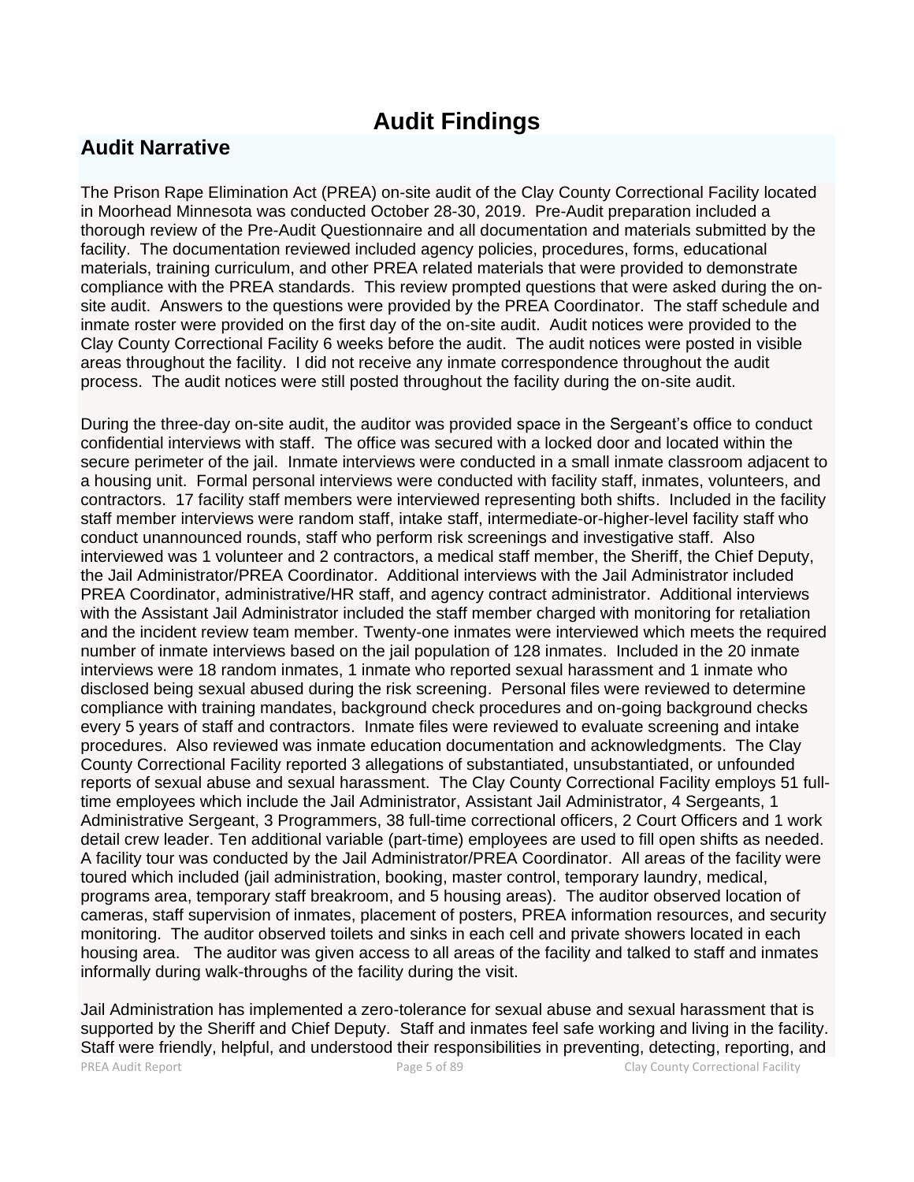# Audit Findings

## Audit Narrative

The Prison Rape Elimination Act (PREA) on-site audit of the Clay County Correctional Facility located in Moorhead Minnesota was conducted October 28-30, 2019. Pre-Audit preparation included a thorough review of the Pre-Audit Questionnaire and all documentation and materials submitted by the facility. The documentation reviewed included agency policies, procedures, forms, educational materials, training curriculum, and other PREA related materials that were provided to demonstrate compliance with the PREA standards. This review prompted questions that were asked during the on-site audit. Answers to the questions were provided by the PREA Coordinator. The staff schedule and inmate roster were provided on the first day of the on-site audit. Audit notices were provided to the Clay County Correctional Facility 6 weeks before the audit. The audit notices were posted in visible areas throughout the facility. I did not receive any inmate correspondence throughout the audit process. The audit notices were still posted throughout the facility during the on-site audit.

During the three-day on-site audit, the auditor was provided space in the Sergeant's office to conduct confidential interviews with staff. The office was secured with a locked door and located within the secure perimeter of the jail. Inmate interviews were conducted in a small inmate classroom adjacent to a housing unit. Formal personal interviews were conducted with facility staff, inmates, volunteers, and contractors. 17 facility staff members were interviewed representing both shifts. Included in the facility staff member interviews were random staff, intake staff, intermediate-or-higher-level facility staff who conduct unannounced rounds, staff who perform risk screenings and investigative staff. Also interviewed was 1 volunteer and 2 contractors, a medical staff member, the Sheriff, the Chief Deputy, the Jail Administrator/PREA Coordinator. Additional interviews with the Jail Administrator included PREA Coordinator, administrative/HR staff, and agency contract administrator. Additional interviews with the Assistant Jail Administrator included the staff member charged with monitoring for retaliation and the incident review team member. Twenty-one inmates were interviewed which meets the required number of inmate interviews based on the jail population of 128 inmates. Included in the 20 inmate interviews were 18 random inmates, 1 inmate who reported sexual harassment and 1 inmate who disclosed being sexual abused during the risk screening. Personal files were reviewed to determine compliance with training mandates, background check procedures and on-going background checks every 5 years of staff and contractors. Inmate files were reviewed to evaluate screening and intake procedures. Also reviewed was inmate education documentation and acknowledgments. The Clay County Correctional Facility reported 3 allegations of substantiated, unsubstantiated, or unfounded reports of sexual abuse and sexual harassment. The Clay County Correctional Facility employs 51 full-time employees which include the Jail Administrator, Assistant Jail Administrator, 4 Sergeants, 1 Administrative Sergeant, 3 Programmers, 38 full-time correctional officers, 2 Court Officers and 1 work detail crew leader. Ten additional variable (part-time) employees are used to fill open shifts as needed. A facility tour was conducted by the Jail Administrator/PREA Coordinator. All areas of the facility were toured which included (jail administration, booking, master control, temporary laundry, medical, programs area, temporary staff breakroom, and 5 housing areas). The auditor observed location of cameras, staff supervision of inmates, placement of posters, PREA information resources, and security monitoring. The auditor observed toilets and sinks in each cell and private showers located in each housing area. The auditor was given access to all areas of the facility and talked to staff and inmates informally during walk-throughs of the facility during the visit.

Jail Administration has implemented a zero-tolerance for sexual abuse and sexual harassment that is supported by the Sheriff and Chief Deputy. Staff and inmates feel safe working and living in the facility. Staff were friendly, helpful, and understood their responsibilities in preventing, detecting, reporting, and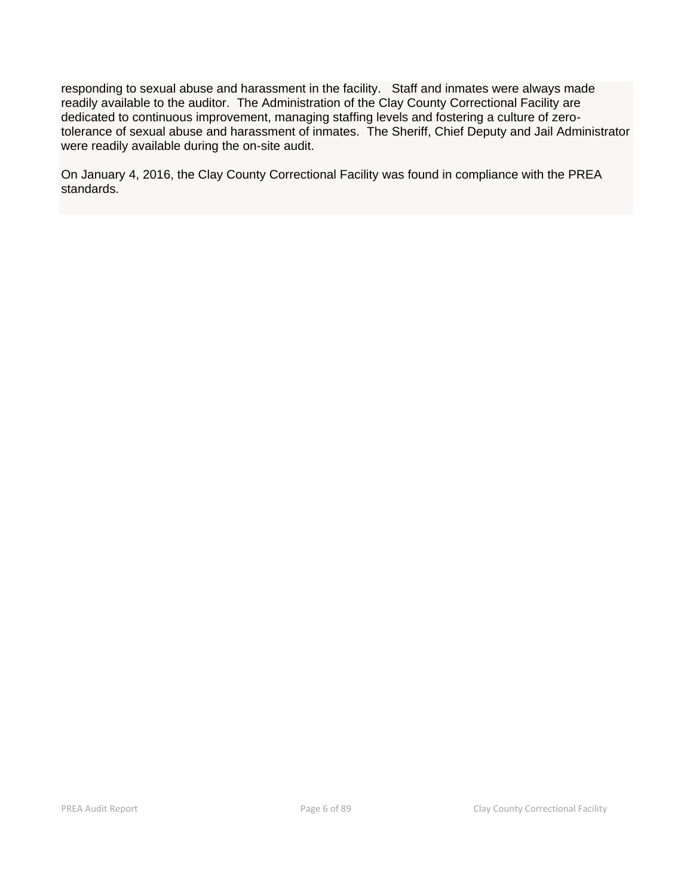responding to sexual abuse and harassment in the facility. Staff and inmates were always made readily available to the auditor. The Administration of the Clay County Correctional Facility are dedicated to continuous improvement, managing staffing levels and fostering a culture of zero-tolerance of sexual abuse and harassment of inmates. The Sheriff, Chief Deputy and Jail Administrator were readily available during the on-site audit.

On January 4, 2016, the Clay County Correctional Facility was found in compliance with the PREA standards.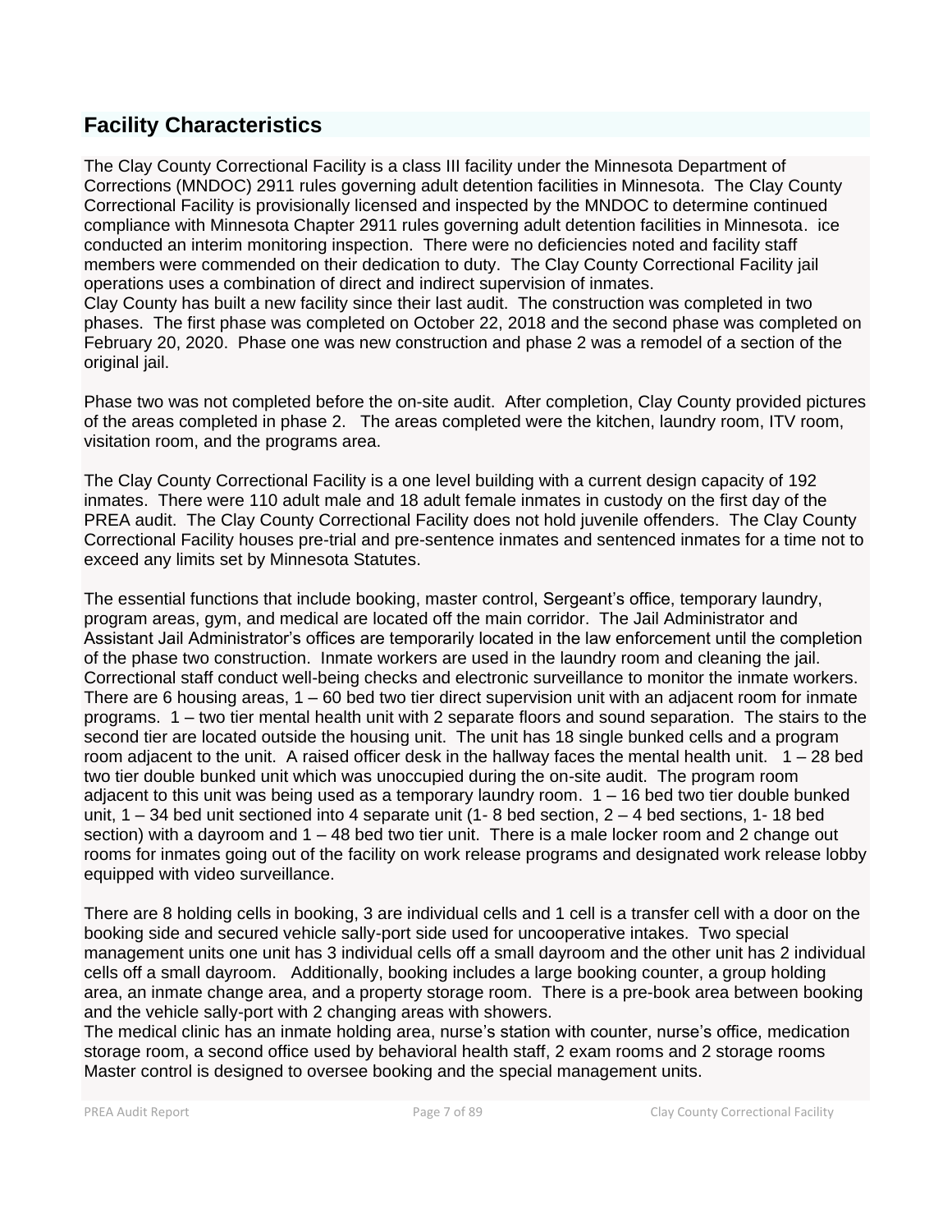## Facility Characteristics

The Clay County Correctional Facility is a class III facility under the Minnesota Department of Corrections (MNDOC) 2911 rules governing adult detention facilities in Minnesota. The Clay County Correctional Facility is provisionally licensed and inspected by the MNDOC to determine continued compliance with Minnesota Chapter 2911 rules governing adult detention facilities in Minnesota. ice conducted an interim monitoring inspection. There were no deficiencies noted and facility staff members were commended on their dedication to duty. The Clay County Correctional Facility jail operations uses a combination of direct and indirect supervision of inmates.
Clay County has built a new facility since their last audit. The construction was completed in two phases. The first phase was completed on October 22, 2018 and the second phase was completed on February 20, 2020. Phase one was new construction and phase 2 was a remodel of a section of the original jail.

Phase two was not completed before the on-site audit. After completion, Clay County provided pictures of the areas completed in phase 2. The areas completed were the kitchen, laundry room, ITV room, visitation room, and the programs area.

The Clay County Correctional Facility is a one level building with a current design capacity of 192 inmates. There were 110 adult male and 18 adult female inmates in custody on the first day of the PREA audit. The Clay County Correctional Facility does not hold juvenile offenders. The Clay County Correctional Facility houses pre-trial and pre-sentence inmates and sentenced inmates for a time not to exceed any limits set by Minnesota Statutes.

The essential functions that include booking, master control, Sergeant's office, temporary laundry, program areas, gym, and medical are located off the main corridor. The Jail Administrator and Assistant Jail Administrator's offices are temporarily located in the law enforcement until the completion of the phase two construction. Inmate workers are used in the laundry room and cleaning the jail. Correctional staff conduct well-being checks and electronic surveillance to monitor the inmate workers. There are 6 housing areas, 1 – 60 bed two tier direct supervision unit with an adjacent room for inmate programs. 1 – two tier mental health unit with 2 separate floors and sound separation. The stairs to the second tier are located outside the housing unit. The unit has 18 single bunked cells and a program room adjacent to the unit. A raised officer desk in the hallway faces the mental health unit. 1 – 28 bed two tier double bunked unit which was unoccupied during the on-site audit. The program room adjacent to this unit was being used as a temporary laundry room. 1 – 16 bed two tier double bunked unit, 1 – 34 bed unit sectioned into 4 separate unit (1- 8 bed section, 2 – 4 bed sections, 1- 18 bed section) with a dayroom and 1 – 48 bed two tier unit. There is a male locker room and 2 change out rooms for inmates going out of the facility on work release programs and designated work release lobby equipped with video surveillance.

There are 8 holding cells in booking, 3 are individual cells and 1 cell is a transfer cell with a door on the booking side and secured vehicle sally-port side used for uncooperative intakes. Two special management units one unit has 3 individual cells off a small dayroom and the other unit has 2 individual cells off a small dayroom. Additionally, booking includes a large booking counter, a group holding area, an inmate change area, and a property storage room. There is a pre-book area between booking and the vehicle sally-port with 2 changing areas with showers.
The medical clinic has an inmate holding area, nurse's station with counter, nurse's office, medication storage room, a second office used by behavioral health staff, 2 exam rooms and 2 storage rooms Master control is designed to oversee booking and the special management units.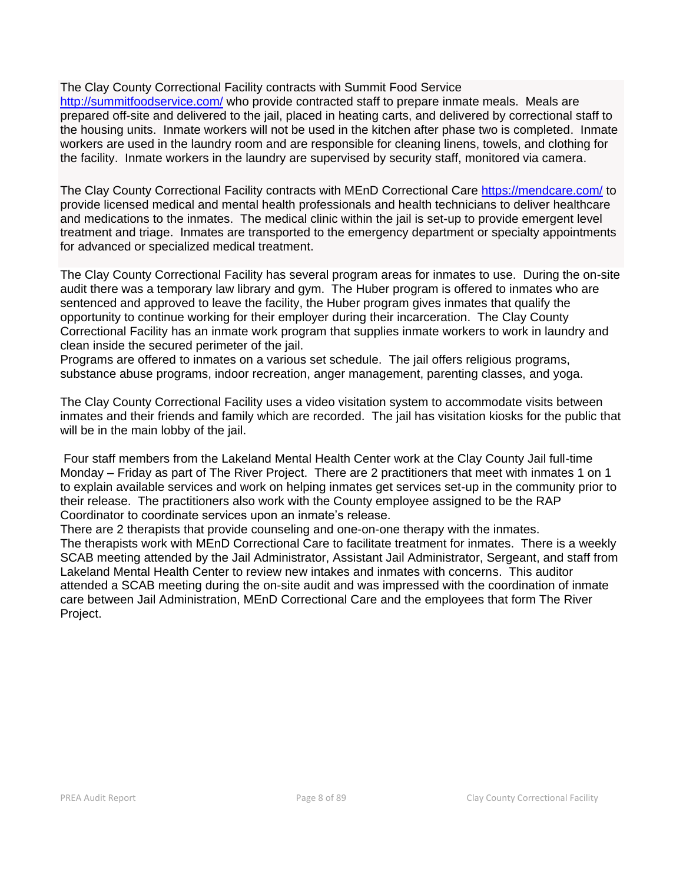The Clay County Correctional Facility contracts with Summit Food Service http://summitfoodservice.com/ who provide contracted staff to prepare inmate meals. Meals are prepared off-site and delivered to the jail, placed in heating carts, and delivered by correctional staff to the housing units. Inmate workers will not be used in the kitchen after phase two is completed. Inmate workers are used in the laundry room and are responsible for cleaning linens, towels, and clothing for the facility. Inmate workers in the laundry are supervised by security staff, monitored via camera.

The Clay County Correctional Facility contracts with MEnD Correctional Care https://mendcare.com/ to provide licensed medical and mental health professionals and health technicians to deliver healthcare and medications to the inmates. The medical clinic within the jail is set-up to provide emergent level treatment and triage. Inmates are transported to the emergency department or specialty appointments for advanced or specialized medical treatment.

The Clay County Correctional Facility has several program areas for inmates to use. During the on-site audit there was a temporary law library and gym. The Huber program is offered to inmates who are sentenced and approved to leave the facility, the Huber program gives inmates that qualify the opportunity to continue working for their employer during their incarceration. The Clay County Correctional Facility has an inmate work program that supplies inmate workers to work in laundry and clean inside the secured perimeter of the jail.
Programs are offered to inmates on a various set schedule. The jail offers religious programs, substance abuse programs, indoor recreation, anger management, parenting classes, and yoga.

The Clay County Correctional Facility uses a video visitation system to accommodate visits between inmates and their friends and family which are recorded. The jail has visitation kiosks for the public that will be in the main lobby of the jail.

Four staff members from the Lakeland Mental Health Center work at the Clay County Jail full-time Monday – Friday as part of The River Project. There are 2 practitioners that meet with inmates 1 on 1 to explain available services and work on helping inmates get services set-up in the community prior to their release. The practitioners also work with the County employee assigned to be the RAP Coordinator to coordinate services upon an inmate's release.
There are 2 therapists that provide counseling and one-on-one therapy with the inmates.
The therapists work with MEnD Correctional Care to facilitate treatment for inmates. There is a weekly SCAB meeting attended by the Jail Administrator, Assistant Jail Administrator, Sergeant, and staff from Lakeland Mental Health Center to review new intakes and inmates with concerns. This auditor attended a SCAB meeting during the on-site audit and was impressed with the coordination of inmate care between Jail Administration, MEnD Correctional Care and the employees that form The River Project.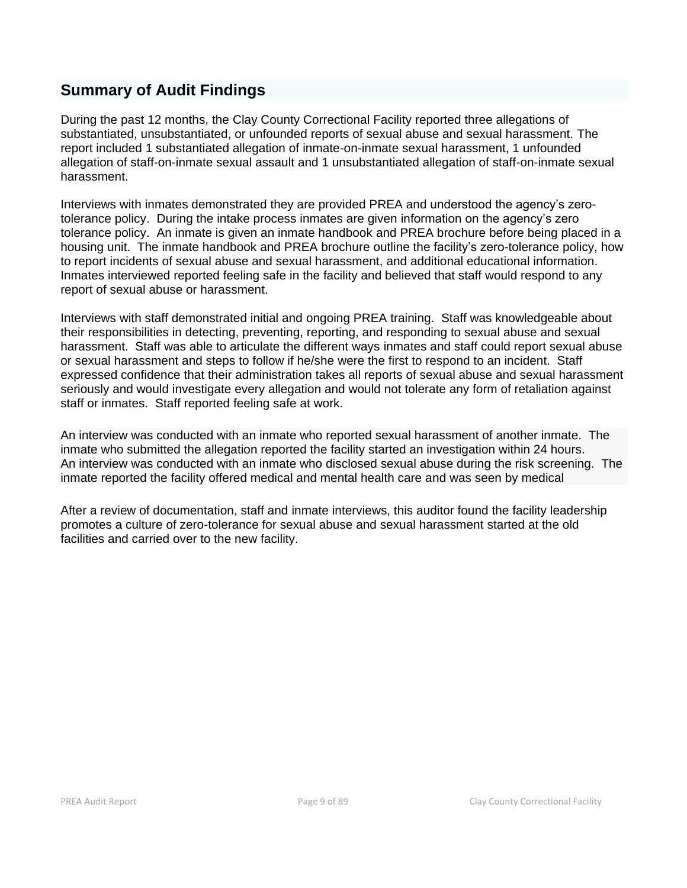## Summary of Audit Findings

During the past 12 months, the Clay County Correctional Facility reported three allegations of substantiated, unsubstantiated, or unfounded reports of sexual abuse and sexual harassment. The report included 1 substantiated allegation of inmate-on-inmate sexual harassment, 1 unfounded allegation of staff-on-inmate sexual assault and 1 unsubstantiated allegation of staff-on-inmate sexual harassment.

Interviews with inmates demonstrated they are provided PREA and understood the agency's zero-tolerance policy. During the intake process inmates are given information on the agency's zero tolerance policy. An inmate is given an inmate handbook and PREA brochure before being placed in a housing unit. The inmate handbook and PREA brochure outline the facility's zero-tolerance policy, how to report incidents of sexual abuse and sexual harassment, and additional educational information. Inmates interviewed reported feeling safe in the facility and believed that staff would respond to any report of sexual abuse or harassment.

Interviews with staff demonstrated initial and ongoing PREA training. Staff was knowledgeable about their responsibilities in detecting, preventing, reporting, and responding to sexual abuse and sexual harassment. Staff was able to articulate the different ways inmates and staff could report sexual abuse or sexual harassment and steps to follow if he/she were the first to respond to an incident. Staff expressed confidence that their administration takes all reports of sexual abuse and sexual harassment seriously and would investigate every allegation and would not tolerate any form of retaliation against staff or inmates. Staff reported feeling safe at work.

An interview was conducted with an inmate who reported sexual harassment of another inmate. The inmate who submitted the allegation reported the facility started an investigation within 24 hours.
An interview was conducted with an inmate who disclosed sexual abuse during the risk screening. The inmate reported the facility offered medical and mental health care and was seen by medical

After a review of documentation, staff and inmate interviews, this auditor found the facility leadership promotes a culture of zero-tolerance for sexual abuse and sexual harassment started at the old facilities and carried over to the new facility.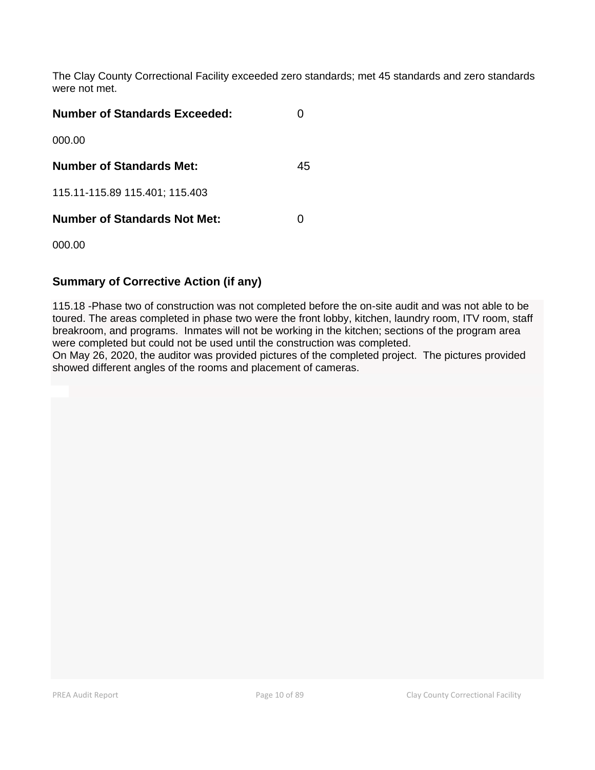The Clay County Correctional Facility exceeded zero standards; met 45 standards and zero standards were not met.

**Number of Standards Exceeded:** 0

000.00

**Number of Standards Met:** 45

115.11-115.89 115.401; 115.403

**Number of Standards Not Met:** 0

000.00

### Summary of Corrective Action (if any)

115.18 -Phase two of construction was not completed before the on-site audit and was not able to be toured. The areas completed in phase two were the front lobby, kitchen, laundry room, ITV room, staff breakroom, and programs. Inmates will not be working in the kitchen; sections of the program area were completed but could not be used until the construction was completed.
On May 26, 2020, the auditor was provided pictures of the completed project. The pictures provided showed different angles of the rooms and placement of cameras.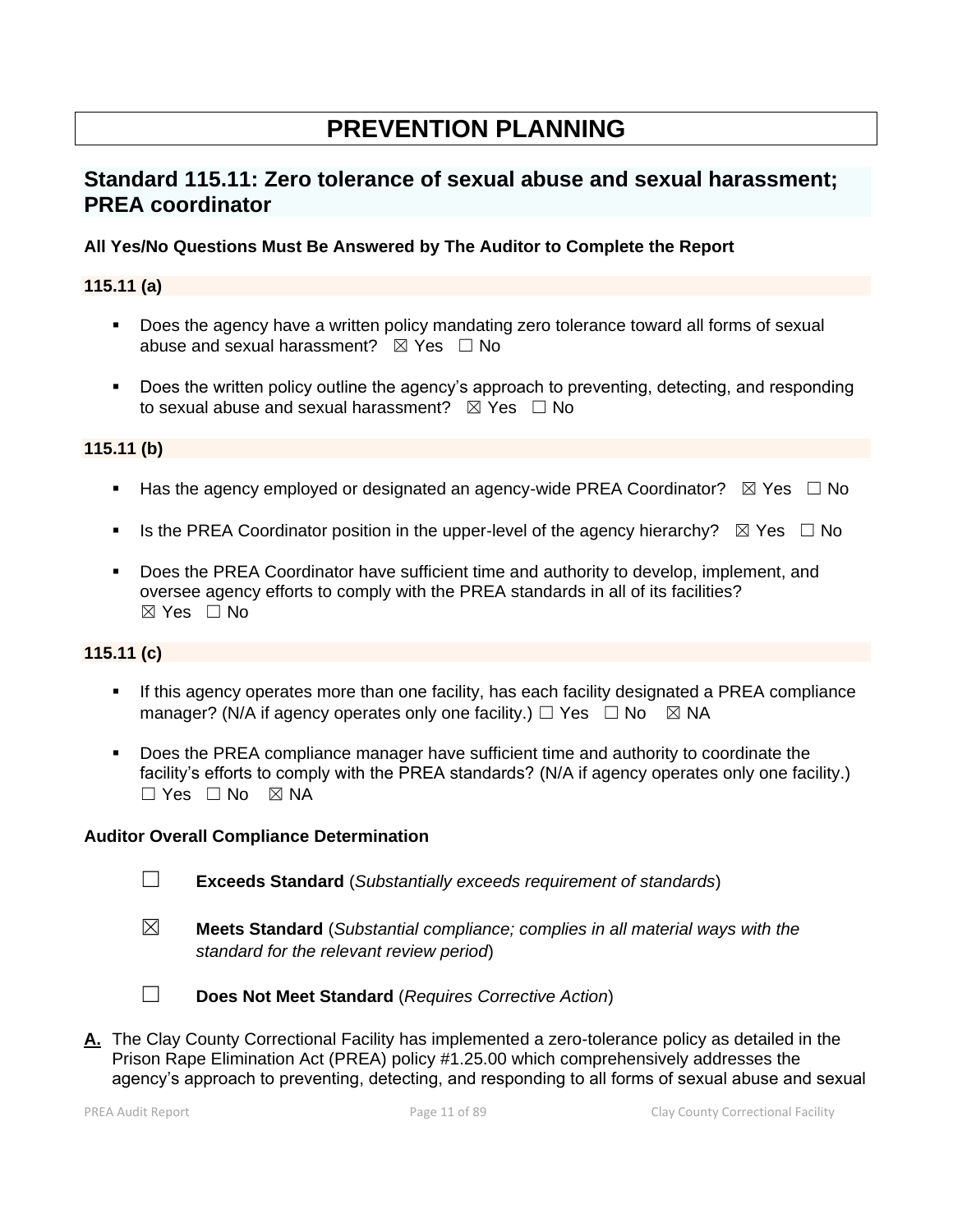# PREVENTION PLANNING

## Standard 115.11: Zero tolerance of sexual abuse and sexual harassment; PREA coordinator

**All Yes/No Questions Must Be Answered by The Auditor to Complete the Report**

**115.11 (a)**

- Does the agency have a written policy mandating zero tolerance toward all forms of sexual abuse and sexual harassment? ☒ Yes ☐ No
- Does the written policy outline the agency's approach to preventing, detecting, and responding to sexual abuse and sexual harassment? ☒ Yes ☐ No

**115.11 (b)**

- Has the agency employed or designated an agency-wide PREA Coordinator? ☒ Yes ☐ No
- Is the PREA Coordinator position in the upper-level of the agency hierarchy? ☒ Yes ☐ No
- Does the PREA Coordinator have sufficient time and authority to develop, implement, and oversee agency efforts to comply with the PREA standards in all of its facilities? ☒ Yes ☐ No

**115.11 (c)**

- If this agency operates more than one facility, has each facility designated a PREA compliance manager? (N/A if agency operates only one facility.) ☐ Yes ☐ No ☒ NA
- Does the PREA compliance manager have sufficient time and authority to coordinate the facility's efforts to comply with the PREA standards? (N/A if agency operates only one facility.) ☐ Yes ☐ No ☒ NA

**Auditor Overall Compliance Determination**

☐ **Exceeds Standard** (*Substantially exceeds requirement of standards*)

☒ **Meets Standard** (*Substantial compliance; complies in all material ways with the standard for the relevant review period*)

☐ **Does Not Meet Standard** (*Requires Corrective Action*)

**A.** The Clay County Correctional Facility has implemented a zero-tolerance policy as detailed in the Prison Rape Elimination Act (PREA) policy #1.25.00 which comprehensively addresses the agency's approach to preventing, detecting, and responding to all forms of sexual abuse and sexual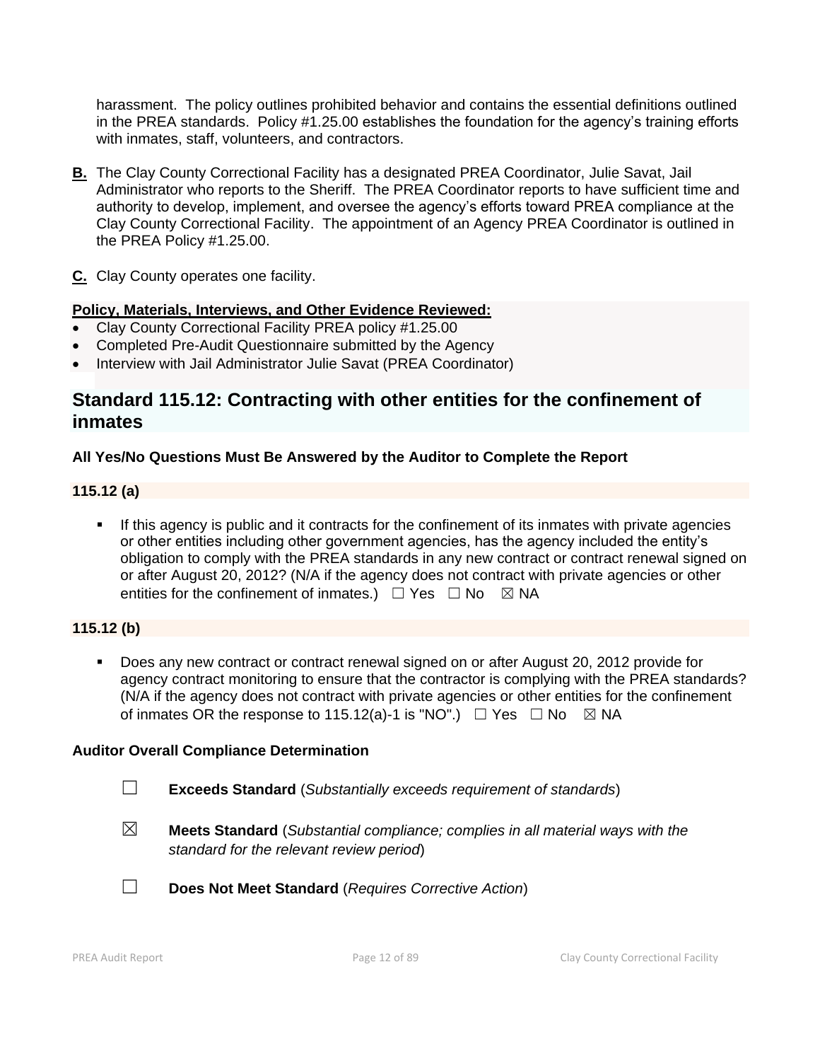harassment. The policy outlines prohibited behavior and contains the essential definitions outlined in the PREA standards. Policy #1.25.00 establishes the foundation for the agency's training efforts with inmates, staff, volunteers, and contractors.

**B.** The Clay County Correctional Facility has a designated PREA Coordinator, Julie Savat, Jail Administrator who reports to the Sheriff. The PREA Coordinator reports to have sufficient time and authority to develop, implement, and oversee the agency's efforts toward PREA compliance at the Clay County Correctional Facility. The appointment of an Agency PREA Coordinator is outlined in the PREA Policy #1.25.00.

**C.** Clay County operates one facility.

**Policy, Materials, Interviews, and Other Evidence Reviewed:**

- Clay County Correctional Facility PREA policy #1.25.00
- Completed Pre-Audit Questionnaire submitted by the Agency
- Interview with Jail Administrator Julie Savat (PREA Coordinator)

## Standard 115.12: Contracting with other entities for the confinement of inmates

**All Yes/No Questions Must Be Answered by the Auditor to Complete the Report**

**115.12 (a)**

- If this agency is public and it contracts for the confinement of its inmates with private agencies or other entities including other government agencies, has the agency included the entity's obligation to comply with the PREA standards in any new contract or contract renewal signed on or after August 20, 2012? (N/A if the agency does not contract with private agencies or other entities for the confinement of inmates.) ☐ Yes ☐ No ☒ NA

**115.12 (b)**

- Does any new contract or contract renewal signed on or after August 20, 2012 provide for agency contract monitoring to ensure that the contractor is complying with the PREA standards? (N/A if the agency does not contract with private agencies or other entities for the confinement of inmates OR the response to 115.12(a)-1 is "NO".) ☐ Yes ☐ No ☒ NA

**Auditor Overall Compliance Determination**

☐ **Exceeds Standard** (*Substantially exceeds requirement of standards*)

☒ **Meets Standard** (*Substantial compliance; complies in all material ways with the standard for the relevant review period*)

☐ **Does Not Meet Standard** (*Requires Corrective Action*)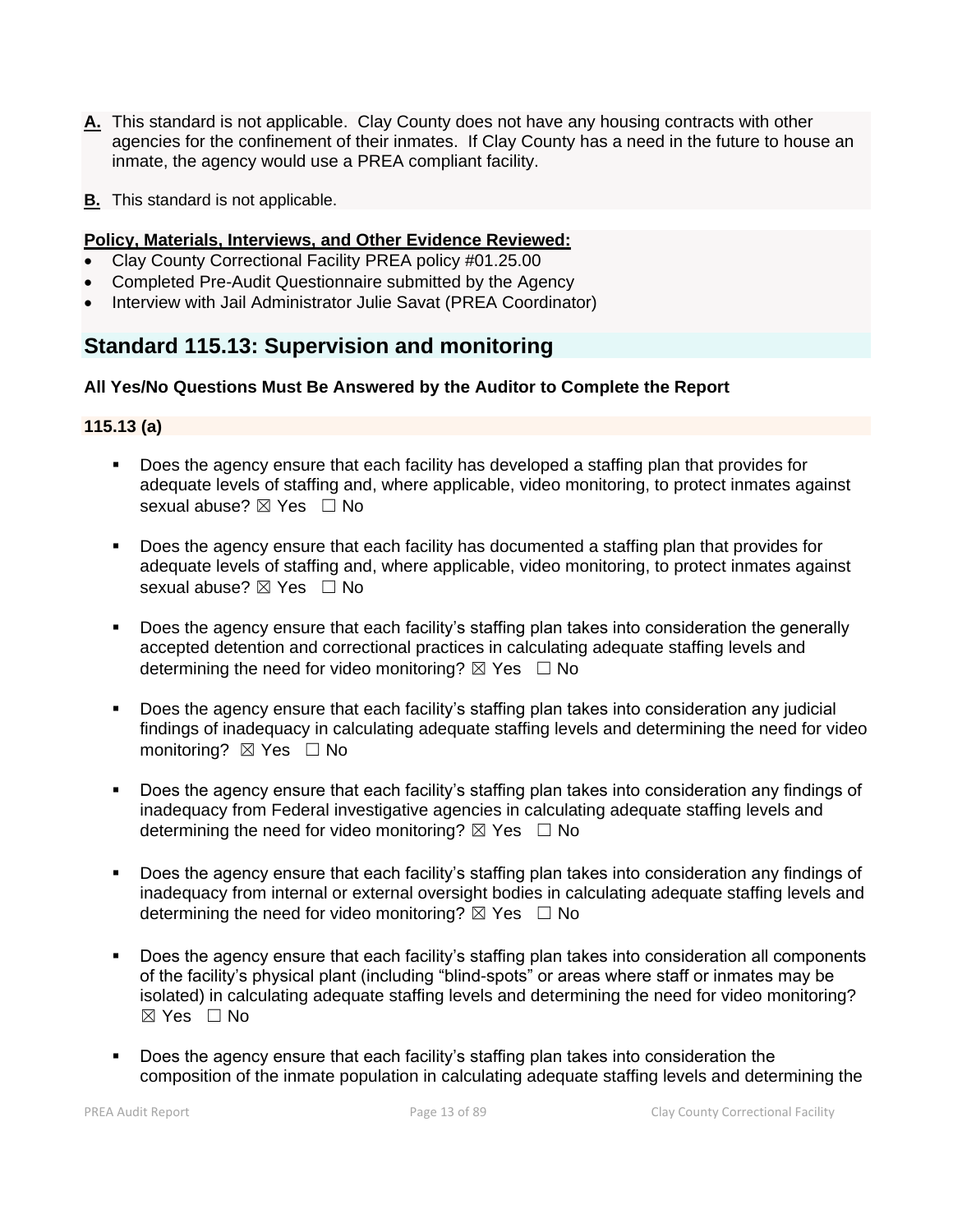**A.** This standard is not applicable. Clay County does not have any housing contracts with other agencies for the confinement of their inmates. If Clay County has a need in the future to house an inmate, the agency would use a PREA compliant facility.

**B.** This standard is not applicable.

**Policy, Materials, Interviews, and Other Evidence Reviewed:**

- Clay County Correctional Facility PREA policy #01.25.00
- Completed Pre-Audit Questionnaire submitted by the Agency
- Interview with Jail Administrator Julie Savat (PREA Coordinator)

## Standard 115.13: Supervision and monitoring

**All Yes/No Questions Must Be Answered by the Auditor to Complete the Report**

### 115.13 (a)

- Does the agency ensure that each facility has developed a staffing plan that provides for adequate levels of staffing and, where applicable, video monitoring, to protect inmates against sexual abuse? ☒ Yes ☐ No

- Does the agency ensure that each facility has documented a staffing plan that provides for adequate levels of staffing and, where applicable, video monitoring, to protect inmates against sexual abuse? ☒ Yes ☐ No

- Does the agency ensure that each facility's staffing plan takes into consideration the generally accepted detention and correctional practices in calculating adequate staffing levels and determining the need for video monitoring? ☒ Yes ☐ No

- Does the agency ensure that each facility's staffing plan takes into consideration any judicial findings of inadequacy in calculating adequate staffing levels and determining the need for video monitoring? ☒ Yes ☐ No

- Does the agency ensure that each facility's staffing plan takes into consideration any findings of inadequacy from Federal investigative agencies in calculating adequate staffing levels and determining the need for video monitoring? ☒ Yes ☐ No

- Does the agency ensure that each facility's staffing plan takes into consideration any findings of inadequacy from internal or external oversight bodies in calculating adequate staffing levels and determining the need for video monitoring? ☒ Yes ☐ No

- Does the agency ensure that each facility's staffing plan takes into consideration all components of the facility's physical plant (including "blind-spots" or areas where staff or inmates may be isolated) in calculating adequate staffing levels and determining the need for video monitoring? ☒ Yes ☐ No

- Does the agency ensure that each facility's staffing plan takes into consideration the composition of the inmate population in calculating adequate staffing levels and determining the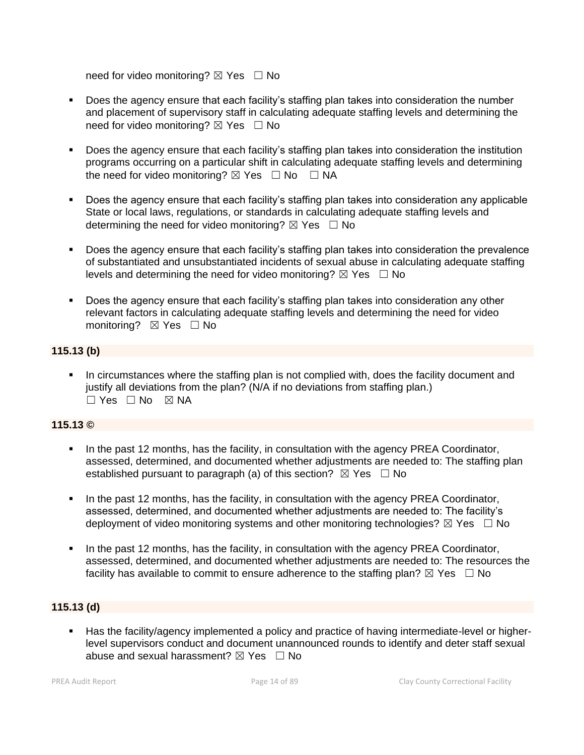need for video monitoring? ☒ Yes ☐ No

- Does the agency ensure that each facility's staffing plan takes into consideration the number and placement of supervisory staff in calculating adequate staffing levels and determining the need for video monitoring? ☒ Yes ☐ No

- Does the agency ensure that each facility's staffing plan takes into consideration the institution programs occurring on a particular shift in calculating adequate staffing levels and determining the need for video monitoring? ☒ Yes ☐ No ☐ NA

- Does the agency ensure that each facility's staffing plan takes into consideration any applicable State or local laws, regulations, or standards in calculating adequate staffing levels and determining the need for video monitoring? ☒ Yes ☐ No

- Does the agency ensure that each facility's staffing plan takes into consideration the prevalence of substantiated and unsubstantiated incidents of sexual abuse in calculating adequate staffing levels and determining the need for video monitoring? ☒ Yes ☐ No

- Does the agency ensure that each facility's staffing plan takes into consideration any other relevant factors in calculating adequate staffing levels and determining the need for video monitoring? ☒ Yes ☐ No

**115.13 (b)**

- In circumstances where the staffing plan is not complied with, does the facility document and justify all deviations from the plan? (N/A if no deviations from staffing plan.) ☐ Yes ☐ No ☒ NA

**115.13 ©**

- In the past 12 months, has the facility, in consultation with the agency PREA Coordinator, assessed, determined, and documented whether adjustments are needed to: The staffing plan established pursuant to paragraph (a) of this section? ☒ Yes ☐ No

- In the past 12 months, has the facility, in consultation with the agency PREA Coordinator, assessed, determined, and documented whether adjustments are needed to: The facility's deployment of video monitoring systems and other monitoring technologies? ☒ Yes ☐ No

- In the past 12 months, has the facility, in consultation with the agency PREA Coordinator, assessed, determined, and documented whether adjustments are needed to: The resources the facility has available to commit to ensure adherence to the staffing plan? ☒ Yes ☐ No

**115.13 (d)**

- Has the facility/agency implemented a policy and practice of having intermediate-level or higher-level supervisors conduct and document unannounced rounds to identify and deter staff sexual abuse and sexual harassment? ☒ Yes ☐ No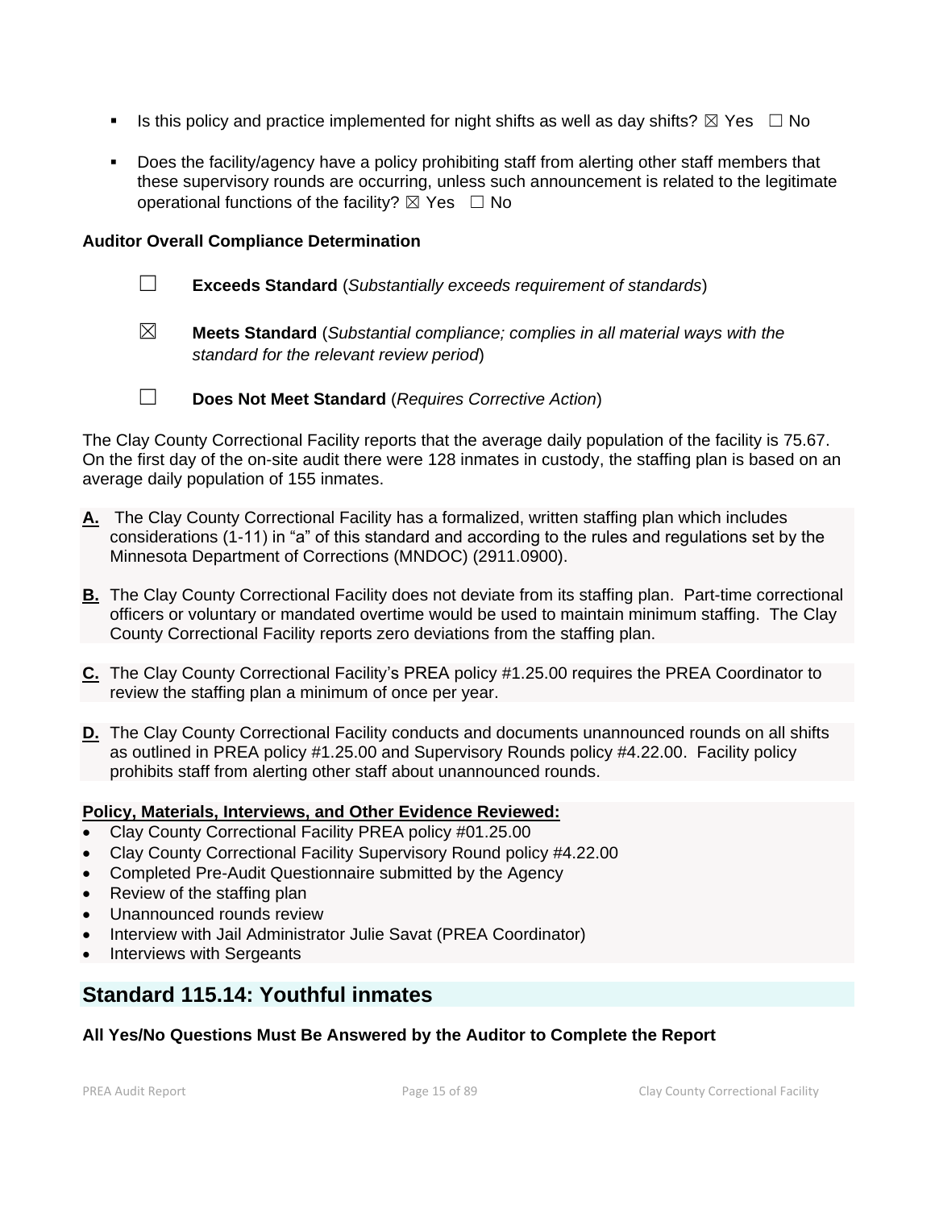- Is this policy and practice implemented for night shifts as well as day shifts? ☒ Yes ☐ No
- Does the facility/agency have a policy prohibiting staff from alerting other staff members that these supervisory rounds are occurring, unless such announcement is related to the legitimate operational functions of the facility? ☒ Yes ☐ No

**Auditor Overall Compliance Determination**

☐ **Exceeds Standard** (*Substantially exceeds requirement of standards*)

☒ **Meets Standard** (*Substantial compliance; complies in all material ways with the standard for the relevant review period*)

☐ **Does Not Meet Standard** (*Requires Corrective Action*)

The Clay County Correctional Facility reports that the average daily population of the facility is 75.67. On the first day of the on-site audit there were 128 inmates in custody, the staffing plan is based on an average daily population of 155 inmates.

**A.** The Clay County Correctional Facility has a formalized, written staffing plan which includes considerations (1-11) in "a" of this standard and according to the rules and regulations set by the Minnesota Department of Corrections (MNDOC) (2911.0900).

**B.** The Clay County Correctional Facility does not deviate from its staffing plan. Part-time correctional officers or voluntary or mandated overtime would be used to maintain minimum staffing. The Clay County Correctional Facility reports zero deviations from the staffing plan.

**C.** The Clay County Correctional Facility's PREA policy #1.25.00 requires the PREA Coordinator to review the staffing plan a minimum of once per year.

**D.** The Clay County Correctional Facility conducts and documents unannounced rounds on all shifts as outlined in PREA policy #1.25.00 and Supervisory Rounds policy #4.22.00. Facility policy prohibits staff from alerting other staff about unannounced rounds.

**Policy, Materials, Interviews, and Other Evidence Reviewed:**

- Clay County Correctional Facility PREA policy #01.25.00
- Clay County Correctional Facility Supervisory Round policy #4.22.00
- Completed Pre-Audit Questionnaire submitted by the Agency
- Review of the staffing plan
- Unannounced rounds review
- Interview with Jail Administrator Julie Savat (PREA Coordinator)
- Interviews with Sergeants

## Standard 115.14: Youthful inmates

**All Yes/No Questions Must Be Answered by the Auditor to Complete the Report**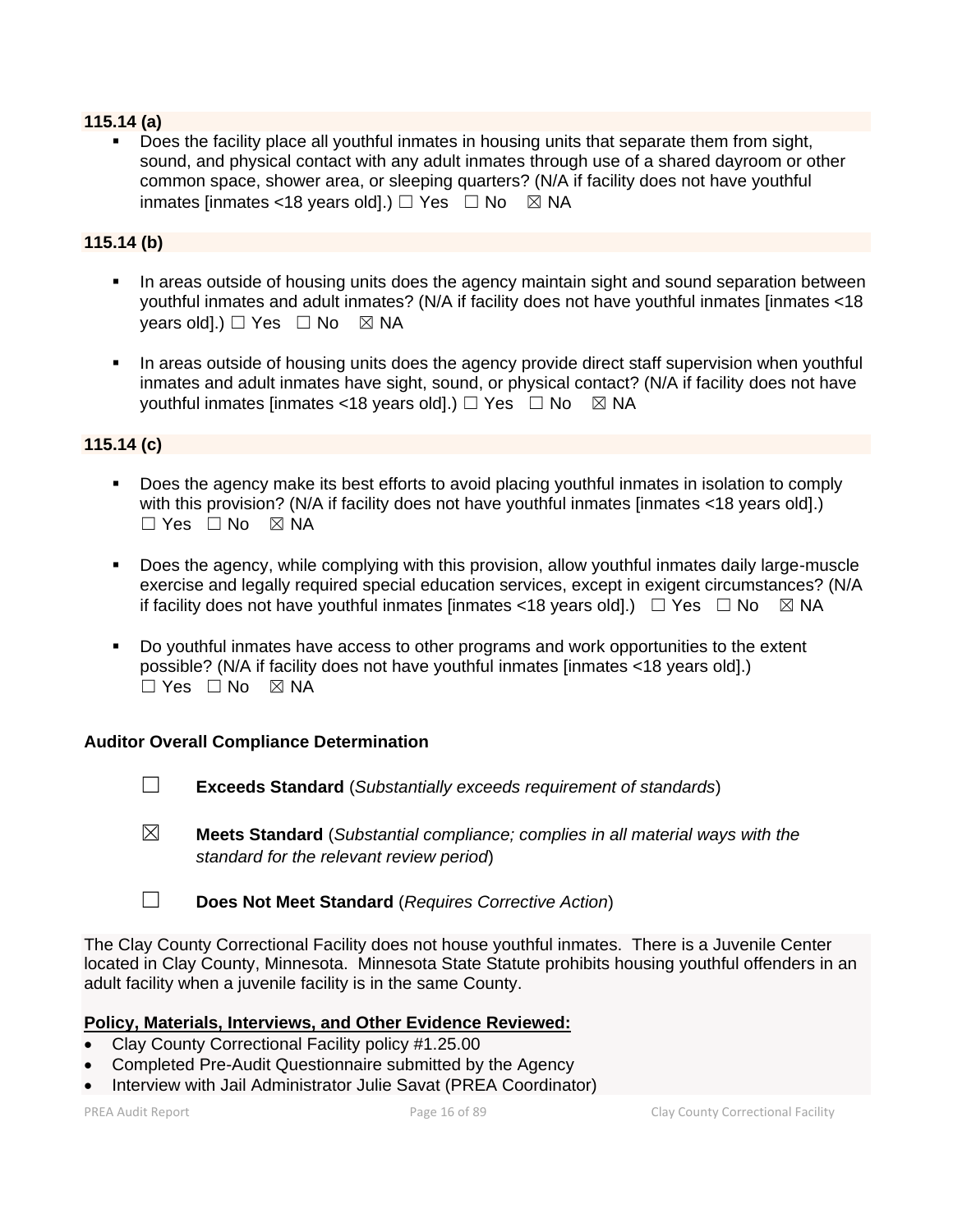**115.14 (a)**

- Does the facility place all youthful inmates in housing units that separate them from sight, sound, and physical contact with any adult inmates through use of a shared dayroom or other common space, shower area, or sleeping quarters? (N/A if facility does not have youthful inmates [inmates <18 years old].) ☐ Yes ☐ No ☒ NA

**115.14 (b)**

- In areas outside of housing units does the agency maintain sight and sound separation between youthful inmates and adult inmates? (N/A if facility does not have youthful inmates [inmates <18 years old].) ☐ Yes ☐ No ☒ NA

- In areas outside of housing units does the agency provide direct staff supervision when youthful inmates and adult inmates have sight, sound, or physical contact? (N/A if facility does not have youthful inmates [inmates <18 years old].) ☐ Yes ☐ No ☒ NA

**115.14 (c)**

- Does the agency make its best efforts to avoid placing youthful inmates in isolation to comply with this provision? (N/A if facility does not have youthful inmates [inmates <18 years old].) ☐ Yes ☐ No ☒ NA

- Does the agency, while complying with this provision, allow youthful inmates daily large-muscle exercise and legally required special education services, except in exigent circumstances? (N/A if facility does not have youthful inmates [inmates <18 years old].) ☐ Yes ☐ No ☒ NA

- Do youthful inmates have access to other programs and work opportunities to the extent possible? (N/A if facility does not have youthful inmates [inmates <18 years old].) ☐ Yes ☐ No ☒ NA

**Auditor Overall Compliance Determination**

☐ **Exceeds Standard** (*Substantially exceeds requirement of standards*)

☒ **Meets Standard** (*Substantial compliance; complies in all material ways with the standard for the relevant review period*)

☐ **Does Not Meet Standard** (*Requires Corrective Action*)

The Clay County Correctional Facility does not house youthful inmates. There is a Juvenile Center located in Clay County, Minnesota. Minnesota State Statute prohibits housing youthful offenders in an adult facility when a juvenile facility is in the same County.

**Policy, Materials, Interviews, and Other Evidence Reviewed:**

- Clay County Correctional Facility policy #1.25.00
- Completed Pre-Audit Questionnaire submitted by the Agency
- Interview with Jail Administrator Julie Savat (PREA Coordinator)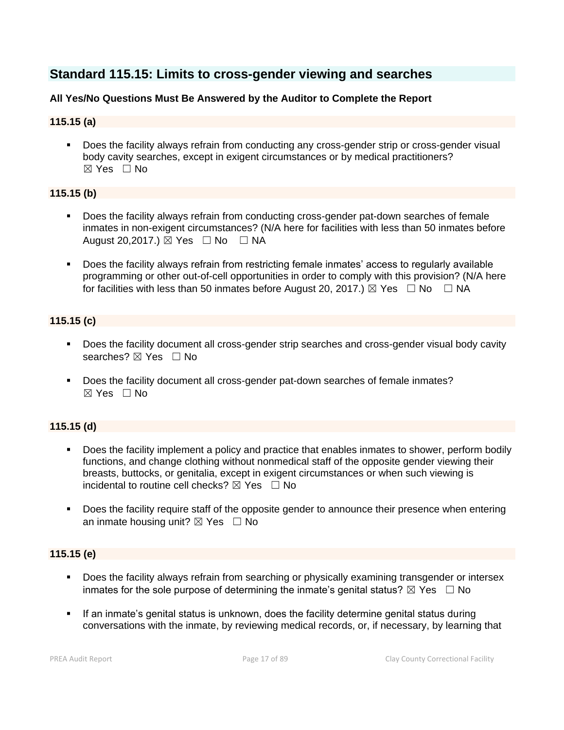## Standard 115.15: Limits to cross-gender viewing and searches

**All Yes/No Questions Must Be Answered by the Auditor to Complete the Report**

**115.15 (a)**

- Does the facility always refrain from conducting any cross-gender strip or cross-gender visual body cavity searches, except in exigent circumstances or by medical practitioners? ☒ Yes ☐ No

**115.15 (b)**

- Does the facility always refrain from conducting cross-gender pat-down searches of female inmates in non-exigent circumstances? (N/A here for facilities with less than 50 inmates before August 20,2017.) ☒ Yes ☐ No ☐ NA
- Does the facility always refrain from restricting female inmates' access to regularly available programming or other out-of-cell opportunities in order to comply with this provision? (N/A here for facilities with less than 50 inmates before August 20, 2017.) ☒ Yes ☐ No ☐ NA

**115.15 (c)**

- Does the facility document all cross-gender strip searches and cross-gender visual body cavity searches? ☒ Yes ☐ No
- Does the facility document all cross-gender pat-down searches of female inmates? ☒ Yes ☐ No

**115.15 (d)**

- Does the facility implement a policy and practice that enables inmates to shower, perform bodily functions, and change clothing without nonmedical staff of the opposite gender viewing their breasts, buttocks, or genitalia, except in exigent circumstances or when such viewing is incidental to routine cell checks? ☒ Yes ☐ No
- Does the facility require staff of the opposite gender to announce their presence when entering an inmate housing unit? ☒ Yes ☐ No

**115.15 (e)**

- Does the facility always refrain from searching or physically examining transgender or intersex inmates for the sole purpose of determining the inmate's genital status? ☒ Yes ☐ No
- If an inmate's genital status is unknown, does the facility determine genital status during conversations with the inmate, by reviewing medical records, or, if necessary, by learning that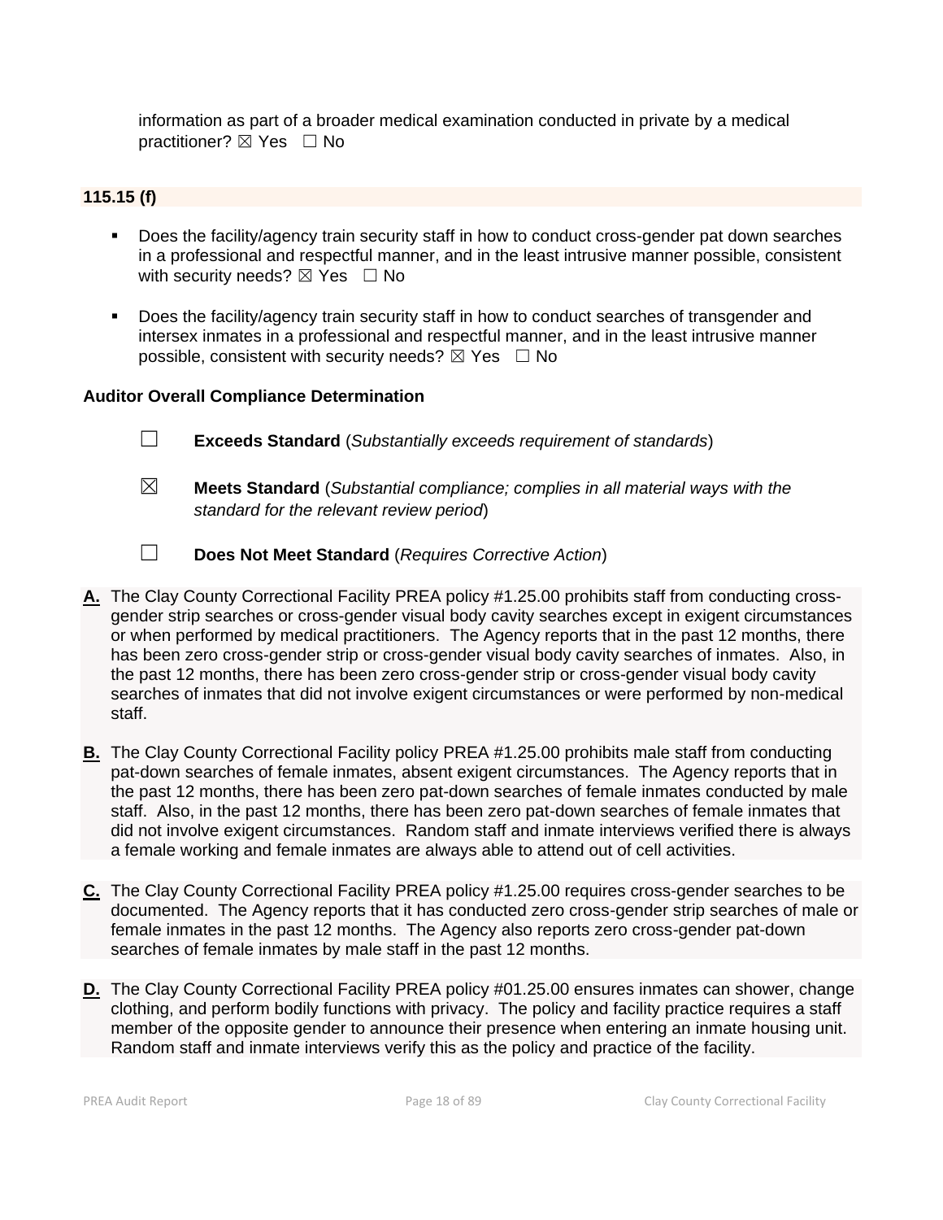information as part of a broader medical examination conducted in private by a medical practitioner? ☒ Yes ☐ No

**115.15 (f)**

- Does the facility/agency train security staff in how to conduct cross-gender pat down searches in a professional and respectful manner, and in the least intrusive manner possible, consistent with security needs? ☒ Yes ☐ No

- Does the facility/agency train security staff in how to conduct searches of transgender and intersex inmates in a professional and respectful manner, and in the least intrusive manner possible, consistent with security needs? ☒ Yes ☐ No

**Auditor Overall Compliance Determination**

☐ **Exceeds Standard** (*Substantially exceeds requirement of standards*)

☒ **Meets Standard** (*Substantial compliance; complies in all material ways with the standard for the relevant review period*)

☐ **Does Not Meet Standard** (*Requires Corrective Action*)

**A.** The Clay County Correctional Facility PREA policy #1.25.00 prohibits staff from conducting cross-gender strip searches or cross-gender visual body cavity searches except in exigent circumstances or when performed by medical practitioners. The Agency reports that in the past 12 months, there has been zero cross-gender strip or cross-gender visual body cavity searches of inmates. Also, in the past 12 months, there has been zero cross-gender strip or cross-gender visual body cavity searches of inmates that did not involve exigent circumstances or were performed by non-medical staff.

**B.** The Clay County Correctional Facility policy PREA #1.25.00 prohibits male staff from conducting pat-down searches of female inmates, absent exigent circumstances. The Agency reports that in the past 12 months, there has been zero pat-down searches of female inmates conducted by male staff. Also, in the past 12 months, there has been zero pat-down searches of female inmates that did not involve exigent circumstances. Random staff and inmate interviews verified there is always a female working and female inmates are always able to attend out of cell activities.

**C.** The Clay County Correctional Facility PREA policy #1.25.00 requires cross-gender searches to be documented. The Agency reports that it has conducted zero cross-gender strip searches of male or female inmates in the past 12 months. The Agency also reports zero cross-gender pat-down searches of female inmates by male staff in the past 12 months.

**D.** The Clay County Correctional Facility PREA policy #01.25.00 ensures inmates can shower, change clothing, and perform bodily functions with privacy. The policy and facility practice requires a staff member of the opposite gender to announce their presence when entering an inmate housing unit. Random staff and inmate interviews verify this as the policy and practice of the facility.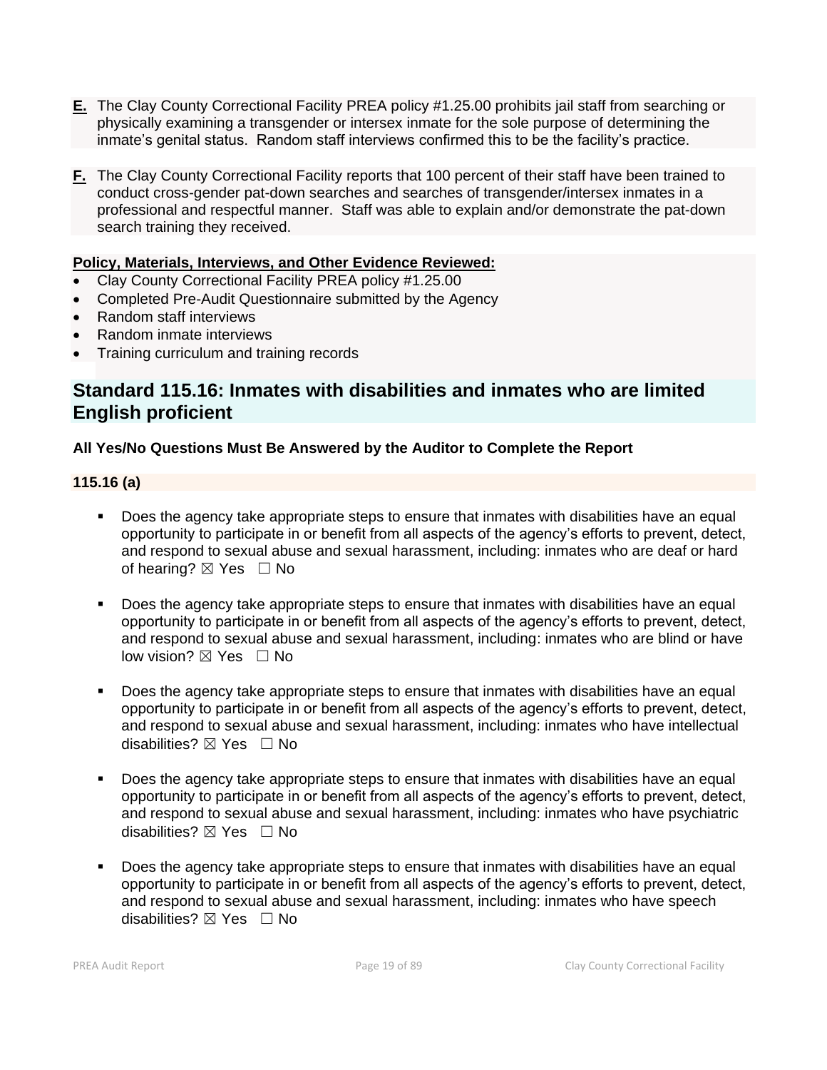**E.** The Clay County Correctional Facility PREA policy #1.25.00 prohibits jail staff from searching or physically examining a transgender or intersex inmate for the sole purpose of determining the inmate's genital status. Random staff interviews confirmed this to be the facility's practice.

**F.** The Clay County Correctional Facility reports that 100 percent of their staff have been trained to conduct cross-gender pat-down searches and searches of transgender/intersex inmates in a professional and respectful manner. Staff was able to explain and/or demonstrate the pat-down search training they received.

**Policy, Materials, Interviews, and Other Evidence Reviewed:**

- Clay County Correctional Facility PREA policy #1.25.00
- Completed Pre-Audit Questionnaire submitted by the Agency
- Random staff interviews
- Random inmate interviews
- Training curriculum and training records

## Standard 115.16: Inmates with disabilities and inmates who are limited English proficient

**All Yes/No Questions Must Be Answered by the Auditor to Complete the Report**

**115.16 (a)**

- Does the agency take appropriate steps to ensure that inmates with disabilities have an equal opportunity to participate in or benefit from all aspects of the agency's efforts to prevent, detect, and respond to sexual abuse and sexual harassment, including: inmates who are deaf or hard of hearing? ☒ Yes ☐ No

- Does the agency take appropriate steps to ensure that inmates with disabilities have an equal opportunity to participate in or benefit from all aspects of the agency's efforts to prevent, detect, and respond to sexual abuse and sexual harassment, including: inmates who are blind or have low vision? ☒ Yes ☐ No

- Does the agency take appropriate steps to ensure that inmates with disabilities have an equal opportunity to participate in or benefit from all aspects of the agency's efforts to prevent, detect, and respond to sexual abuse and sexual harassment, including: inmates who have intellectual disabilities? ☒ Yes ☐ No

- Does the agency take appropriate steps to ensure that inmates with disabilities have an equal opportunity to participate in or benefit from all aspects of the agency's efforts to prevent, detect, and respond to sexual abuse and sexual harassment, including: inmates who have psychiatric disabilities? ☒ Yes ☐ No

- Does the agency take appropriate steps to ensure that inmates with disabilities have an equal opportunity to participate in or benefit from all aspects of the agency's efforts to prevent, detect, and respond to sexual abuse and sexual harassment, including: inmates who have speech disabilities? ☒ Yes ☐ No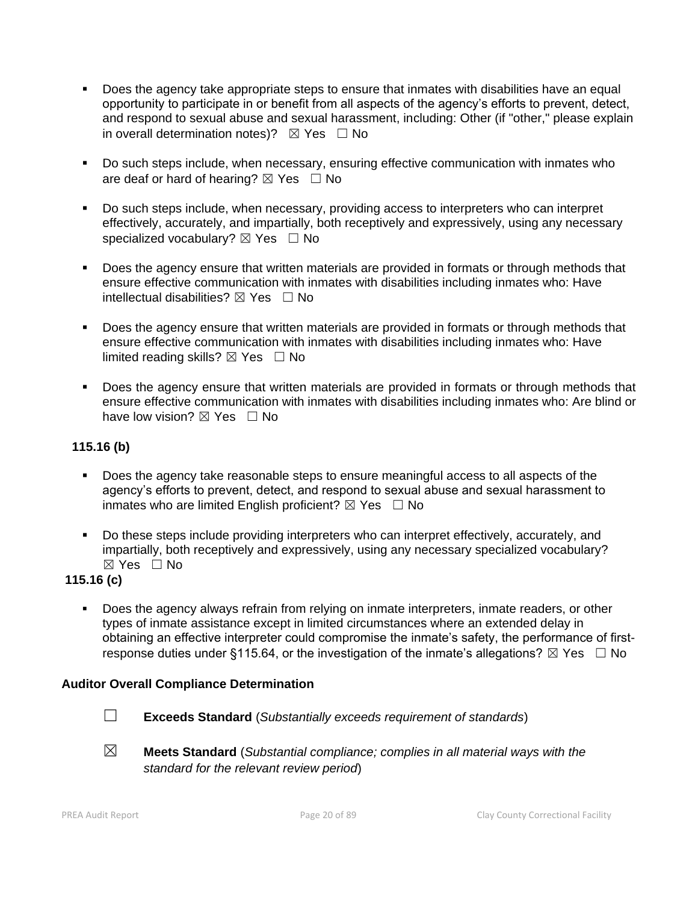- Does the agency take appropriate steps to ensure that inmates with disabilities have an equal opportunity to participate in or benefit from all aspects of the agency's efforts to prevent, detect, and respond to sexual abuse and sexual harassment, including: Other (if "other," please explain in overall determination notes)? ☒ Yes ☐ No

- Do such steps include, when necessary, ensuring effective communication with inmates who are deaf or hard of hearing? ☒ Yes ☐ No

- Do such steps include, when necessary, providing access to interpreters who can interpret effectively, accurately, and impartially, both receptively and expressively, using any necessary specialized vocabulary? ☒ Yes ☐ No

- Does the agency ensure that written materials are provided in formats or through methods that ensure effective communication with inmates with disabilities including inmates who: Have intellectual disabilities? ☒ Yes ☐ No

- Does the agency ensure that written materials are provided in formats or through methods that ensure effective communication with inmates with disabilities including inmates who: Have limited reading skills? ☒ Yes ☐ No

- Does the agency ensure that written materials are provided in formats or through methods that ensure effective communication with inmates with disabilities including inmates who: Are blind or have low vision? ☒ Yes ☐ No

**115.16 (b)**

- Does the agency take reasonable steps to ensure meaningful access to all aspects of the agency's efforts to prevent, detect, and respond to sexual abuse and sexual harassment to inmates who are limited English proficient? ☒ Yes ☐ No

- Do these steps include providing interpreters who can interpret effectively, accurately, and impartially, both receptively and expressively, using any necessary specialized vocabulary? ☒ Yes ☐ No

**115.16 (c)**

- Does the agency always refrain from relying on inmate interpreters, inmate readers, or other types of inmate assistance except in limited circumstances where an extended delay in obtaining an effective interpreter could compromise the inmate's safety, the performance of first-response duties under §115.64, or the investigation of the inmate's allegations? ☒ Yes ☐ No

**Auditor Overall Compliance Determination**

☐ **Exceeds Standard** (*Substantially exceeds requirement of standards*)

☒ **Meets Standard** (*Substantial compliance; complies in all material ways with the standard for the relevant review period*)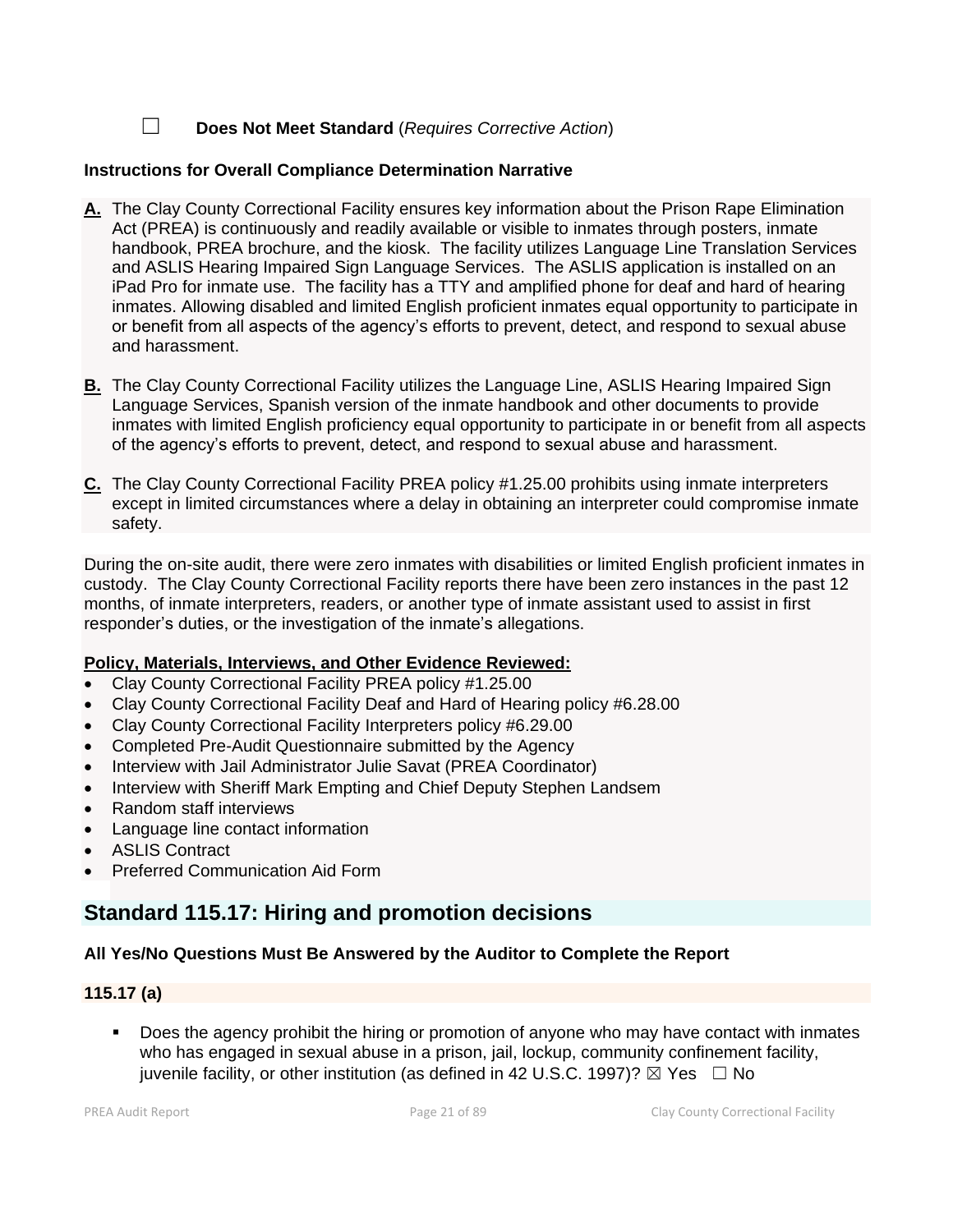☐ **Does Not Meet Standard** (*Requires Corrective Action*)

**Instructions for Overall Compliance Determination Narrative**

**A.** The Clay County Correctional Facility ensures key information about the Prison Rape Elimination Act (PREA) is continuously and readily available or visible to inmates through posters, inmate handbook, PREA brochure, and the kiosk. The facility utilizes Language Line Translation Services and ASLIS Hearing Impaired Sign Language Services. The ASLIS application is installed on an iPad Pro for inmate use. The facility has a TTY and amplified phone for deaf and hard of hearing inmates. Allowing disabled and limited English proficient inmates equal opportunity to participate in or benefit from all aspects of the agency's efforts to prevent, detect, and respond to sexual abuse and harassment.

**B.** The Clay County Correctional Facility utilizes the Language Line, ASLIS Hearing Impaired Sign Language Services, Spanish version of the inmate handbook and other documents to provide inmates with limited English proficiency equal opportunity to participate in or benefit from all aspects of the agency's efforts to prevent, detect, and respond to sexual abuse and harassment.

**C.** The Clay County Correctional Facility PREA policy #1.25.00 prohibits using inmate interpreters except in limited circumstances where a delay in obtaining an interpreter could compromise inmate safety.

During the on-site audit, there were zero inmates with disabilities or limited English proficient inmates in custody. The Clay County Correctional Facility reports there have been zero instances in the past 12 months, of inmate interpreters, readers, or another type of inmate assistant used to assist in first responder's duties, or the investigation of the inmate's allegations.

**Policy, Materials, Interviews, and Other Evidence Reviewed:**

- Clay County Correctional Facility PREA policy #1.25.00
- Clay County Correctional Facility Deaf and Hard of Hearing policy #6.28.00
- Clay County Correctional Facility Interpreters policy #6.29.00
- Completed Pre-Audit Questionnaire submitted by the Agency
- Interview with Jail Administrator Julie Savat (PREA Coordinator)
- Interview with Sheriff Mark Empting and Chief Deputy Stephen Landsem
- Random staff interviews
- Language line contact information
- ASLIS Contract
- Preferred Communication Aid Form

## Standard 115.17: Hiring and promotion decisions

**All Yes/No Questions Must Be Answered by the Auditor to Complete the Report**

**115.17 (a)**

- Does the agency prohibit the hiring or promotion of anyone who may have contact with inmates who has engaged in sexual abuse in a prison, jail, lockup, community confinement facility, juvenile facility, or other institution (as defined in 42 U.S.C. 1997)? ☒ Yes ☐ No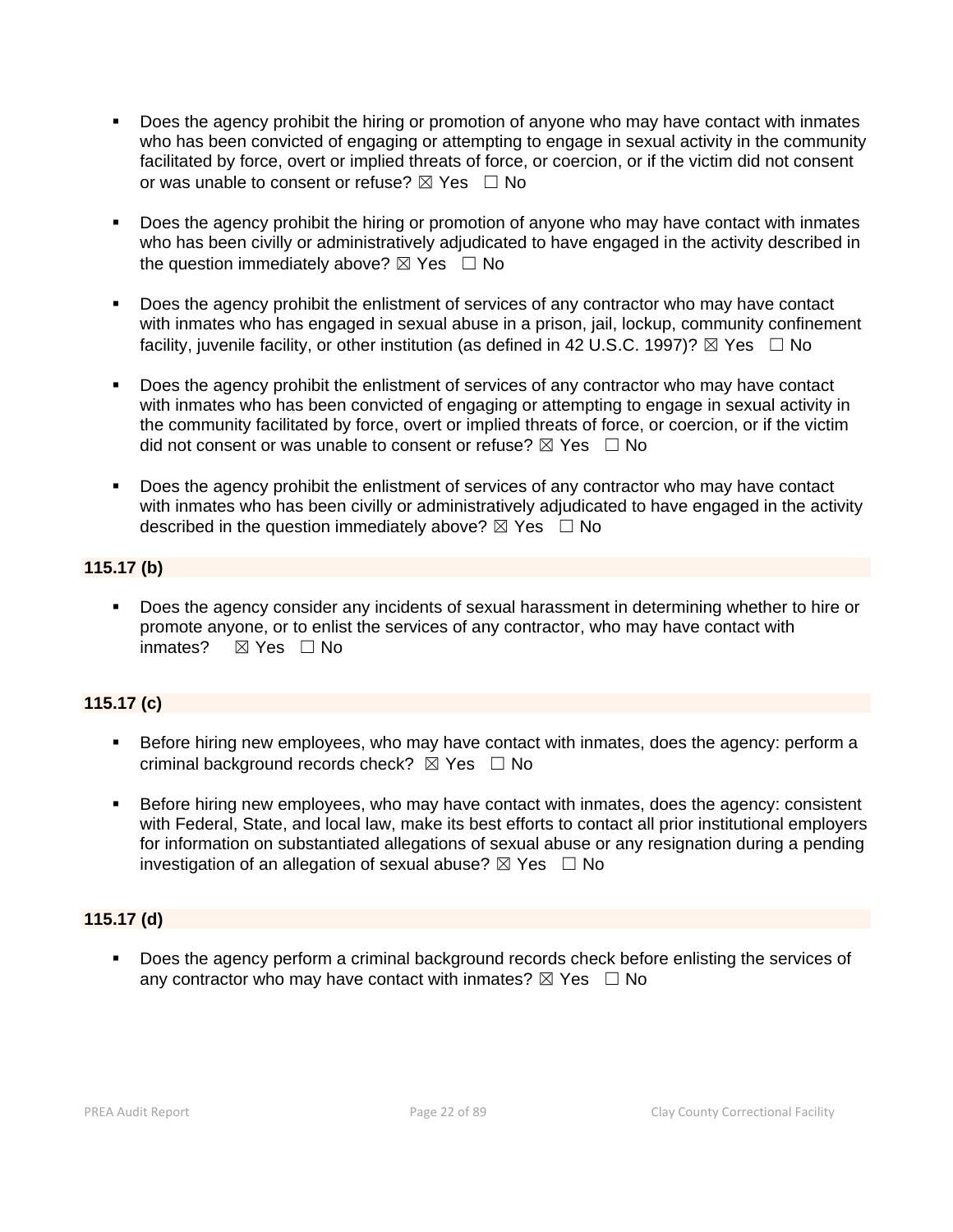- Does the agency prohibit the hiring or promotion of anyone who may have contact with inmates who has been convicted of engaging or attempting to engage in sexual activity in the community facilitated by force, overt or implied threats of force, or coercion, or if the victim did not consent or was unable to consent or refuse? ☒ Yes ☐ No

- Does the agency prohibit the hiring or promotion of anyone who may have contact with inmates who has been civilly or administratively adjudicated to have engaged in the activity described in the question immediately above? ☒ Yes ☐ No

- Does the agency prohibit the enlistment of services of any contractor who may have contact with inmates who has engaged in sexual abuse in a prison, jail, lockup, community confinement facility, juvenile facility, or other institution (as defined in 42 U.S.C. 1997)? ☒ Yes ☐ No

- Does the agency prohibit the enlistment of services of any contractor who may have contact with inmates who has been convicted of engaging or attempting to engage in sexual activity in the community facilitated by force, overt or implied threats of force, or coercion, or if the victim did not consent or was unable to consent or refuse? ☒ Yes ☐ No

- Does the agency prohibit the enlistment of services of any contractor who may have contact with inmates who has been civilly or administratively adjudicated to have engaged in the activity described in the question immediately above? ☒ Yes ☐ No

**115.17 (b)**

- Does the agency consider any incidents of sexual harassment in determining whether to hire or promote anyone, or to enlist the services of any contractor, who may have contact with inmates? ☒ Yes ☐ No

**115.17 (c)**

- Before hiring new employees, who may have contact with inmates, does the agency: perform a criminal background records check? ☒ Yes ☐ No

- Before hiring new employees, who may have contact with inmates, does the agency: consistent with Federal, State, and local law, make its best efforts to contact all prior institutional employers for information on substantiated allegations of sexual abuse or any resignation during a pending investigation of an allegation of sexual abuse? ☒ Yes ☐ No

**115.17 (d)**

- Does the agency perform a criminal background records check before enlisting the services of any contractor who may have contact with inmates? ☒ Yes ☐ No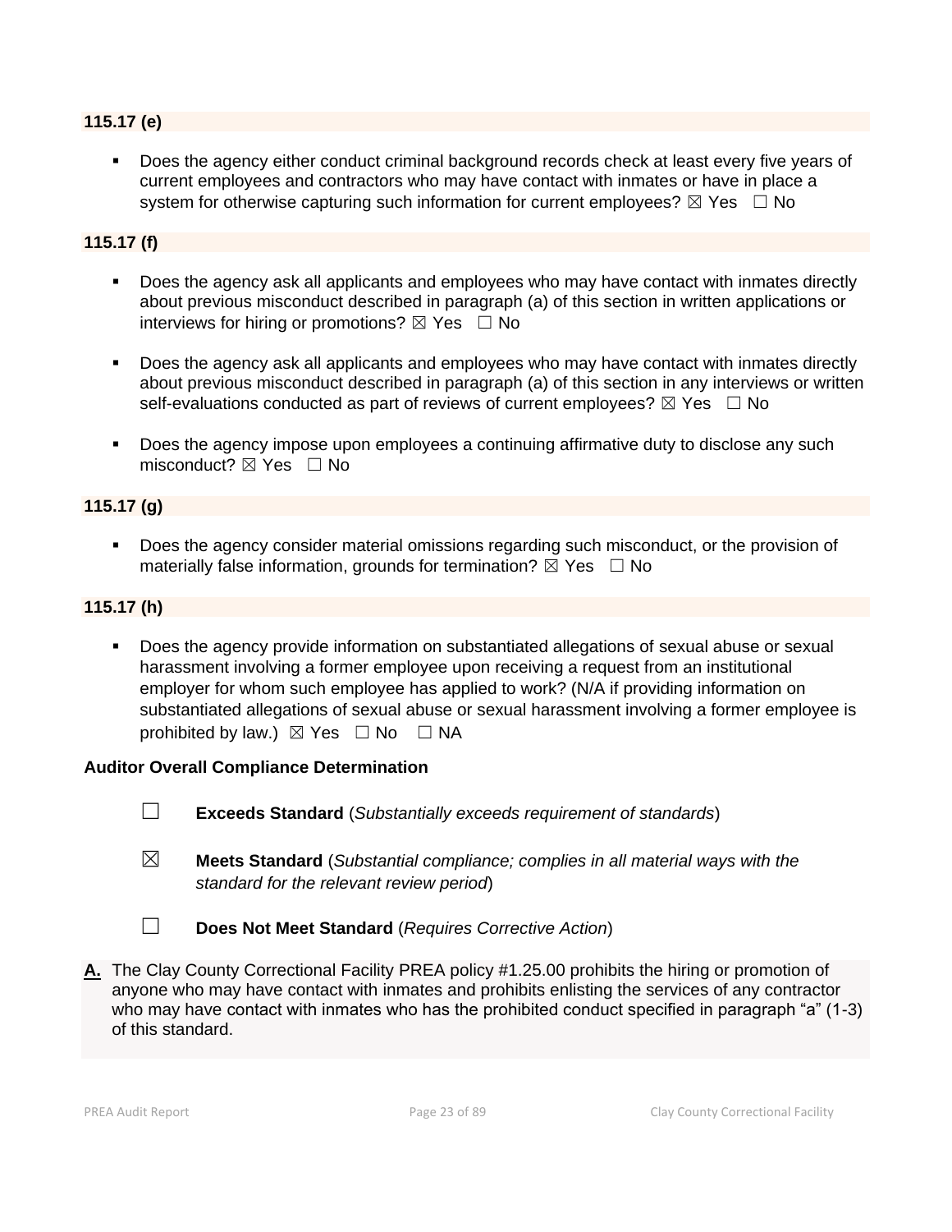**115.17 (e)**

- Does the agency either conduct criminal background records check at least every five years of current employees and contractors who may have contact with inmates or have in place a system for otherwise capturing such information for current employees? ☒ Yes ☐ No

**115.17 (f)**

- Does the agency ask all applicants and employees who may have contact with inmates directly about previous misconduct described in paragraph (a) of this section in written applications or interviews for hiring or promotions? ☒ Yes ☐ No
- Does the agency ask all applicants and employees who may have contact with inmates directly about previous misconduct described in paragraph (a) of this section in any interviews or written self-evaluations conducted as part of reviews of current employees? ☒ Yes ☐ No
- Does the agency impose upon employees a continuing affirmative duty to disclose any such misconduct? ☒ Yes ☐ No

**115.17 (g)**

- Does the agency consider material omissions regarding such misconduct, or the provision of materially false information, grounds for termination? ☒ Yes ☐ No

**115.17 (h)**

- Does the agency provide information on substantiated allegations of sexual abuse or sexual harassment involving a former employee upon receiving a request from an institutional employer for whom such employee has applied to work? (N/A if providing information on substantiated allegations of sexual abuse or sexual harassment involving a former employee is prohibited by law.) ☒ Yes ☐ No ☐ NA

**Auditor Overall Compliance Determination**

☐ **Exceeds Standard** (*Substantially exceeds requirement of standards*)

☒ **Meets Standard** (*Substantial compliance; complies in all material ways with the standard for the relevant review period*)

☐ **Does Not Meet Standard** (*Requires Corrective Action*)

**A.** The Clay County Correctional Facility PREA policy #1.25.00 prohibits the hiring or promotion of anyone who may have contact with inmates and prohibits enlisting the services of any contractor who may have contact with inmates who has the prohibited conduct specified in paragraph "a" (1-3) of this standard.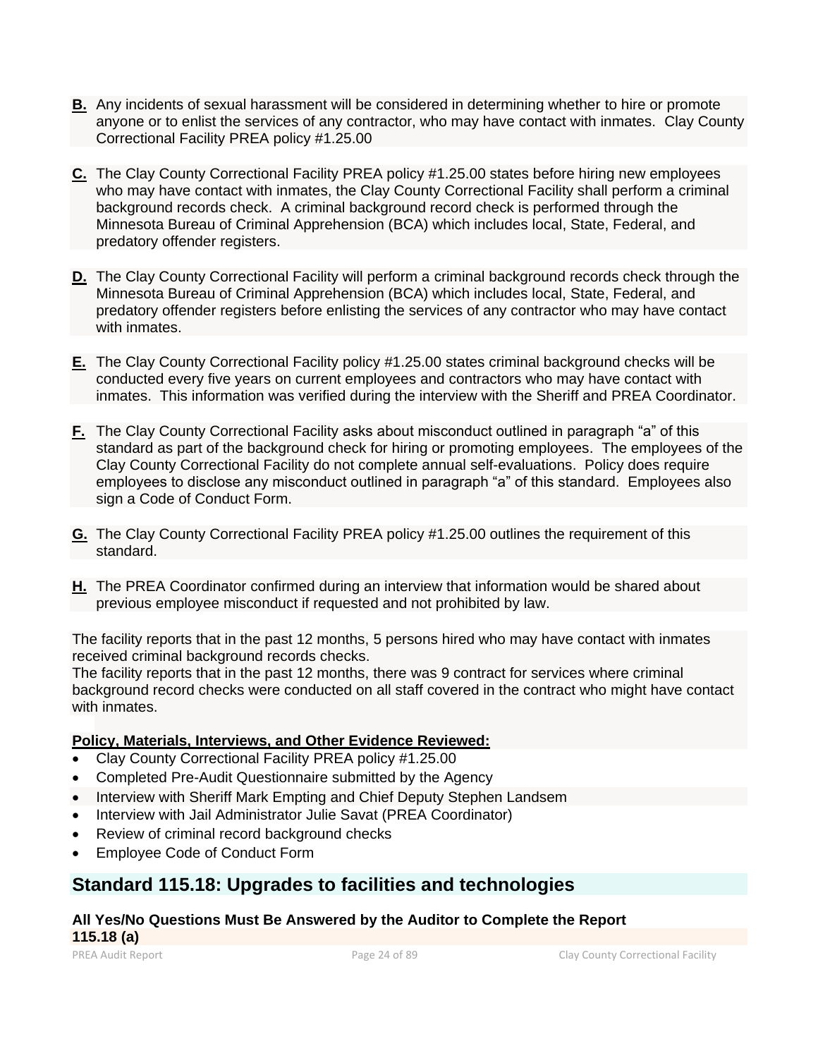**B.** Any incidents of sexual harassment will be considered in determining whether to hire or promote anyone or to enlist the services of any contractor, who may have contact with inmates. Clay County Correctional Facility PREA policy #1.25.00

**C.** The Clay County Correctional Facility PREA policy #1.25.00 states before hiring new employees who may have contact with inmates, the Clay County Correctional Facility shall perform a criminal background records check. A criminal background record check is performed through the Minnesota Bureau of Criminal Apprehension (BCA) which includes local, State, Federal, and predatory offender registers.

**D.** The Clay County Correctional Facility will perform a criminal background records check through the Minnesota Bureau of Criminal Apprehension (BCA) which includes local, State, Federal, and predatory offender registers before enlisting the services of any contractor who may have contact with inmates.

**E.** The Clay County Correctional Facility policy #1.25.00 states criminal background checks will be conducted every five years on current employees and contractors who may have contact with inmates. This information was verified during the interview with the Sheriff and PREA Coordinator.

**F.** The Clay County Correctional Facility asks about misconduct outlined in paragraph "a" of this standard as part of the background check for hiring or promoting employees. The employees of the Clay County Correctional Facility do not complete annual self-evaluations. Policy does require employees to disclose any misconduct outlined in paragraph "a" of this standard. Employees also sign a Code of Conduct Form.

**G.** The Clay County Correctional Facility PREA policy #1.25.00 outlines the requirement of this standard.

**H.** The PREA Coordinator confirmed during an interview that information would be shared about previous employee misconduct if requested and not prohibited by law.

The facility reports that in the past 12 months, 5 persons hired who may have contact with inmates received criminal background records checks.
The facility reports that in the past 12 months, there was 9 contract for services where criminal background record checks were conducted on all staff covered in the contract who might have contact with inmates.

**Policy, Materials, Interviews, and Other Evidence Reviewed:**

- Clay County Correctional Facility PREA policy #1.25.00
- Completed Pre-Audit Questionnaire submitted by the Agency
- Interview with Sheriff Mark Empting and Chief Deputy Stephen Landsem
- Interview with Jail Administrator Julie Savat (PREA Coordinator)
- Review of criminal record background checks
- Employee Code of Conduct Form

## Standard 115.18: Upgrades to facilities and technologies

**All Yes/No Questions Must Be Answered by the Auditor to Complete the Report**

**115.18 (a)**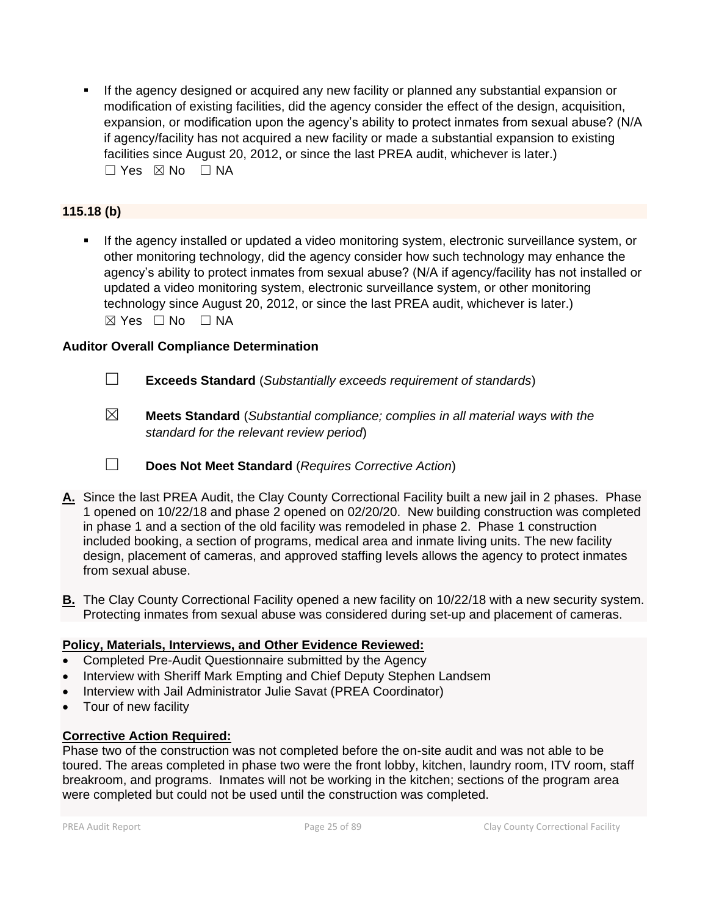- If the agency designed or acquired any new facility or planned any substantial expansion or modification of existing facilities, did the agency consider the effect of the design, acquisition, expansion, or modification upon the agency's ability to protect inmates from sexual abuse? (N/A if agency/facility has not acquired a new facility or made a substantial expansion to existing facilities since August 20, 2012, or since the last PREA audit, whichever is later.)
  ☐ Yes ☒ No ☐ NA

**115.18 (b)**

- If the agency installed or updated a video monitoring system, electronic surveillance system, or other monitoring technology, did the agency consider how such technology may enhance the agency's ability to protect inmates from sexual abuse? (N/A if agency/facility has not installed or updated a video monitoring system, electronic surveillance system, or other monitoring technology since August 20, 2012, or since the last PREA audit, whichever is later.)
  ☒ Yes ☐ No ☐ NA

**Auditor Overall Compliance Determination**

☐ **Exceeds Standard** (*Substantially exceeds requirement of standards*)

☒ **Meets Standard** (*Substantial compliance; complies in all material ways with the standard for the relevant review period*)

☐ **Does Not Meet Standard** (*Requires Corrective Action*)

**A.** Since the last PREA Audit, the Clay County Correctional Facility built a new jail in 2 phases. Phase 1 opened on 10/22/18 and phase 2 opened on 02/20/20. New building construction was completed in phase 1 and a section of the old facility was remodeled in phase 2. Phase 1 construction included booking, a section of programs, medical area and inmate living units. The new facility design, placement of cameras, and approved staffing levels allows the agency to protect inmates from sexual abuse.

**B.** The Clay County Correctional Facility opened a new facility on 10/22/18 with a new security system. Protecting inmates from sexual abuse was considered during set-up and placement of cameras.

**Policy, Materials, Interviews, and Other Evidence Reviewed:**

- Completed Pre-Audit Questionnaire submitted by the Agency
- Interview with Sheriff Mark Empting and Chief Deputy Stephen Landsem
- Interview with Jail Administrator Julie Savat (PREA Coordinator)
- Tour of new facility

**Corrective Action Required:**

Phase two of the construction was not completed before the on-site audit and was not able to be toured. The areas completed in phase two were the front lobby, kitchen, laundry room, ITV room, staff breakroom, and programs. Inmates will not be working in the kitchen; sections of the program area were completed but could not be used until the construction was completed.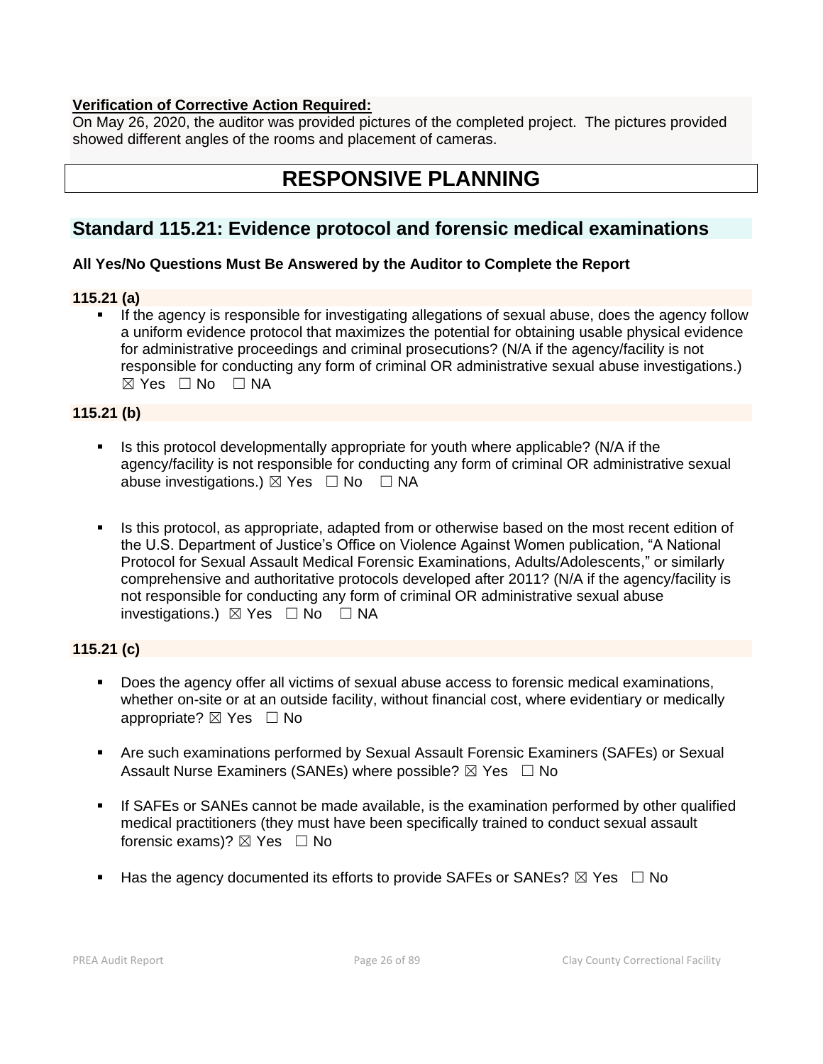**Verification of Corrective Action Required:**
On May 26, 2020, the auditor was provided pictures of the completed project. The pictures provided showed different angles of the rooms and placement of cameras.

# RESPONSIVE PLANNING

## Standard 115.21: Evidence protocol and forensic medical examinations

**All Yes/No Questions Must Be Answered by the Auditor to Complete the Report**

**115.21 (a)**

- If the agency is responsible for investigating allegations of sexual abuse, does the agency follow a uniform evidence protocol that maximizes the potential for obtaining usable physical evidence for administrative proceedings and criminal prosecutions? (N/A if the agency/facility is not responsible for conducting any form of criminal OR administrative sexual abuse investigations.) ☒ Yes ☐ No ☐ NA

**115.21 (b)**

- Is this protocol developmentally appropriate for youth where applicable? (N/A if the agency/facility is not responsible for conducting any form of criminal OR administrative sexual abuse investigations.) ☒ Yes ☐ No ☐ NA

- Is this protocol, as appropriate, adapted from or otherwise based on the most recent edition of the U.S. Department of Justice's Office on Violence Against Women publication, "A National Protocol for Sexual Assault Medical Forensic Examinations, Adults/Adolescents," or similarly comprehensive and authoritative protocols developed after 2011? (N/A if the agency/facility is not responsible for conducting any form of criminal OR administrative sexual abuse investigations.) ☒ Yes ☐ No ☐ NA

**115.21 (c)**

- Does the agency offer all victims of sexual abuse access to forensic medical examinations, whether on-site or at an outside facility, without financial cost, where evidentiary or medically appropriate? ☒ Yes ☐ No

- Are such examinations performed by Sexual Assault Forensic Examiners (SAFEs) or Sexual Assault Nurse Examiners (SANEs) where possible? ☒ Yes ☐ No

- If SAFEs or SANEs cannot be made available, is the examination performed by other qualified medical practitioners (they must have been specifically trained to conduct sexual assault forensic exams)? ☒ Yes ☐ No

- Has the agency documented its efforts to provide SAFEs or SANEs? ☒ Yes ☐ No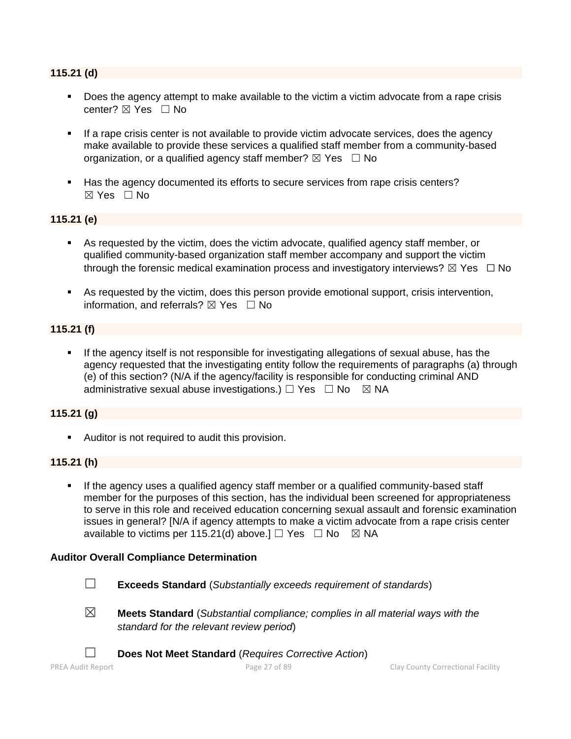**115.21 (d)**

- Does the agency attempt to make available to the victim a victim advocate from a rape crisis center? ☒ Yes ☐ No
- If a rape crisis center is not available to provide victim advocate services, does the agency make available to provide these services a qualified staff member from a community-based organization, or a qualified agency staff member? ☒ Yes ☐ No
- Has the agency documented its efforts to secure services from rape crisis centers? ☒ Yes ☐ No

**115.21 (e)**

- As requested by the victim, does the victim advocate, qualified agency staff member, or qualified community-based organization staff member accompany and support the victim through the forensic medical examination process and investigatory interviews? ☒ Yes ☐ No
- As requested by the victim, does this person provide emotional support, crisis intervention, information, and referrals? ☒ Yes ☐ No

**115.21 (f)**

- If the agency itself is not responsible for investigating allegations of sexual abuse, has the agency requested that the investigating entity follow the requirements of paragraphs (a) through (e) of this section? (N/A if the agency/facility is responsible for conducting criminal AND administrative sexual abuse investigations.) ☐ Yes ☐ No ☒ NA

**115.21 (g)**

- Auditor is not required to audit this provision.

**115.21 (h)**

- If the agency uses a qualified agency staff member or a qualified community-based staff member for the purposes of this section, has the individual been screened for appropriateness to serve in this role and received education concerning sexual assault and forensic examination issues in general? [N/A if agency attempts to make a victim advocate from a rape crisis center available to victims per 115.21(d) above.] ☐ Yes ☐ No ☒ NA

**Auditor Overall Compliance Determination**

☐ **Exceeds Standard** (*Substantially exceeds requirement of standards*)

☒ **Meets Standard** (*Substantial compliance; complies in all material ways with the standard for the relevant review period*)

☐ **Does Not Meet Standard** (*Requires Corrective Action*)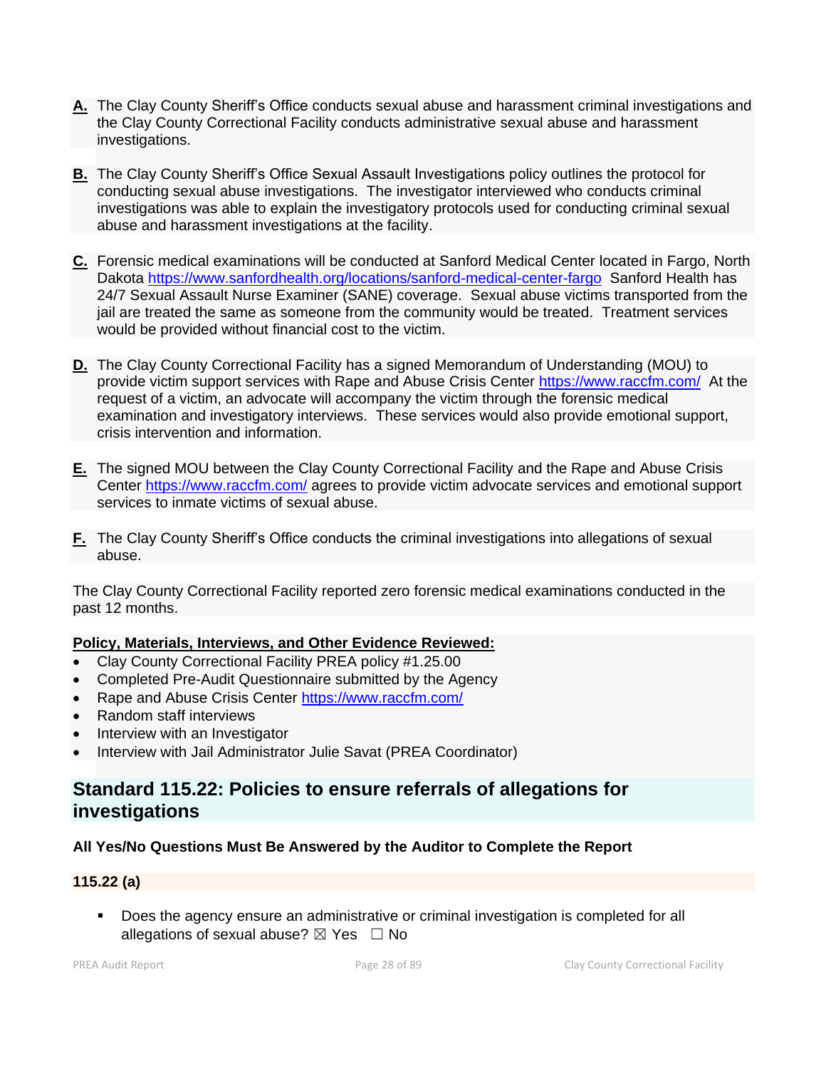**A.** The Clay County Sheriff's Office conducts sexual abuse and harassment criminal investigations and the Clay County Correctional Facility conducts administrative sexual abuse and harassment investigations.

**B.** The Clay County Sheriff's Office Sexual Assault Investigations policy outlines the protocol for conducting sexual abuse investigations. The investigator interviewed who conducts criminal investigations was able to explain the investigatory protocols used for conducting criminal sexual abuse and harassment investigations at the facility.

**C.** Forensic medical examinations will be conducted at Sanford Medical Center located in Fargo, North Dakota https://www.sanfordhealth.org/locations/sanford-medical-center-fargo Sanford Health has 24/7 Sexual Assault Nurse Examiner (SANE) coverage. Sexual abuse victims transported from the jail are treated the same as someone from the community would be treated. Treatment services would be provided without financial cost to the victim.

**D.** The Clay County Correctional Facility has a signed Memorandum of Understanding (MOU) to provide victim support services with Rape and Abuse Crisis Center https://www.raccfm.com/ At the request of a victim, an advocate will accompany the victim through the forensic medical examination and investigatory interviews. These services would also provide emotional support, crisis intervention and information.

**E.** The signed MOU between the Clay County Correctional Facility and the Rape and Abuse Crisis Center https://www.raccfm.com/ agrees to provide victim advocate services and emotional support services to inmate victims of sexual abuse.

**F.** The Clay County Sheriff's Office conducts the criminal investigations into allegations of sexual abuse.

The Clay County Correctional Facility reported zero forensic medical examinations conducted in the past 12 months.

**Policy, Materials, Interviews, and Other Evidence Reviewed:**

- Clay County Correctional Facility PREA policy #1.25.00
- Completed Pre-Audit Questionnaire submitted by the Agency
- Rape and Abuse Crisis Center https://www.raccfm.com/
- Random staff interviews
- Interview with an Investigator
- Interview with Jail Administrator Julie Savat (PREA Coordinator)

## Standard 115.22: Policies to ensure referrals of allegations for investigations

**All Yes/No Questions Must Be Answered by the Auditor to Complete the Report**

**115.22 (a)**

- Does the agency ensure an administrative or criminal investigation is completed for all allegations of sexual abuse? ☒ Yes ☐ No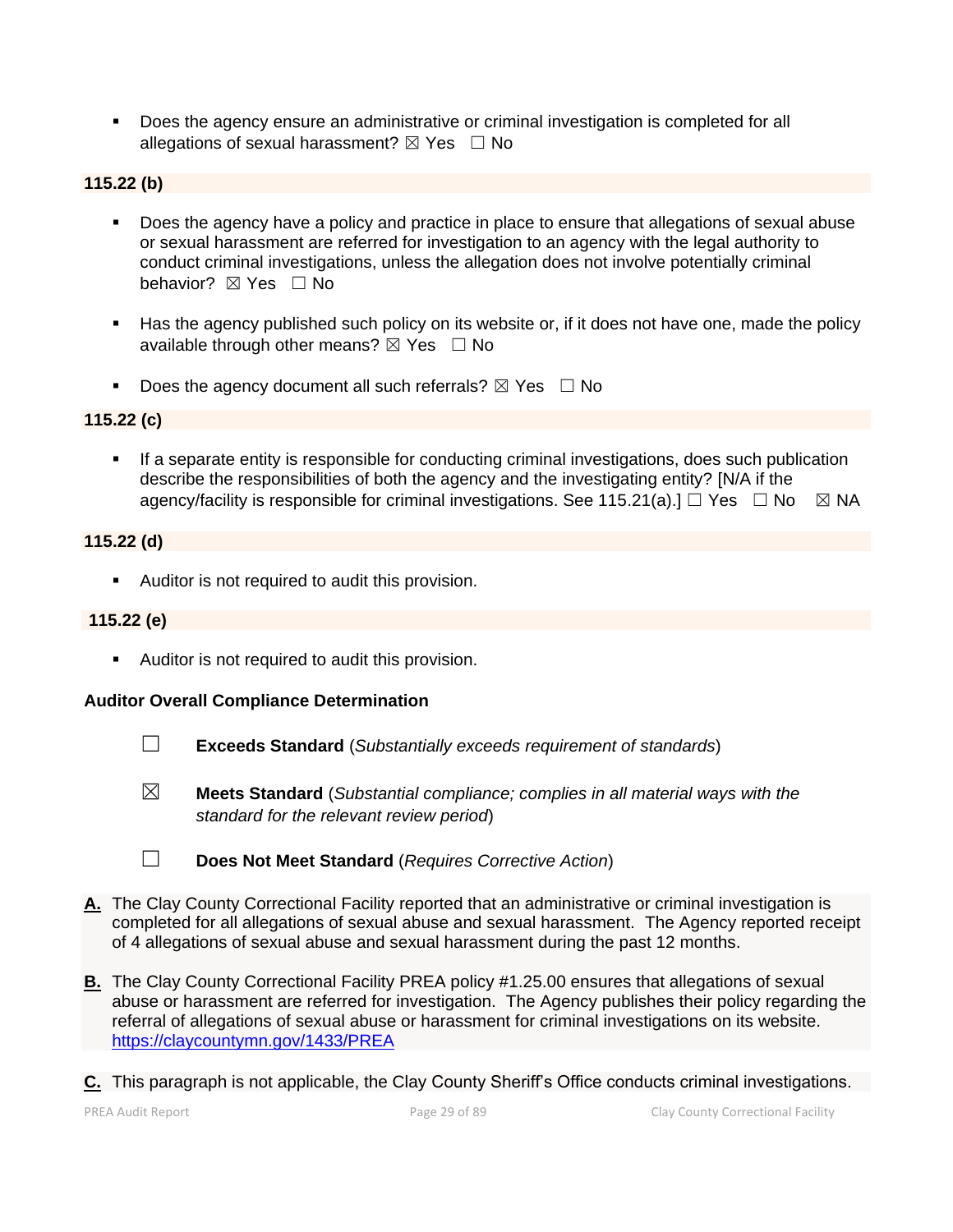- Does the agency ensure an administrative or criminal investigation is completed for all allegations of sexual harassment? ☒ Yes ☐ No

**115.22 (b)**

- Does the agency have a policy and practice in place to ensure that allegations of sexual abuse or sexual harassment are referred for investigation to an agency with the legal authority to conduct criminal investigations, unless the allegation does not involve potentially criminal behavior? ☒ Yes ☐ No

- Has the agency published such policy on its website or, if it does not have one, made the policy available through other means? ☒ Yes ☐ No

- Does the agency document all such referrals? ☒ Yes ☐ No

**115.22 (c)**

- If a separate entity is responsible for conducting criminal investigations, does such publication describe the responsibilities of both the agency and the investigating entity? [N/A if the agency/facility is responsible for criminal investigations. See 115.21(a).] ☐ Yes ☐ No ☒ NA

**115.22 (d)**

- Auditor is not required to audit this provision.

**115.22 (e)**

- Auditor is not required to audit this provision.

**Auditor Overall Compliance Determination**

☐ **Exceeds Standard** (*Substantially exceeds requirement of standards*)

☒ **Meets Standard** (*Substantial compliance; complies in all material ways with the standard for the relevant review period*)

☐ **Does Not Meet Standard** (*Requires Corrective Action*)

**A.** The Clay County Correctional Facility reported that an administrative or criminal investigation is completed for all allegations of sexual abuse and sexual harassment. The Agency reported receipt of 4 allegations of sexual abuse and sexual harassment during the past 12 months.

**B.** The Clay County Correctional Facility PREA policy #1.25.00 ensures that allegations of sexual abuse or harassment are referred for investigation. The Agency publishes their policy regarding the referral of allegations of sexual abuse or harassment for criminal investigations on its website. https://claycountymn.gov/1433/PREA

**C.** This paragraph is not applicable, the Clay County Sheriff's Office conducts criminal investigations.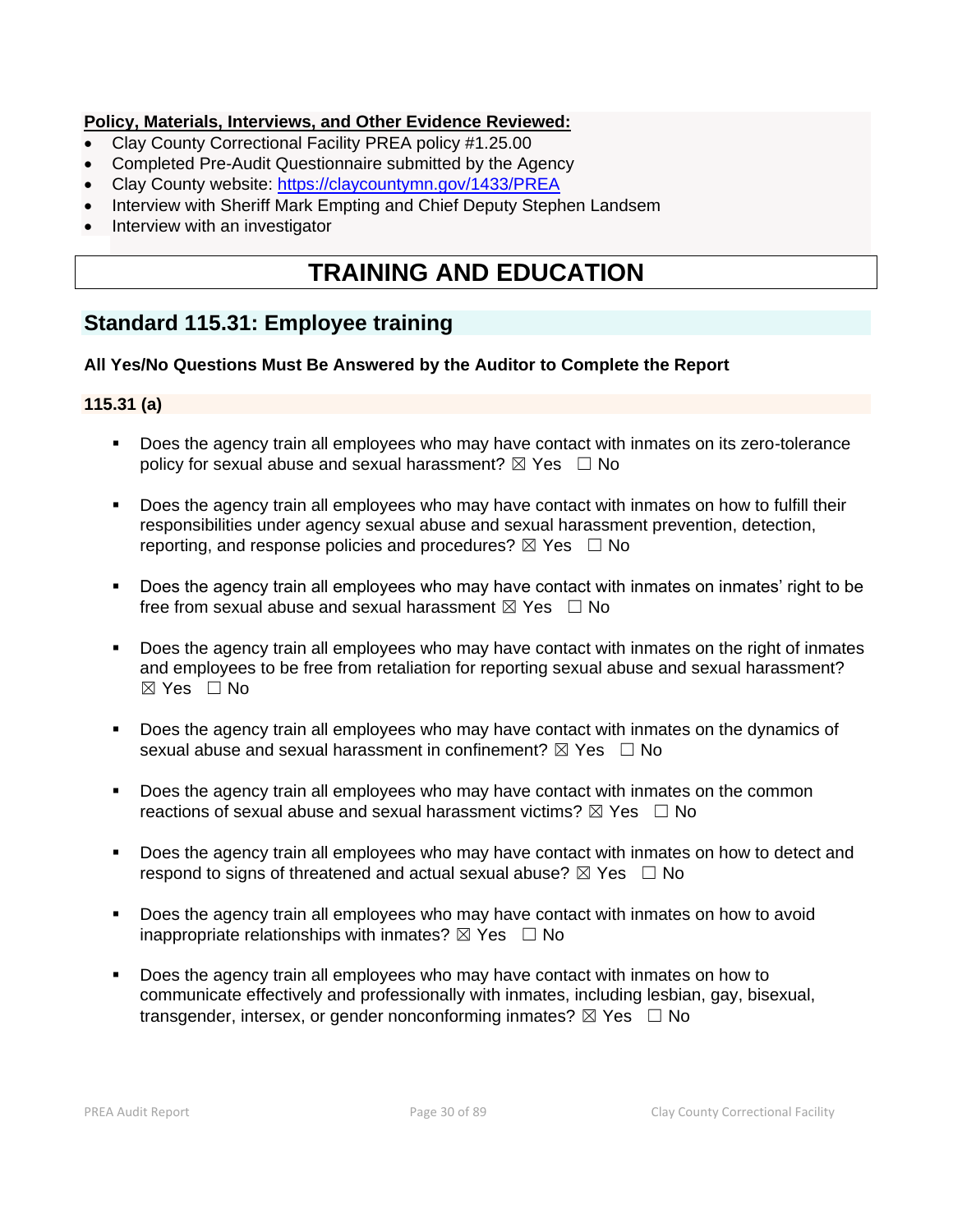**Policy, Materials, Interviews, and Other Evidence Reviewed:**

- Clay County Correctional Facility PREA policy #1.25.00
- Completed Pre-Audit Questionnaire submitted by the Agency
- Clay County website: https://claycountymn.gov/1433/PREA
- Interview with Sheriff Mark Empting and Chief Deputy Stephen Landsem
- Interview with an investigator

# TRAINING AND EDUCATION

## Standard 115.31: Employee training

**All Yes/No Questions Must Be Answered by the Auditor to Complete the Report**

### 115.31 (a)

- Does the agency train all employees who may have contact with inmates on its zero-tolerance policy for sexual abuse and sexual harassment? ☒ Yes ☐ No
- Does the agency train all employees who may have contact with inmates on how to fulfill their responsibilities under agency sexual abuse and sexual harassment prevention, detection, reporting, and response policies and procedures? ☒ Yes ☐ No
- Does the agency train all employees who may have contact with inmates on inmates' right to be free from sexual abuse and sexual harassment ☒ Yes ☐ No
- Does the agency train all employees who may have contact with inmates on the right of inmates and employees to be free from retaliation for reporting sexual abuse and sexual harassment? ☒ Yes ☐ No
- Does the agency train all employees who may have contact with inmates on the dynamics of sexual abuse and sexual harassment in confinement? ☒ Yes ☐ No
- Does the agency train all employees who may have contact with inmates on the common reactions of sexual abuse and sexual harassment victims? ☒ Yes ☐ No
- Does the agency train all employees who may have contact with inmates on how to detect and respond to signs of threatened and actual sexual abuse? ☒ Yes ☐ No
- Does the agency train all employees who may have contact with inmates on how to avoid inappropriate relationships with inmates? ☒ Yes ☐ No
- Does the agency train all employees who may have contact with inmates on how to communicate effectively and professionally with inmates, including lesbian, gay, bisexual, transgender, intersex, or gender nonconforming inmates? ☒ Yes ☐ No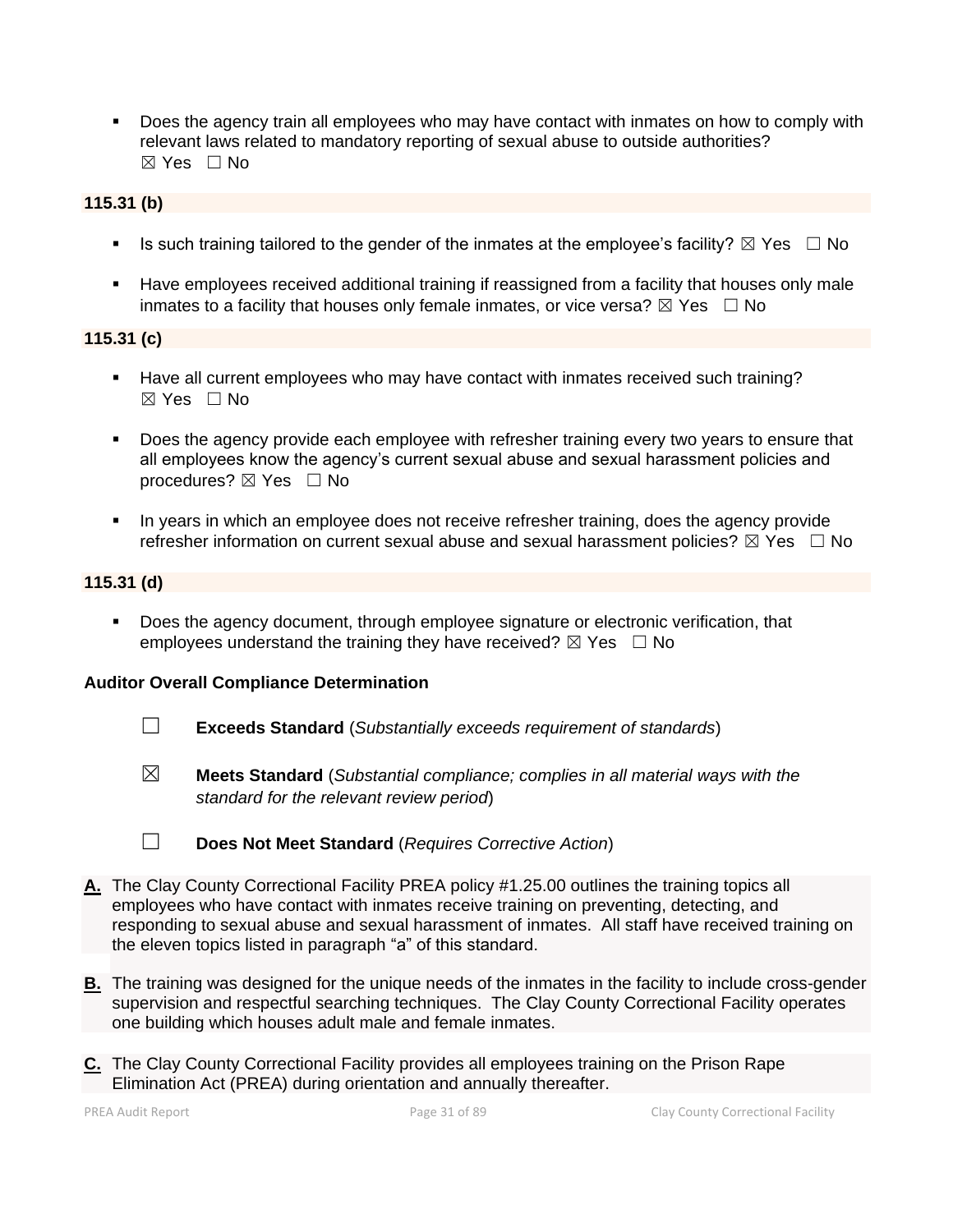- Does the agency train all employees who may have contact with inmates on how to comply with relevant laws related to mandatory reporting of sexual abuse to outside authorities? ☒ Yes ☐ No

**115.31 (b)**

- Is such training tailored to the gender of the inmates at the employee's facility? ☒ Yes ☐ No
- Have employees received additional training if reassigned from a facility that houses only male inmates to a facility that houses only female inmates, or vice versa? ☒ Yes ☐ No

**115.31 (c)**

- Have all current employees who may have contact with inmates received such training? ☒ Yes ☐ No
- Does the agency provide each employee with refresher training every two years to ensure that all employees know the agency's current sexual abuse and sexual harassment policies and procedures? ☒ Yes ☐ No
- In years in which an employee does not receive refresher training, does the agency provide refresher information on current sexual abuse and sexual harassment policies? ☒ Yes ☐ No

**115.31 (d)**

- Does the agency document, through employee signature or electronic verification, that employees understand the training they have received? ☒ Yes ☐ No

**Auditor Overall Compliance Determination**

☐ **Exceeds Standard** (*Substantially exceeds requirement of standards*)

☒ **Meets Standard** (*Substantial compliance; complies in all material ways with the standard for the relevant review period*)

☐ **Does Not Meet Standard** (*Requires Corrective Action*)

**A.** The Clay County Correctional Facility PREA policy #1.25.00 outlines the training topics all employees who have contact with inmates receive training on preventing, detecting, and responding to sexual abuse and sexual harassment of inmates. All staff have received training on the eleven topics listed in paragraph "a" of this standard.

**B.** The training was designed for the unique needs of the inmates in the facility to include cross-gender supervision and respectful searching techniques. The Clay County Correctional Facility operates one building which houses adult male and female inmates.

**C.** The Clay County Correctional Facility provides all employees training on the Prison Rape Elimination Act (PREA) during orientation and annually thereafter.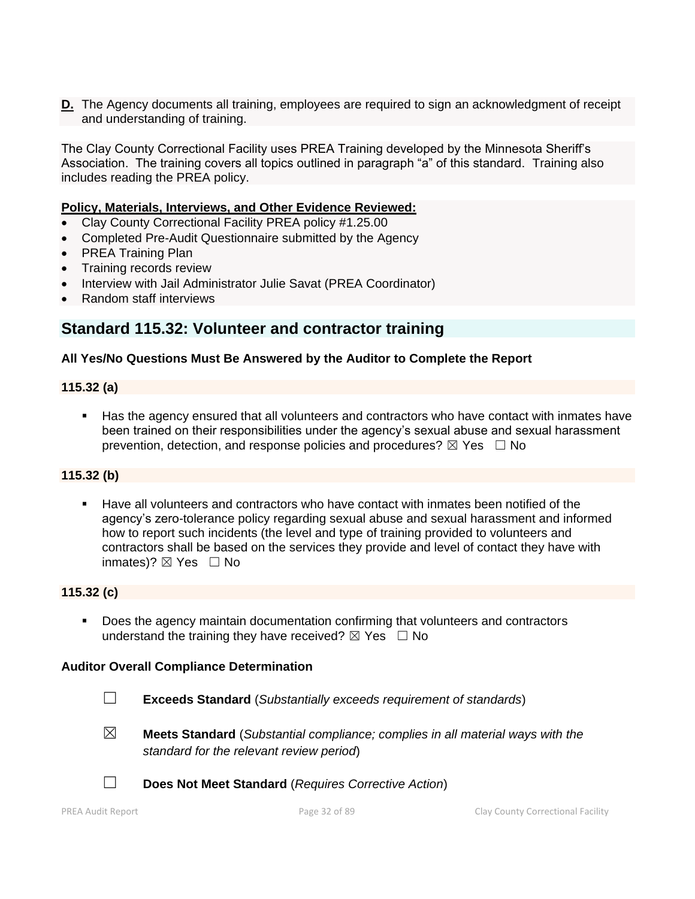**D.** The Agency documents all training, employees are required to sign an acknowledgment of receipt and understanding of training.

The Clay County Correctional Facility uses PREA Training developed by the Minnesota Sheriff's Association. The training covers all topics outlined in paragraph "a" of this standard. Training also includes reading the PREA policy.

**Policy, Materials, Interviews, and Other Evidence Reviewed:**

- Clay County Correctional Facility PREA policy #1.25.00
- Completed Pre-Audit Questionnaire submitted by the Agency
- PREA Training Plan
- Training records review
- Interview with Jail Administrator Julie Savat (PREA Coordinator)
- Random staff interviews

## Standard 115.32: Volunteer and contractor training

**All Yes/No Questions Must Be Answered by the Auditor to Complete the Report**

**115.32 (a)**

- Has the agency ensured that all volunteers and contractors who have contact with inmates have been trained on their responsibilities under the agency's sexual abuse and sexual harassment prevention, detection, and response policies and procedures? ☒ Yes ☐ No

**115.32 (b)**

- Have all volunteers and contractors who have contact with inmates been notified of the agency's zero-tolerance policy regarding sexual abuse and sexual harassment and informed how to report such incidents (the level and type of training provided to volunteers and contractors shall be based on the services they provide and level of contact they have with inmates)? ☒ Yes ☐ No

**115.32 (c)**

- Does the agency maintain documentation confirming that volunteers and contractors understand the training they have received? ☒ Yes ☐ No

**Auditor Overall Compliance Determination**

☐ **Exceeds Standard** (*Substantially exceeds requirement of standards*)

☒ **Meets Standard** (*Substantial compliance; complies in all material ways with the standard for the relevant review period*)

☐ **Does Not Meet Standard** (*Requires Corrective Action*)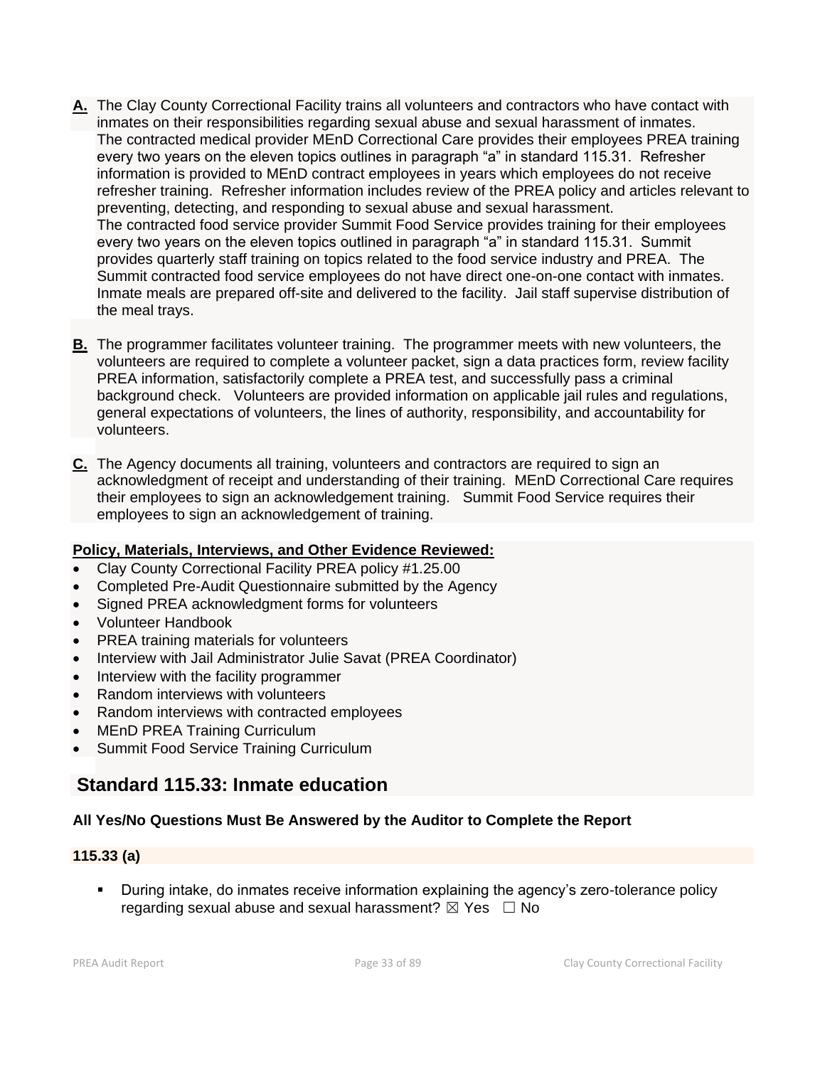**A.** The Clay County Correctional Facility trains all volunteers and contractors who have contact with inmates on their responsibilities regarding sexual abuse and sexual harassment of inmates.
The contracted medical provider MEnD Correctional Care provides their employees PREA training every two years on the eleven topics outlines in paragraph "a" in standard 115.31. Refresher information is provided to MEnD contract employees in years which employees do not receive refresher training. Refresher information includes review of the PREA policy and articles relevant to preventing, detecting, and responding to sexual abuse and sexual harassment.
The contracted food service provider Summit Food Service provides training for their employees every two years on the eleven topics outlined in paragraph "a" in standard 115.31. Summit provides quarterly staff training on topics related to the food service industry and PREA. The Summit contracted food service employees do not have direct one-on-one contact with inmates. Inmate meals are prepared off-site and delivered to the facility. Jail staff supervise distribution of the meal trays.

**B.** The programmer facilitates volunteer training. The programmer meets with new volunteers, the volunteers are required to complete a volunteer packet, sign a data practices form, review facility PREA information, satisfactorily complete a PREA test, and successfully pass a criminal background check. Volunteers are provided information on applicable jail rules and regulations, general expectations of volunteers, the lines of authority, responsibility, and accountability for volunteers.

**C.** The Agency documents all training, volunteers and contractors are required to sign an acknowledgment of receipt and understanding of their training. MEnD Correctional Care requires their employees to sign an acknowledgement training. Summit Food Service requires their employees to sign an acknowledgement of training.

**Policy, Materials, Interviews, and Other Evidence Reviewed:**

- Clay County Correctional Facility PREA policy #1.25.00
- Completed Pre-Audit Questionnaire submitted by the Agency
- Signed PREA acknowledgment forms for volunteers
- Volunteer Handbook
- PREA training materials for volunteers
- Interview with Jail Administrator Julie Savat (PREA Coordinator)
- Interview with the facility programmer
- Random interviews with volunteers
- Random interviews with contracted employees
- MEnD PREA Training Curriculum
- Summit Food Service Training Curriculum

## Standard 115.33: Inmate education

**All Yes/No Questions Must Be Answered by the Auditor to Complete the Report**

**115.33 (a)**

- During intake, do inmates receive information explaining the agency's zero-tolerance policy regarding sexual abuse and sexual harassment? ☒ Yes ☐ No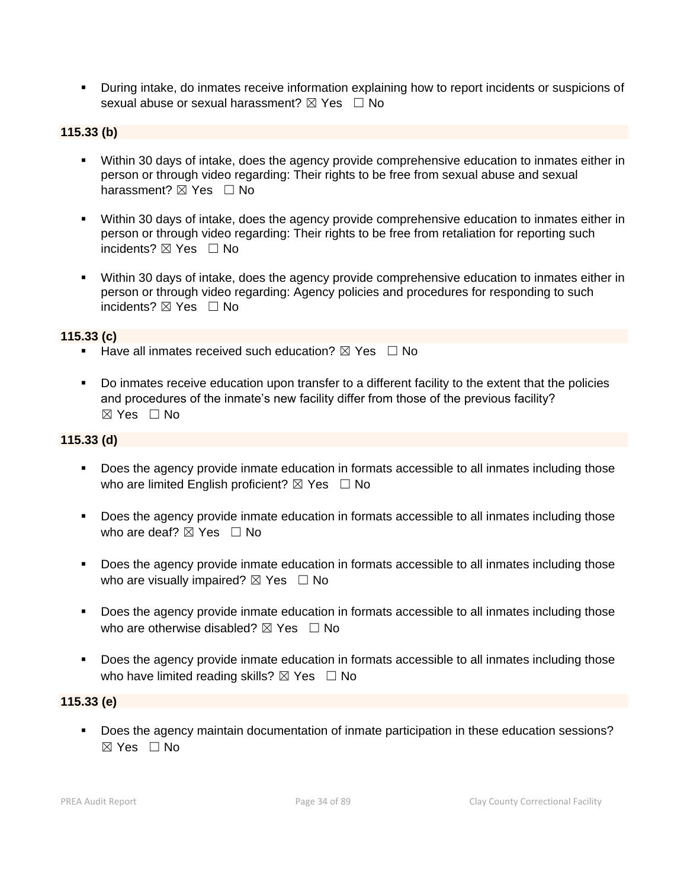- During intake, do inmates receive information explaining how to report incidents or suspicions of sexual abuse or sexual harassment? ☒ Yes ☐ No

**115.33 (b)**

- Within 30 days of intake, does the agency provide comprehensive education to inmates either in person or through video regarding: Their rights to be free from sexual abuse and sexual harassment? ☒ Yes ☐ No

- Within 30 days of intake, does the agency provide comprehensive education to inmates either in person or through video regarding: Their rights to be free from retaliation for reporting such incidents? ☒ Yes ☐ No

- Within 30 days of intake, does the agency provide comprehensive education to inmates either in person or through video regarding: Agency policies and procedures for responding to such incidents? ☒ Yes ☐ No

**115.33 (c)**

- Have all inmates received such education? ☒ Yes ☐ No

- Do inmates receive education upon transfer to a different facility to the extent that the policies and procedures of the inmate's new facility differ from those of the previous facility? ☒ Yes ☐ No

**115.33 (d)**

- Does the agency provide inmate education in formats accessible to all inmates including those who are limited English proficient? ☒ Yes ☐ No

- Does the agency provide inmate education in formats accessible to all inmates including those who are deaf? ☒ Yes ☐ No

- Does the agency provide inmate education in formats accessible to all inmates including those who are visually impaired? ☒ Yes ☐ No

- Does the agency provide inmate education in formats accessible to all inmates including those who are otherwise disabled? ☒ Yes ☐ No

- Does the agency provide inmate education in formats accessible to all inmates including those who have limited reading skills? ☒ Yes ☐ No

**115.33 (e)**

- Does the agency maintain documentation of inmate participation in these education sessions? ☒ Yes ☐ No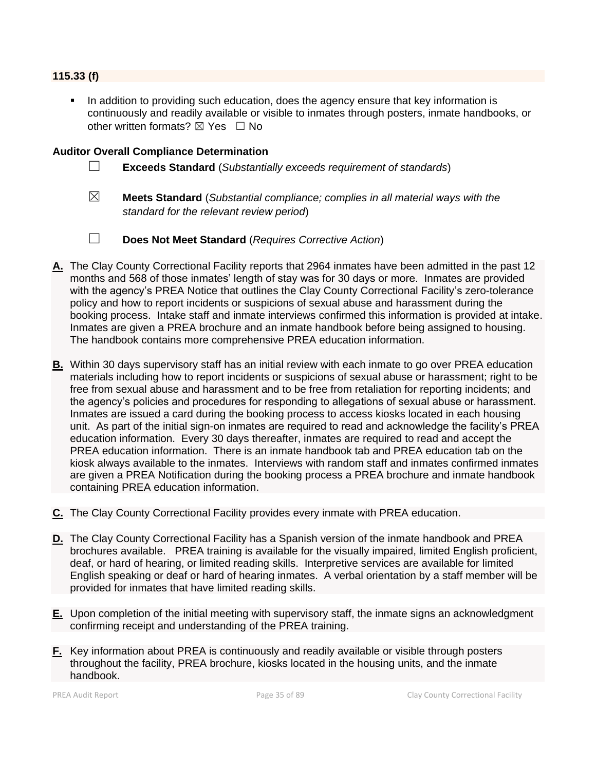**115.33 (f)**

- In addition to providing such education, does the agency ensure that key information is continuously and readily available or visible to inmates through posters, inmate handbooks, or other written formats? ☒ Yes ☐ No

**Auditor Overall Compliance Determination**

☐ **Exceeds Standard** (*Substantially exceeds requirement of standards*)

☒ **Meets Standard** (*Substantial compliance; complies in all material ways with the standard for the relevant review period*)

☐ **Does Not Meet Standard** (*Requires Corrective Action*)

**A.** The Clay County Correctional Facility reports that 2964 inmates have been admitted in the past 12 months and 568 of those inmates' length of stay was for 30 days or more. Inmates are provided with the agency's PREA Notice that outlines the Clay County Correctional Facility's zero-tolerance policy and how to report incidents or suspicions of sexual abuse and harassment during the booking process. Intake staff and inmate interviews confirmed this information is provided at intake. Inmates are given a PREA brochure and an inmate handbook before being assigned to housing. The handbook contains more comprehensive PREA education information.

**B.** Within 30 days supervisory staff has an initial review with each inmate to go over PREA education materials including how to report incidents or suspicions of sexual abuse or harassment; right to be free from sexual abuse and harassment and to be free from retaliation for reporting incidents; and the agency's policies and procedures for responding to allegations of sexual abuse or harassment. Inmates are issued a card during the booking process to access kiosks located in each housing unit. As part of the initial sign-on inmates are required to read and acknowledge the facility's PREA education information. Every 30 days thereafter, inmates are required to read and accept the PREA education information. There is an inmate handbook tab and PREA education tab on the kiosk always available to the inmates. Interviews with random staff and inmates confirmed inmates are given a PREA Notification during the booking process a PREA brochure and inmate handbook containing PREA education information.

**C.** The Clay County Correctional Facility provides every inmate with PREA education.

**D.** The Clay County Correctional Facility has a Spanish version of the inmate handbook and PREA brochures available. PREA training is available for the visually impaired, limited English proficient, deaf, or hard of hearing, or limited reading skills. Interpretive services are available for limited English speaking or deaf or hard of hearing inmates. A verbal orientation by a staff member will be provided for inmates that have limited reading skills.

**E.** Upon completion of the initial meeting with supervisory staff, the inmate signs an acknowledgment confirming receipt and understanding of the PREA training.

**F.** Key information about PREA is continuously and readily available or visible through posters throughout the facility, PREA brochure, kiosks located in the housing units, and the inmate handbook.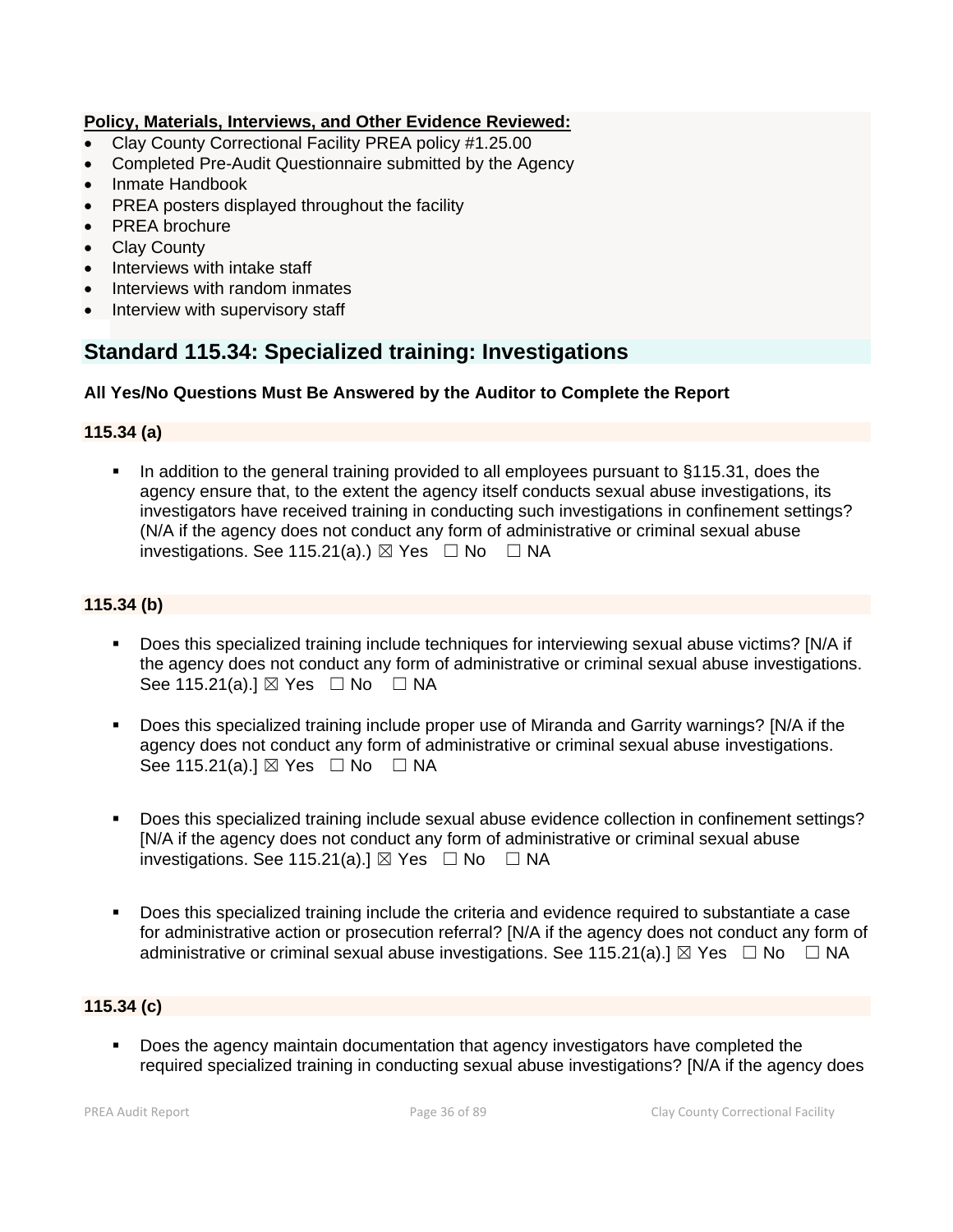**Policy, Materials, Interviews, and Other Evidence Reviewed:**

- Clay County Correctional Facility PREA policy #1.25.00
- Completed Pre-Audit Questionnaire submitted by the Agency
- Inmate Handbook
- PREA posters displayed throughout the facility
- PREA brochure
- Clay County
- Interviews with intake staff
- Interviews with random inmates
- Interview with supervisory staff

## Standard 115.34: Specialized training: Investigations

**All Yes/No Questions Must Be Answered by the Auditor to Complete the Report**

### 115.34 (a)

- In addition to the general training provided to all employees pursuant to §115.31, does the agency ensure that, to the extent the agency itself conducts sexual abuse investigations, its investigators have received training in conducting such investigations in confinement settings? (N/A if the agency does not conduct any form of administrative or criminal sexual abuse investigations. See 115.21(a).) ☒ Yes ☐ No ☐ NA

### 115.34 (b)

- Does this specialized training include techniques for interviewing sexual abuse victims? [N/A if the agency does not conduct any form of administrative or criminal sexual abuse investigations. See 115.21(a).] ☒ Yes ☐ No ☐ NA

- Does this specialized training include proper use of Miranda and Garrity warnings? [N/A if the agency does not conduct any form of administrative or criminal sexual abuse investigations. See 115.21(a).] ☒ Yes ☐ No ☐ NA

- Does this specialized training include sexual abuse evidence collection in confinement settings? [N/A if the agency does not conduct any form of administrative or criminal sexual abuse investigations. See 115.21(a).] ☒ Yes ☐ No ☐ NA

- Does this specialized training include the criteria and evidence required to substantiate a case for administrative action or prosecution referral? [N/A if the agency does not conduct any form of administrative or criminal sexual abuse investigations. See 115.21(a).] ☒ Yes ☐ No ☐ NA

### 115.34 (c)

- Does the agency maintain documentation that agency investigators have completed the required specialized training in conducting sexual abuse investigations? [N/A if the agency does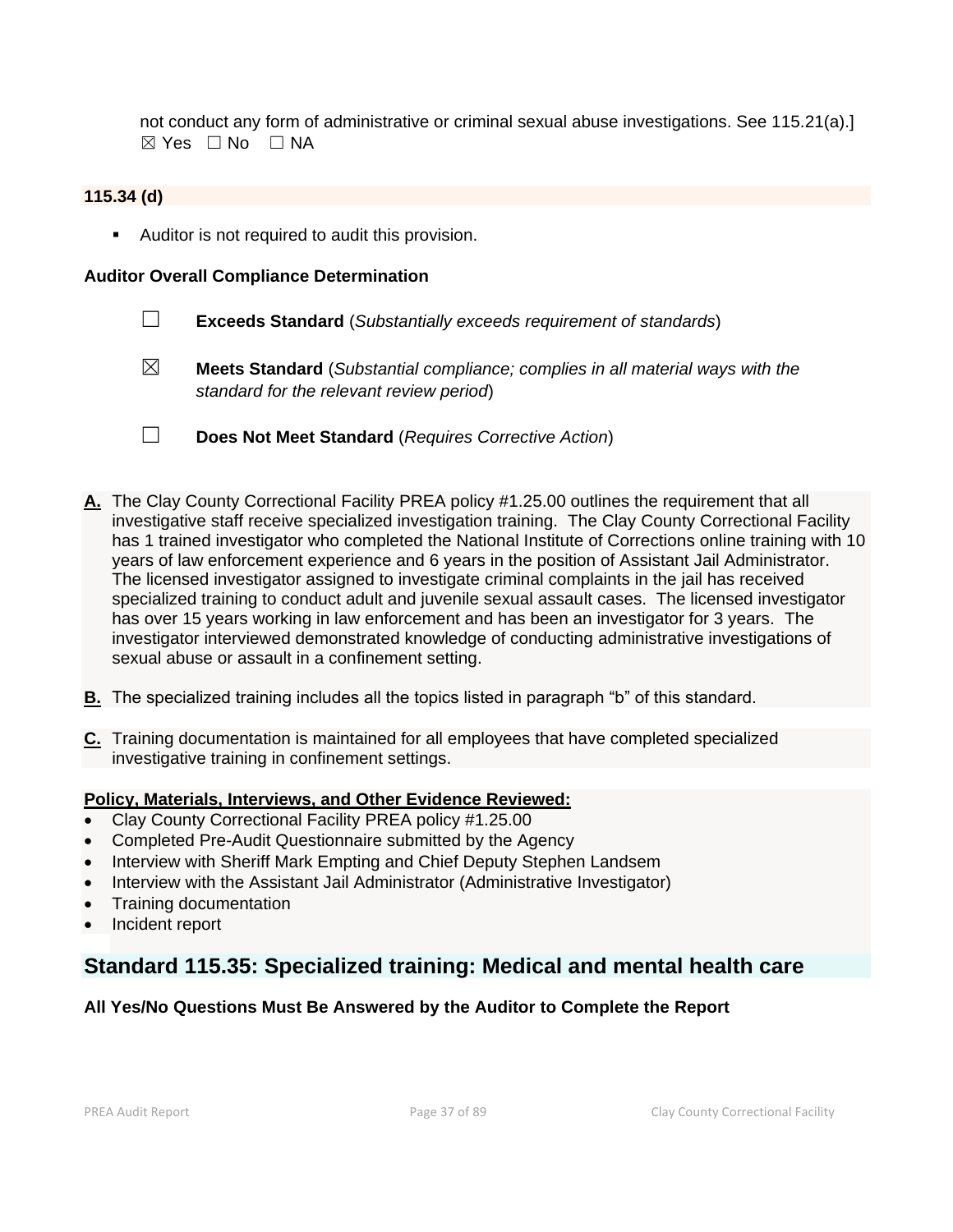not conduct any form of administrative or criminal sexual abuse investigations. See 115.21(a).]
☒ Yes ☐ No ☐ NA

**115.34 (d)**

- Auditor is not required to audit this provision.

**Auditor Overall Compliance Determination**

☐ **Exceeds Standard** (*Substantially exceeds requirement of standards*)

☒ **Meets Standard** (*Substantial compliance; complies in all material ways with the standard for the relevant review period*)

☐ **Does Not Meet Standard** (*Requires Corrective Action*)

**A.** The Clay County Correctional Facility PREA policy #1.25.00 outlines the requirement that all investigative staff receive specialized investigation training. The Clay County Correctional Facility has 1 trained investigator who completed the National Institute of Corrections online training with 10 years of law enforcement experience and 6 years in the position of Assistant Jail Administrator. The licensed investigator assigned to investigate criminal complaints in the jail has received specialized training to conduct adult and juvenile sexual assault cases. The licensed investigator has over 15 years working in law enforcement and has been an investigator for 3 years. The investigator interviewed demonstrated knowledge of conducting administrative investigations of sexual abuse or assault in a confinement setting.

**B.** The specialized training includes all the topics listed in paragraph "b" of this standard.

**C.** Training documentation is maintained for all employees that have completed specialized investigative training in confinement settings.

**Policy, Materials, Interviews, and Other Evidence Reviewed:**

- Clay County Correctional Facility PREA policy #1.25.00
- Completed Pre-Audit Questionnaire submitted by the Agency
- Interview with Sheriff Mark Empting and Chief Deputy Stephen Landsem
- Interview with the Assistant Jail Administrator (Administrative Investigator)
- Training documentation
- Incident report

## Standard 115.35: Specialized training: Medical and mental health care

**All Yes/No Questions Must Be Answered by the Auditor to Complete the Report**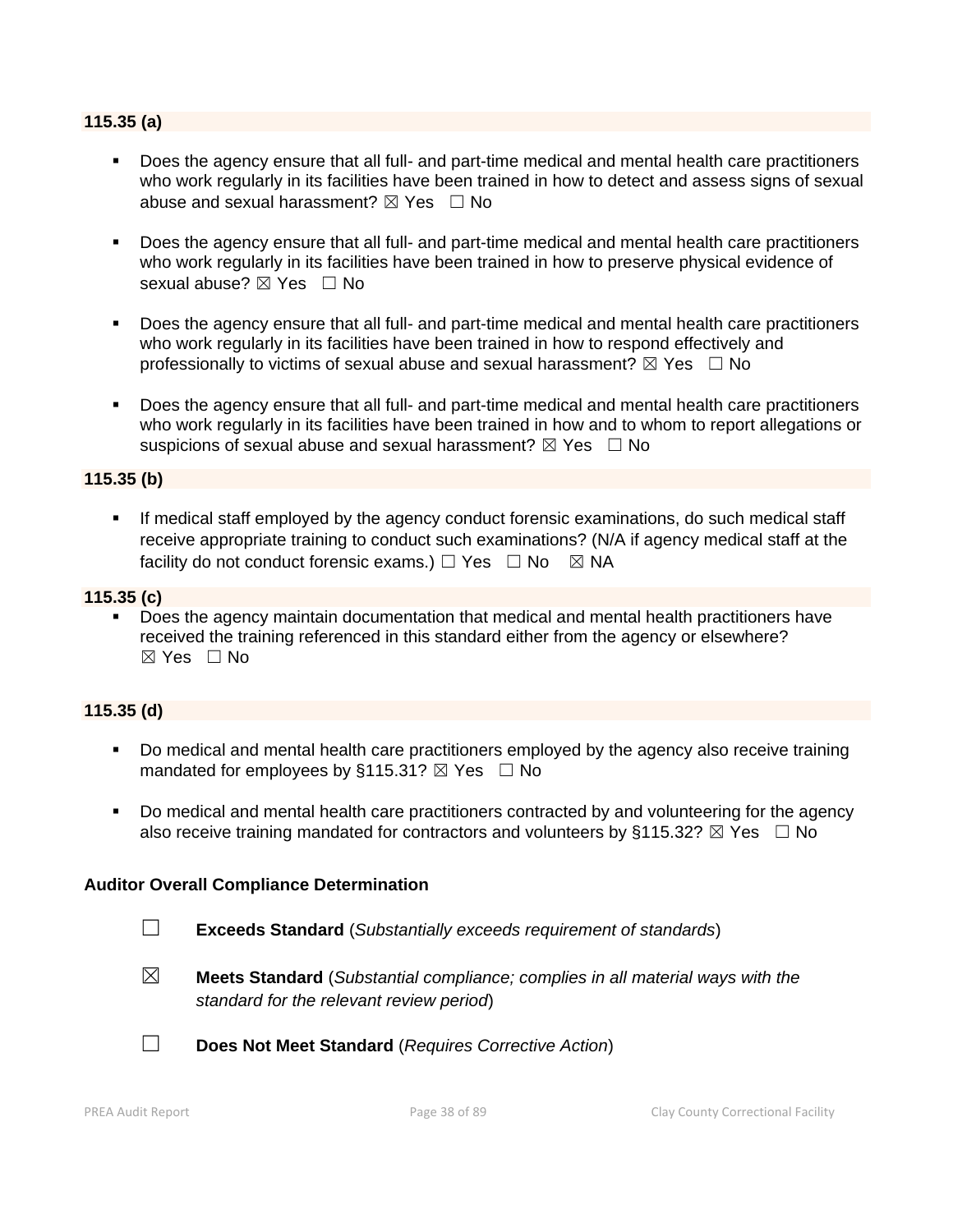**115.35 (a)**

- Does the agency ensure that all full- and part-time medical and mental health care practitioners who work regularly in its facilities have been trained in how to detect and assess signs of sexual abuse and sexual harassment? ☒ Yes ☐ No
- Does the agency ensure that all full- and part-time medical and mental health care practitioners who work regularly in its facilities have been trained in how to preserve physical evidence of sexual abuse? ☒ Yes ☐ No
- Does the agency ensure that all full- and part-time medical and mental health care practitioners who work regularly in its facilities have been trained in how to respond effectively and professionally to victims of sexual abuse and sexual harassment? ☒ Yes ☐ No
- Does the agency ensure that all full- and part-time medical and mental health care practitioners who work regularly in its facilities have been trained in how and to whom to report allegations or suspicions of sexual abuse and sexual harassment? ☒ Yes ☐ No

**115.35 (b)**

- If medical staff employed by the agency conduct forensic examinations, do such medical staff receive appropriate training to conduct such examinations? (N/A if agency medical staff at the facility do not conduct forensic exams.) ☐ Yes ☐ No ☒ NA

**115.35 (c)**

- Does the agency maintain documentation that medical and mental health practitioners have received the training referenced in this standard either from the agency or elsewhere? ☒ Yes ☐ No

**115.35 (d)**

- Do medical and mental health care practitioners employed by the agency also receive training mandated for employees by §115.31? ☒ Yes ☐ No
- Do medical and mental health care practitioners contracted by and volunteering for the agency also receive training mandated for contractors and volunteers by §115.32? ☒ Yes ☐ No

**Auditor Overall Compliance Determination**

☐ **Exceeds Standard** (*Substantially exceeds requirement of standards*)

☒ **Meets Standard** (*Substantial compliance; complies in all material ways with the standard for the relevant review period*)

☐ **Does Not Meet Standard** (*Requires Corrective Action*)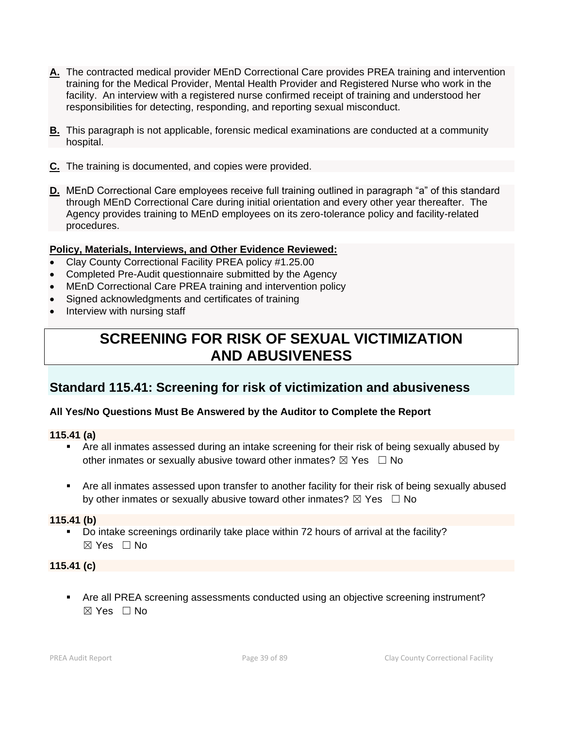**A.** The contracted medical provider MEnD Correctional Care provides PREA training and intervention training for the Medical Provider, Mental Health Provider and Registered Nurse who work in the facility. An interview with a registered nurse confirmed receipt of training and understood her responsibilities for detecting, responding, and reporting sexual misconduct.

**B.** This paragraph is not applicable, forensic medical examinations are conducted at a community hospital.

**C.** The training is documented, and copies were provided.

**D.** MEnD Correctional Care employees receive full training outlined in paragraph "a" of this standard through MEnD Correctional Care during initial orientation and every other year thereafter. The Agency provides training to MEnD employees on its zero-tolerance policy and facility-related procedures.

**Policy, Materials, Interviews, and Other Evidence Reviewed:**

- Clay County Correctional Facility PREA policy #1.25.00
- Completed Pre-Audit questionnaire submitted by the Agency
- MEnD Correctional Care PREA training and intervention policy
- Signed acknowledgments and certificates of training
- Interview with nursing staff

# SCREENING FOR RISK OF SEXUAL VICTIMIZATION AND ABUSIVENESS

## Standard 115.41: Screening for risk of victimization and abusiveness

**All Yes/No Questions Must Be Answered by the Auditor to Complete the Report**

**115.41 (a)**

- Are all inmates assessed during an intake screening for their risk of being sexually abused by other inmates or sexually abusive toward other inmates? ☒ Yes ☐ No
- Are all inmates assessed upon transfer to another facility for their risk of being sexually abused by other inmates or sexually abusive toward other inmates? ☒ Yes ☐ No

**115.41 (b)**

- Do intake screenings ordinarily take place within 72 hours of arrival at the facility? ☒ Yes ☐ No

**115.41 (c)**

- Are all PREA screening assessments conducted using an objective screening instrument? ☒ Yes ☐ No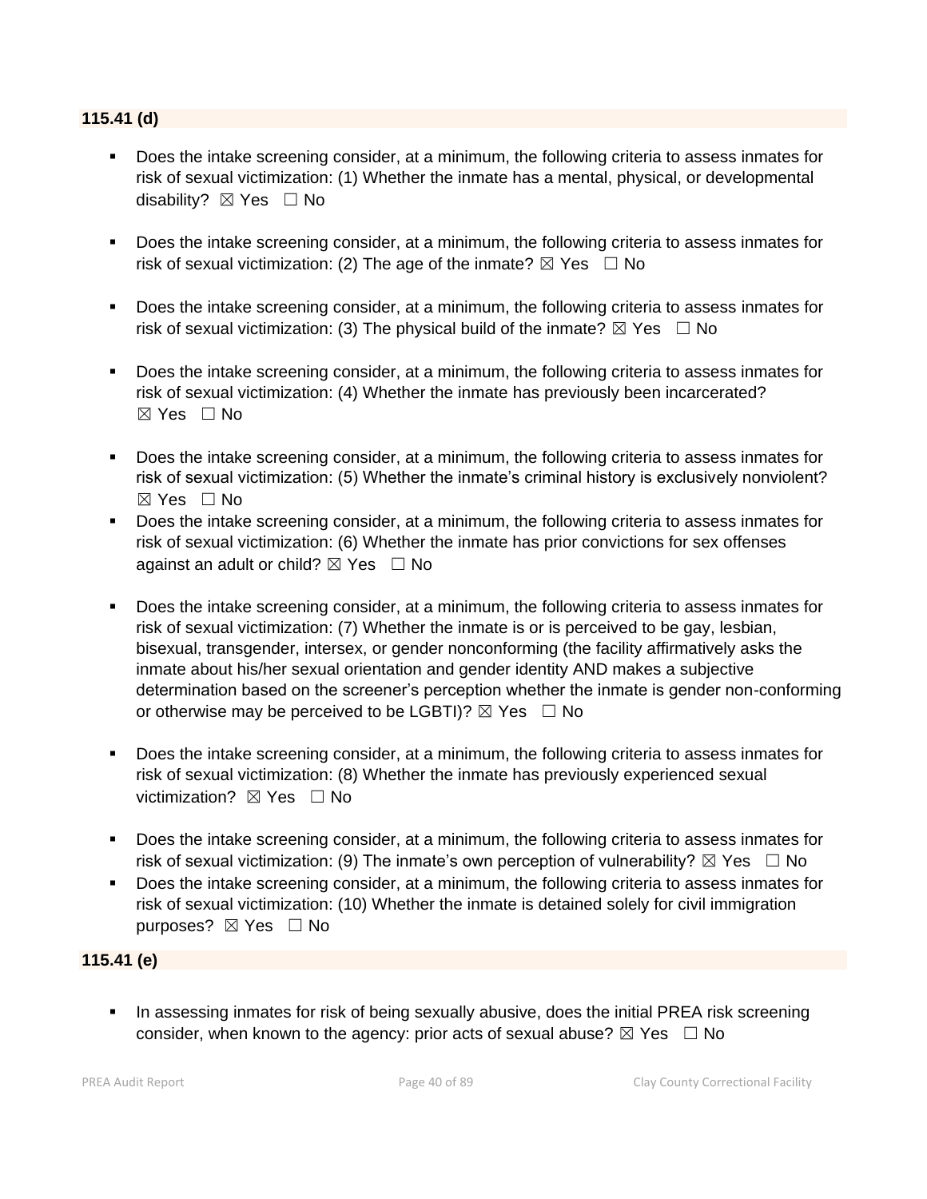### 115.41 (d)

- Does the intake screening consider, at a minimum, the following criteria to assess inmates for risk of sexual victimization: (1) Whether the inmate has a mental, physical, or developmental disability? ☒ Yes ☐ No
- Does the intake screening consider, at a minimum, the following criteria to assess inmates for risk of sexual victimization: (2) The age of the inmate? ☒ Yes ☐ No
- Does the intake screening consider, at a minimum, the following criteria to assess inmates for risk of sexual victimization: (3) The physical build of the inmate? ☒ Yes ☐ No
- Does the intake screening consider, at a minimum, the following criteria to assess inmates for risk of sexual victimization: (4) Whether the inmate has previously been incarcerated? ☒ Yes ☐ No
- Does the intake screening consider, at a minimum, the following criteria to assess inmates for risk of sexual victimization: (5) Whether the inmate's criminal history is exclusively nonviolent? ☒ Yes ☐ No
- Does the intake screening consider, at a minimum, the following criteria to assess inmates for risk of sexual victimization: (6) Whether the inmate has prior convictions for sex offenses against an adult or child? ☒ Yes ☐ No
- Does the intake screening consider, at a minimum, the following criteria to assess inmates for risk of sexual victimization: (7) Whether the inmate is or is perceived to be gay, lesbian, bisexual, transgender, intersex, or gender nonconforming (the facility affirmatively asks the inmate about his/her sexual orientation and gender identity AND makes a subjective determination based on the screener's perception whether the inmate is gender non-conforming or otherwise may be perceived to be LGBTI)? ☒ Yes ☐ No
- Does the intake screening consider, at a minimum, the following criteria to assess inmates for risk of sexual victimization: (8) Whether the inmate has previously experienced sexual victimization? ☒ Yes ☐ No
- Does the intake screening consider, at a minimum, the following criteria to assess inmates for risk of sexual victimization: (9) The inmate's own perception of vulnerability? ☒ Yes ☐ No
- Does the intake screening consider, at a minimum, the following criteria to assess inmates for risk of sexual victimization: (10) Whether the inmate is detained solely for civil immigration purposes? ☒ Yes ☐ No

### 115.41 (e)

- In assessing inmates for risk of being sexually abusive, does the initial PREA risk screening consider, when known to the agency: prior acts of sexual abuse? ☒ Yes ☐ No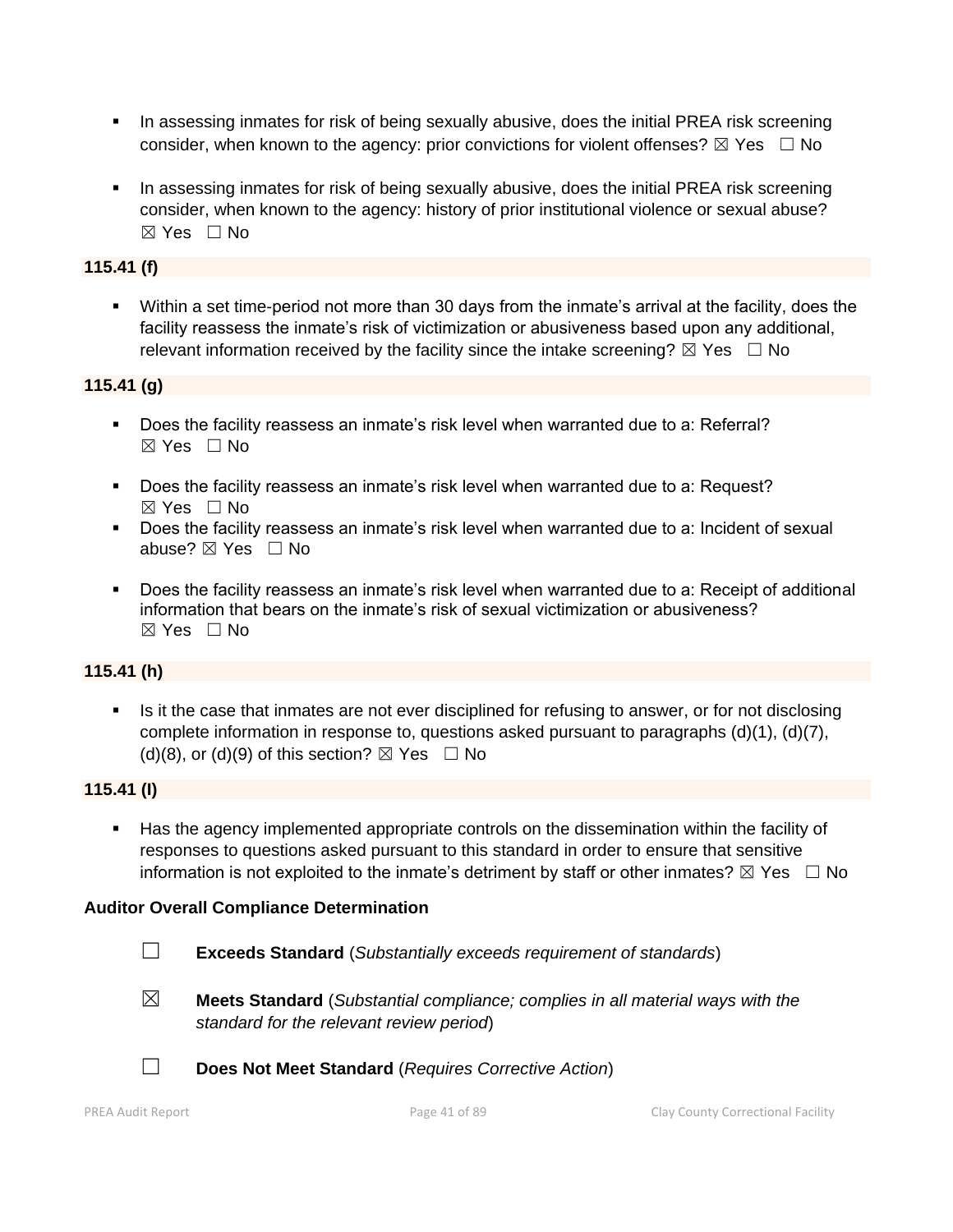- In assessing inmates for risk of being sexually abusive, does the initial PREA risk screening consider, when known to the agency: prior convictions for violent offenses? ☒ Yes ☐ No

- In assessing inmates for risk of being sexually abusive, does the initial PREA risk screening consider, when known to the agency: history of prior institutional violence or sexual abuse? ☒ Yes ☐ No

**115.41 (f)**

- Within a set time-period not more than 30 days from the inmate's arrival at the facility, does the facility reassess the inmate's risk of victimization or abusiveness based upon any additional, relevant information received by the facility since the intake screening? ☒ Yes ☐ No

**115.41 (g)**

- Does the facility reassess an inmate's risk level when warranted due to a: Referral? ☒ Yes ☐ No

- Does the facility reassess an inmate's risk level when warranted due to a: Request? ☒ Yes ☐ No
- Does the facility reassess an inmate's risk level when warranted due to a: Incident of sexual abuse? ☒ Yes ☐ No

- Does the facility reassess an inmate's risk level when warranted due to a: Receipt of additional information that bears on the inmate's risk of sexual victimization or abusiveness? ☒ Yes ☐ No

**115.41 (h)**

- Is it the case that inmates are not ever disciplined for refusing to answer, or for not disclosing complete information in response to, questions asked pursuant to paragraphs (d)(1), (d)(7), (d)(8), or (d)(9) of this section? ☒ Yes ☐ No

**115.41 (I)**

- Has the agency implemented appropriate controls on the dissemination within the facility of responses to questions asked pursuant to this standard in order to ensure that sensitive information is not exploited to the inmate's detriment by staff or other inmates? ☒ Yes ☐ No

**Auditor Overall Compliance Determination**

☐ **Exceeds Standard** (*Substantially exceeds requirement of standards*)

☒ **Meets Standard** (*Substantial compliance; complies in all material ways with the standard for the relevant review period*)

☐ **Does Not Meet Standard** (*Requires Corrective Action*)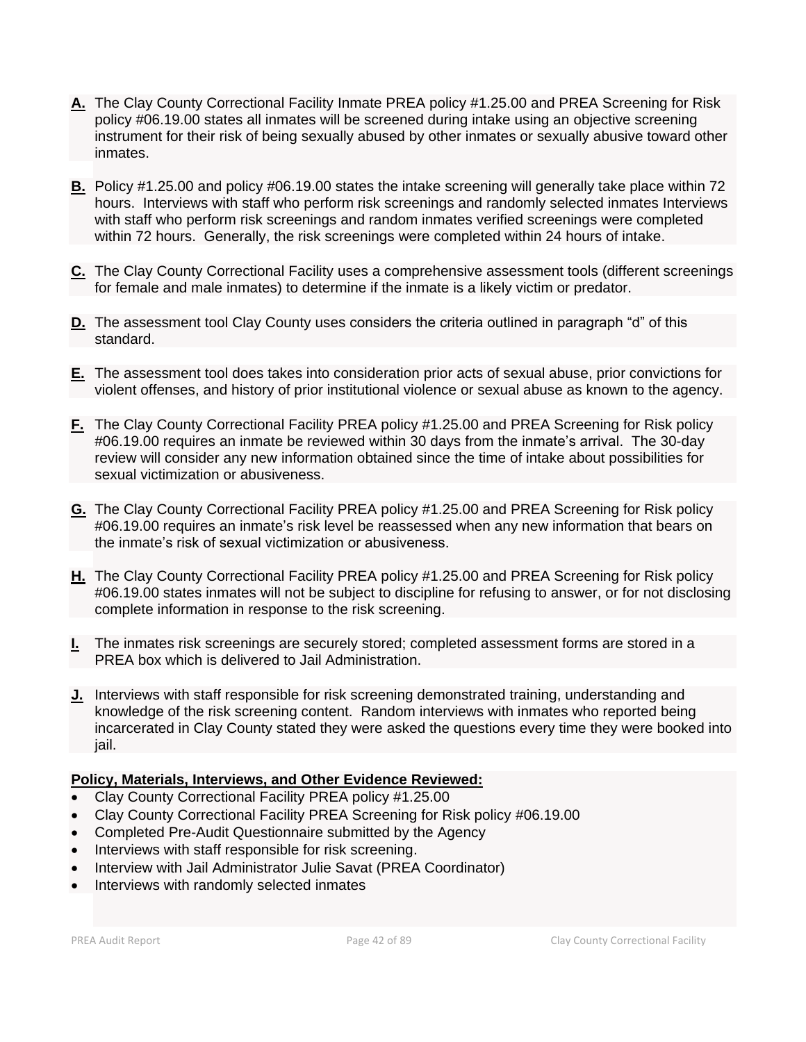**A.** The Clay County Correctional Facility Inmate PREA policy #1.25.00 and PREA Screening for Risk policy #06.19.00 states all inmates will be screened during intake using an objective screening instrument for their risk of being sexually abused by other inmates or sexually abusive toward other inmates.

**B.** Policy #1.25.00 and policy #06.19.00 states the intake screening will generally take place within 72 hours. Interviews with staff who perform risk screenings and randomly selected inmates Interviews with staff who perform risk screenings and random inmates verified screenings were completed within 72 hours. Generally, the risk screenings were completed within 24 hours of intake.

**C.** The Clay County Correctional Facility uses a comprehensive assessment tools (different screenings for female and male inmates) to determine if the inmate is a likely victim or predator.

**D.** The assessment tool Clay County uses considers the criteria outlined in paragraph "d" of this standard.

**E.** The assessment tool does takes into consideration prior acts of sexual abuse, prior convictions for violent offenses, and history of prior institutional violence or sexual abuse as known to the agency.

**F.** The Clay County Correctional Facility PREA policy #1.25.00 and PREA Screening for Risk policy #06.19.00 requires an inmate be reviewed within 30 days from the inmate's arrival. The 30-day review will consider any new information obtained since the time of intake about possibilities for sexual victimization or abusiveness.

**G.** The Clay County Correctional Facility PREA policy #1.25.00 and PREA Screening for Risk policy #06.19.00 requires an inmate's risk level be reassessed when any new information that bears on the inmate's risk of sexual victimization or abusiveness.

**H.** The Clay County Correctional Facility PREA policy #1.25.00 and PREA Screening for Risk policy #06.19.00 states inmates will not be subject to discipline for refusing to answer, or for not disclosing complete information in response to the risk screening.

**I.** The inmates risk screenings are securely stored; completed assessment forms are stored in a PREA box which is delivered to Jail Administration.

**J.** Interviews with staff responsible for risk screening demonstrated training, understanding and knowledge of the risk screening content. Random interviews with inmates who reported being incarcerated in Clay County stated they were asked the questions every time they were booked into jail.

**Policy, Materials, Interviews, and Other Evidence Reviewed:**

- Clay County Correctional Facility PREA policy #1.25.00
- Clay County Correctional Facility PREA Screening for Risk policy #06.19.00
- Completed Pre-Audit Questionnaire submitted by the Agency
- Interviews with staff responsible for risk screening.
- Interview with Jail Administrator Julie Savat (PREA Coordinator)
- Interviews with randomly selected inmates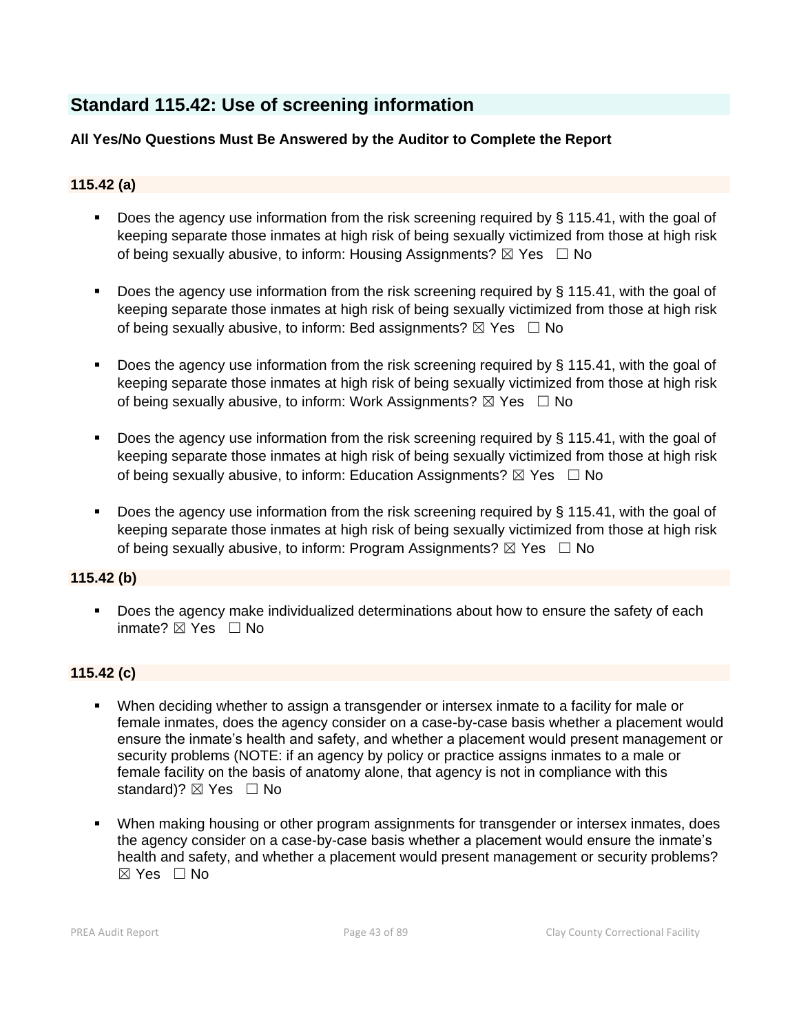## Standard 115.42: Use of screening information

**All Yes/No Questions Must Be Answered by the Auditor to Complete the Report**

### 115.42 (a)

- Does the agency use information from the risk screening required by § 115.41, with the goal of keeping separate those inmates at high risk of being sexually victimized from those at high risk of being sexually abusive, to inform: Housing Assignments? ☒ Yes ☐ No
- Does the agency use information from the risk screening required by § 115.41, with the goal of keeping separate those inmates at high risk of being sexually victimized from those at high risk of being sexually abusive, to inform: Bed assignments? ☒ Yes ☐ No
- Does the agency use information from the risk screening required by § 115.41, with the goal of keeping separate those inmates at high risk of being sexually victimized from those at high risk of being sexually abusive, to inform: Work Assignments? ☒ Yes ☐ No
- Does the agency use information from the risk screening required by § 115.41, with the goal of keeping separate those inmates at high risk of being sexually victimized from those at high risk of being sexually abusive, to inform: Education Assignments? ☒ Yes ☐ No
- Does the agency use information from the risk screening required by § 115.41, with the goal of keeping separate those inmates at high risk of being sexually victimized from those at high risk of being sexually abusive, to inform: Program Assignments? ☒ Yes ☐ No

### 115.42 (b)

- Does the agency make individualized determinations about how to ensure the safety of each inmate? ☒ Yes ☐ No

### 115.42 (c)

- When deciding whether to assign a transgender or intersex inmate to a facility for male or female inmates, does the agency consider on a case-by-case basis whether a placement would ensure the inmate's health and safety, and whether a placement would present management or security problems (NOTE: if an agency by policy or practice assigns inmates to a male or female facility on the basis of anatomy alone, that agency is not in compliance with this standard)? ☒ Yes ☐ No
- When making housing or other program assignments for transgender or intersex inmates, does the agency consider on a case-by-case basis whether a placement would ensure the inmate's health and safety, and whether a placement would present management or security problems? ☒ Yes ☐ No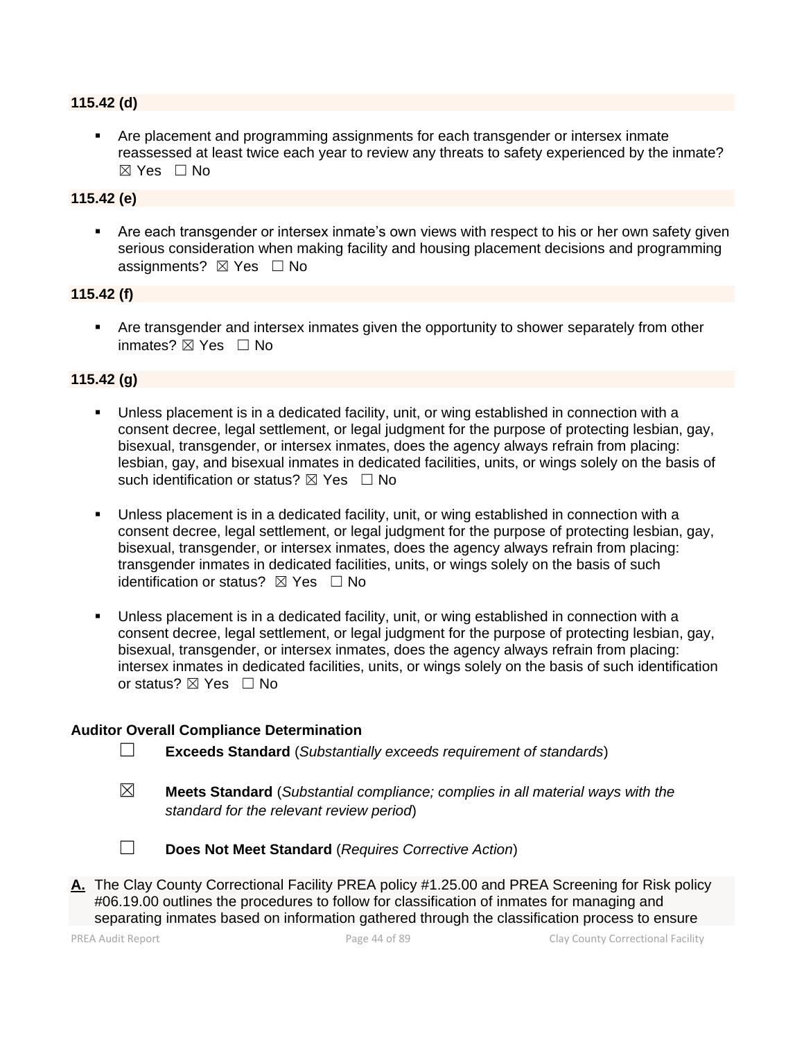**115.42 (d)**

- Are placement and programming assignments for each transgender or intersex inmate reassessed at least twice each year to review any threats to safety experienced by the inmate? ☒ Yes ☐ No

**115.42 (e)**

- Are each transgender or intersex inmate's own views with respect to his or her own safety given serious consideration when making facility and housing placement decisions and programming assignments? ☒ Yes ☐ No

**115.42 (f)**

- Are transgender and intersex inmates given the opportunity to shower separately from other inmates? ☒ Yes ☐ No

**115.42 (g)**

- Unless placement is in a dedicated facility, unit, or wing established in connection with a consent decree, legal settlement, or legal judgment for the purpose of protecting lesbian, gay, bisexual, transgender, or intersex inmates, does the agency always refrain from placing: lesbian, gay, and bisexual inmates in dedicated facilities, units, or wings solely on the basis of such identification or status? ☒ Yes ☐ No

- Unless placement is in a dedicated facility, unit, or wing established in connection with a consent decree, legal settlement, or legal judgment for the purpose of protecting lesbian, gay, bisexual, transgender, or intersex inmates, does the agency always refrain from placing: transgender inmates in dedicated facilities, units, or wings solely on the basis of such identification or status? ☒ Yes ☐ No

- Unless placement is in a dedicated facility, unit, or wing established in connection with a consent decree, legal settlement, or legal judgment for the purpose of protecting lesbian, gay, bisexual, transgender, or intersex inmates, does the agency always refrain from placing: intersex inmates in dedicated facilities, units, or wings solely on the basis of such identification or status? ☒ Yes ☐ No

**Auditor Overall Compliance Determination**

☐ **Exceeds Standard** (*Substantially exceeds requirement of standards*)

☒ **Meets Standard** (*Substantial compliance; complies in all material ways with the standard for the relevant review period*)

☐ **Does Not Meet Standard** (*Requires Corrective Action*)

**A.** The Clay County Correctional Facility PREA policy #1.25.00 and PREA Screening for Risk policy #06.19.00 outlines the procedures to follow for classification of inmates for managing and separating inmates based on information gathered through the classification process to ensure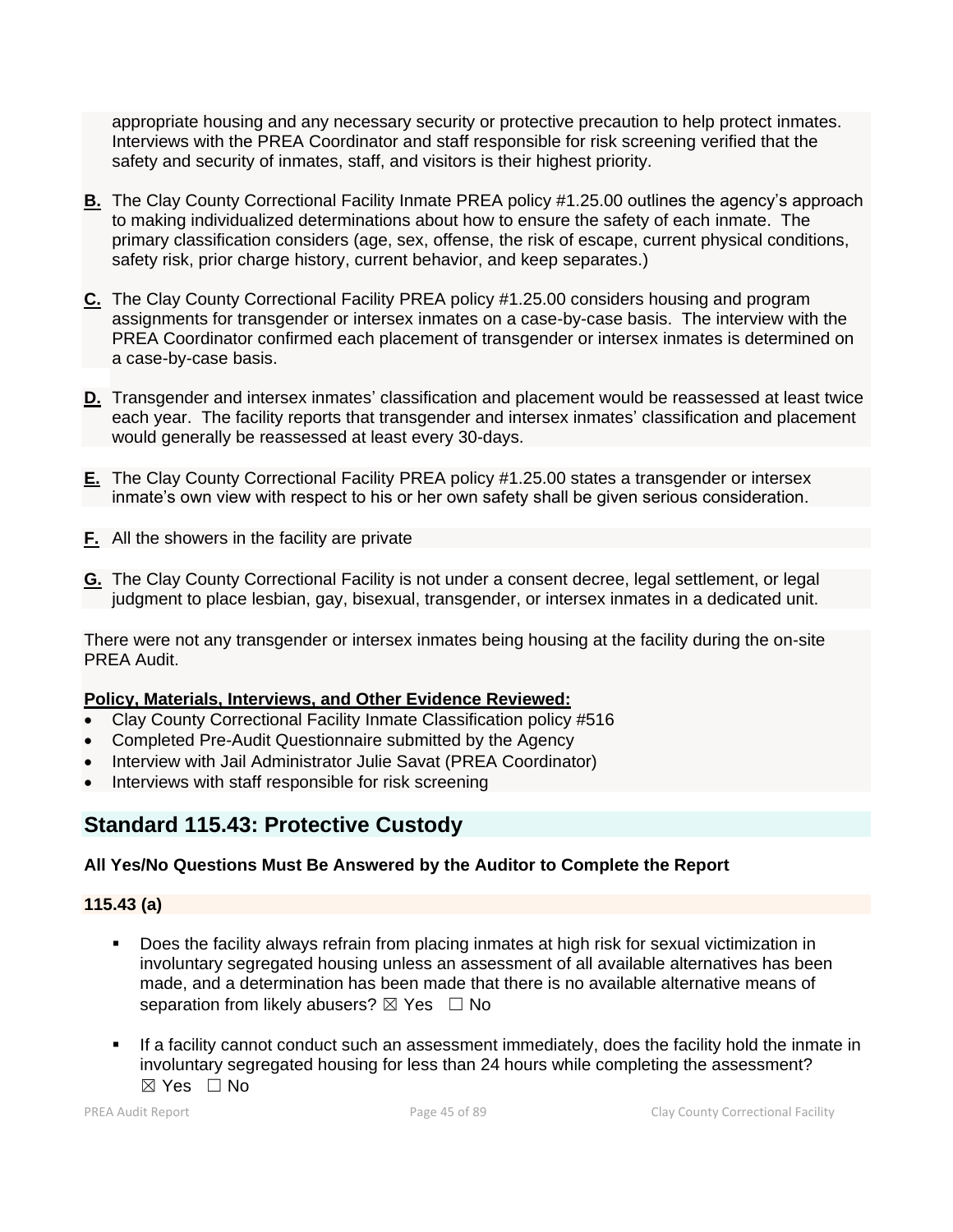appropriate housing and any necessary security or protective precaution to help protect inmates. Interviews with the PREA Coordinator and staff responsible for risk screening verified that the safety and security of inmates, staff, and visitors is their highest priority.

**B.** The Clay County Correctional Facility Inmate PREA policy #1.25.00 outlines the agency's approach to making individualized determinations about how to ensure the safety of each inmate. The primary classification considers (age, sex, offense, the risk of escape, current physical conditions, safety risk, prior charge history, current behavior, and keep separates.)

**C.** The Clay County Correctional Facility PREA policy #1.25.00 considers housing and program assignments for transgender or intersex inmates on a case-by-case basis. The interview with the PREA Coordinator confirmed each placement of transgender or intersex inmates is determined on a case-by-case basis.

**D.** Transgender and intersex inmates' classification and placement would be reassessed at least twice each year. The facility reports that transgender and intersex inmates' classification and placement would generally be reassessed at least every 30-days.

**E.** The Clay County Correctional Facility PREA policy #1.25.00 states a transgender or intersex inmate's own view with respect to his or her own safety shall be given serious consideration.

**F.** All the showers in the facility are private

**G.** The Clay County Correctional Facility is not under a consent decree, legal settlement, or legal judgment to place lesbian, gay, bisexual, transgender, or intersex inmates in a dedicated unit.

There were not any transgender or intersex inmates being housing at the facility during the on-site PREA Audit.

**Policy, Materials, Interviews, and Other Evidence Reviewed:**

- Clay County Correctional Facility Inmate Classification policy #516
- Completed Pre-Audit Questionnaire submitted by the Agency
- Interview with Jail Administrator Julie Savat (PREA Coordinator)
- Interviews with staff responsible for risk screening

## Standard 115.43: Protective Custody

**All Yes/No Questions Must Be Answered by the Auditor to Complete the Report**

**115.43 (a)**

- Does the facility always refrain from placing inmates at high risk for sexual victimization in involuntary segregated housing unless an assessment of all available alternatives has been made, and a determination has been made that there is no available alternative means of separation from likely abusers? ☒ Yes ☐ No

- If a facility cannot conduct such an assessment immediately, does the facility hold the inmate in involuntary segregated housing for less than 24 hours while completing the assessment? ☒ Yes ☐ No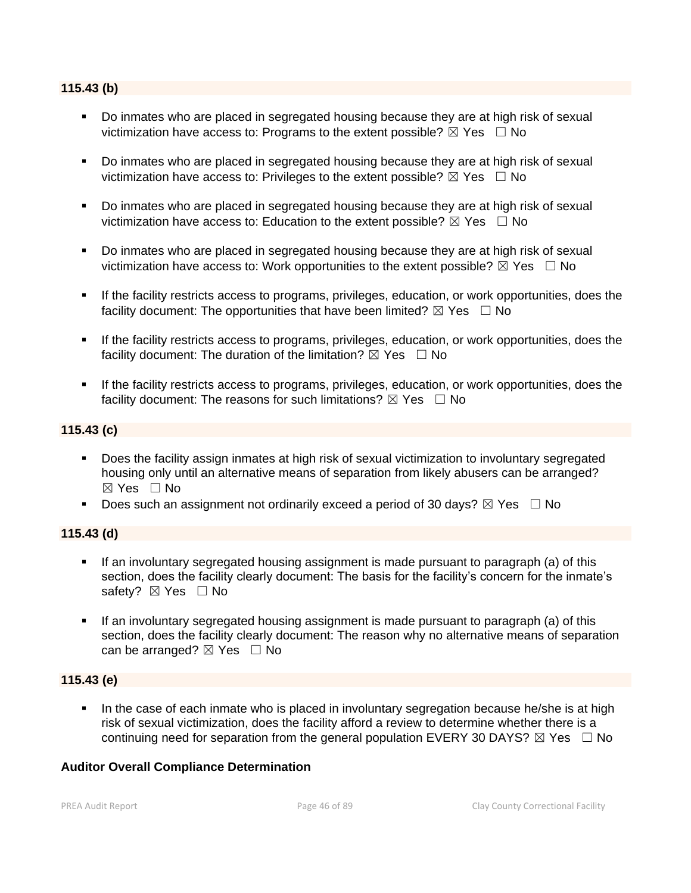### 115.43 (b)

- Do inmates who are placed in segregated housing because they are at high risk of sexual victimization have access to: Programs to the extent possible? ☒ Yes ☐ No

- Do inmates who are placed in segregated housing because they are at high risk of sexual victimization have access to: Privileges to the extent possible? ☒ Yes ☐ No

- Do inmates who are placed in segregated housing because they are at high risk of sexual victimization have access to: Education to the extent possible? ☒ Yes ☐ No

- Do inmates who are placed in segregated housing because they are at high risk of sexual victimization have access to: Work opportunities to the extent possible? ☒ Yes ☐ No

- If the facility restricts access to programs, privileges, education, or work opportunities, does the facility document: The opportunities that have been limited? ☒ Yes ☐ No

- If the facility restricts access to programs, privileges, education, or work opportunities, does the facility document: The duration of the limitation? ☒ Yes ☐ No

- If the facility restricts access to programs, privileges, education, or work opportunities, does the facility document: The reasons for such limitations? ☒ Yes ☐ No

### 115.43 (c)

- Does the facility assign inmates at high risk of sexual victimization to involuntary segregated housing only until an alternative means of separation from likely abusers can be arranged? ☒ Yes ☐ No
- Does such an assignment not ordinarily exceed a period of 30 days? ☒ Yes ☐ No

### 115.43 (d)

- If an involuntary segregated housing assignment is made pursuant to paragraph (a) of this section, does the facility clearly document: The basis for the facility's concern for the inmate's safety? ☒ Yes ☐ No

- If an involuntary segregated housing assignment is made pursuant to paragraph (a) of this section, does the facility clearly document: The reason why no alternative means of separation can be arranged? ☒ Yes ☐ No

### 115.43 (e)

- In the case of each inmate who is placed in involuntary segregation because he/she is at high risk of sexual victimization, does the facility afford a review to determine whether there is a continuing need for separation from the general population EVERY 30 DAYS? ☒ Yes ☐ No

**Auditor Overall Compliance Determination**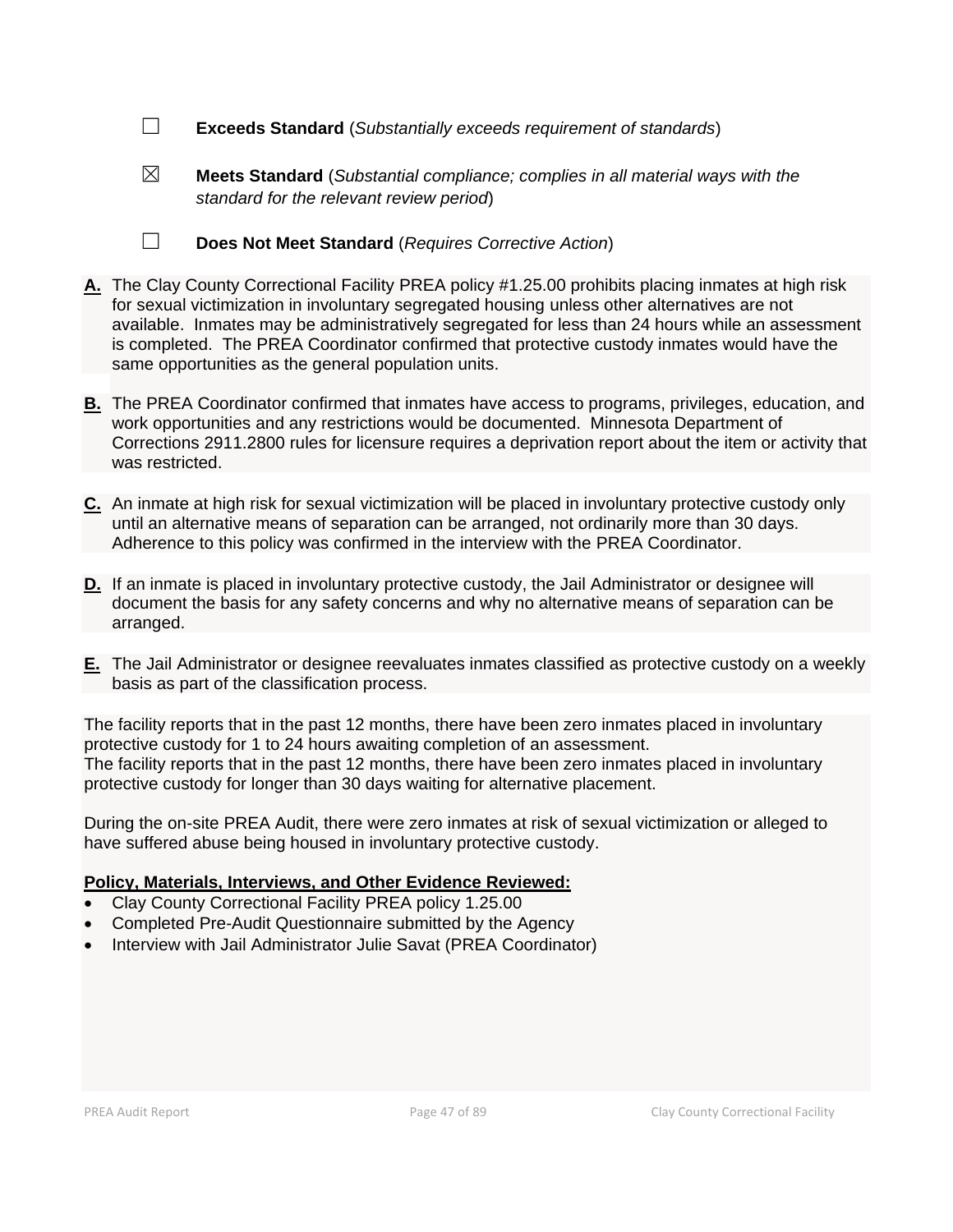☐ **Exceeds Standard** (*Substantially exceeds requirement of standards*)

☒ **Meets Standard** (*Substantial compliance; complies in all material ways with the standard for the relevant review period*)

☐ **Does Not Meet Standard** (*Requires Corrective Action*)

**A.** The Clay County Correctional Facility PREA policy #1.25.00 prohibits placing inmates at high risk for sexual victimization in involuntary segregated housing unless other alternatives are not available. Inmates may be administratively segregated for less than 24 hours while an assessment is completed. The PREA Coordinator confirmed that protective custody inmates would have the same opportunities as the general population units.

**B.** The PREA Coordinator confirmed that inmates have access to programs, privileges, education, and work opportunities and any restrictions would be documented. Minnesota Department of Corrections 2911.2800 rules for licensure requires a deprivation report about the item or activity that was restricted.

**C.** An inmate at high risk for sexual victimization will be placed in involuntary protective custody only until an alternative means of separation can be arranged, not ordinarily more than 30 days. Adherence to this policy was confirmed in the interview with the PREA Coordinator.

**D.** If an inmate is placed in involuntary protective custody, the Jail Administrator or designee will document the basis for any safety concerns and why no alternative means of separation can be arranged.

**E.** The Jail Administrator or designee reevaluates inmates classified as protective custody on a weekly basis as part of the classification process.

The facility reports that in the past 12 months, there have been zero inmates placed in involuntary protective custody for 1 to 24 hours awaiting completion of an assessment.
The facility reports that in the past 12 months, there have been zero inmates placed in involuntary protective custody for longer than 30 days waiting for alternative placement.

During the on-site PREA Audit, there were zero inmates at risk of sexual victimization or alleged to have suffered abuse being housed in involuntary protective custody.

**Policy, Materials, Interviews, and Other Evidence Reviewed:**

- Clay County Correctional Facility PREA policy 1.25.00
- Completed Pre-Audit Questionnaire submitted by the Agency
- Interview with Jail Administrator Julie Savat (PREA Coordinator)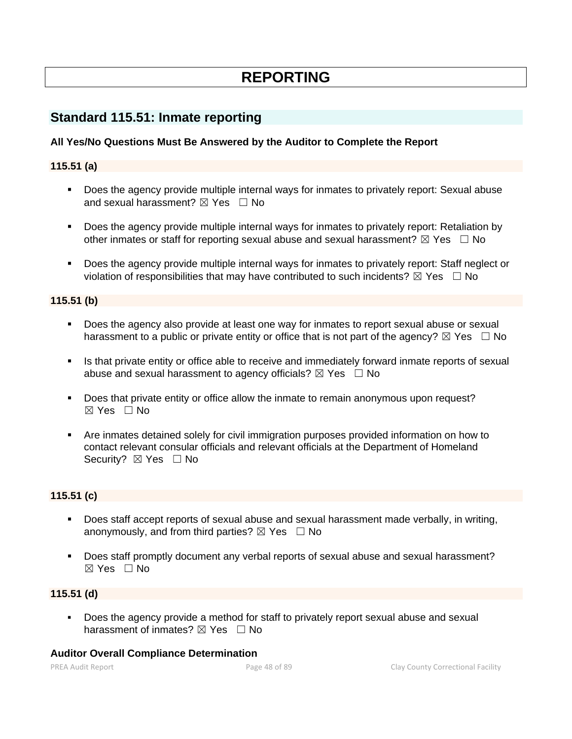# REPORTING

## Standard 115.51: Inmate reporting

**All Yes/No Questions Must Be Answered by the Auditor to Complete the Report**

### 115.51 (a)

- Does the agency provide multiple internal ways for inmates to privately report: Sexual abuse and sexual harassment? ☒ Yes ☐ No
- Does the agency provide multiple internal ways for inmates to privately report: Retaliation by other inmates or staff for reporting sexual abuse and sexual harassment? ☒ Yes ☐ No
- Does the agency provide multiple internal ways for inmates to privately report: Staff neglect or violation of responsibilities that may have contributed to such incidents? ☒ Yes ☐ No

### 115.51 (b)

- Does the agency also provide at least one way for inmates to report sexual abuse or sexual harassment to a public or private entity or office that is not part of the agency? ☒ Yes ☐ No
- Is that private entity or office able to receive and immediately forward inmate reports of sexual abuse and sexual harassment to agency officials? ☒ Yes ☐ No
- Does that private entity or office allow the inmate to remain anonymous upon request? ☒ Yes ☐ No
- Are inmates detained solely for civil immigration purposes provided information on how to contact relevant consular officials and relevant officials at the Department of Homeland Security? ☒ Yes ☐ No

### 115.51 (c)

- Does staff accept reports of sexual abuse and sexual harassment made verbally, in writing, anonymously, and from third parties? ☒ Yes ☐ No
- Does staff promptly document any verbal reports of sexual abuse and sexual harassment? ☒ Yes ☐ No

### 115.51 (d)

- Does the agency provide a method for staff to privately report sexual abuse and sexual harassment of inmates? ☒ Yes ☐ No

**Auditor Overall Compliance Determination**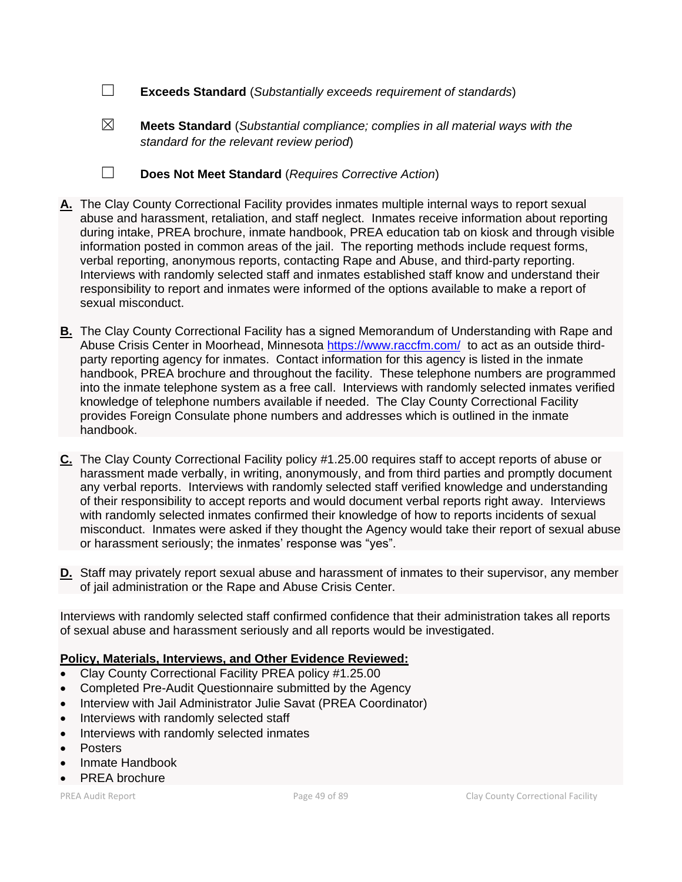☐ **Exceeds Standard** (*Substantially exceeds requirement of standards*)

☒ **Meets Standard** (*Substantial compliance; complies in all material ways with the standard for the relevant review period*)

☐ **Does Not Meet Standard** (*Requires Corrective Action*)

**A.** The Clay County Correctional Facility provides inmates multiple internal ways to report sexual abuse and harassment, retaliation, and staff neglect. Inmates receive information about reporting during intake, PREA brochure, inmate handbook, PREA education tab on kiosk and through visible information posted in common areas of the jail. The reporting methods include request forms, verbal reporting, anonymous reports, contacting Rape and Abuse, and third-party reporting. Interviews with randomly selected staff and inmates established staff know and understand their responsibility to report and inmates were informed of the options available to make a report of sexual misconduct.

**B.** The Clay County Correctional Facility has a signed Memorandum of Understanding with Rape and Abuse Crisis Center in Moorhead, Minnesota https://www.raccfm.com/ to act as an outside third-party reporting agency for inmates. Contact information for this agency is listed in the inmate handbook, PREA brochure and throughout the facility. These telephone numbers are programmed into the inmate telephone system as a free call. Interviews with randomly selected inmates verified knowledge of telephone numbers available if needed. The Clay County Correctional Facility provides Foreign Consulate phone numbers and addresses which is outlined in the inmate handbook.

**C.** The Clay County Correctional Facility policy #1.25.00 requires staff to accept reports of abuse or harassment made verbally, in writing, anonymously, and from third parties and promptly document any verbal reports. Interviews with randomly selected staff verified knowledge and understanding of their responsibility to accept reports and would document verbal reports right away. Interviews with randomly selected inmates confirmed their knowledge of how to reports incidents of sexual misconduct. Inmates were asked if they thought the Agency would take their report of sexual abuse or harassment seriously; the inmates' response was "yes".

**D.** Staff may privately report sexual abuse and harassment of inmates to their supervisor, any member of jail administration or the Rape and Abuse Crisis Center.

Interviews with randomly selected staff confirmed confidence that their administration takes all reports of sexual abuse and harassment seriously and all reports would be investigated.

**Policy, Materials, Interviews, and Other Evidence Reviewed:**

- Clay County Correctional Facility PREA policy #1.25.00
- Completed Pre-Audit Questionnaire submitted by the Agency
- Interview with Jail Administrator Julie Savat (PREA Coordinator)
- Interviews with randomly selected staff
- Interviews with randomly selected inmates
- Posters
- Inmate Handbook
- PREA brochure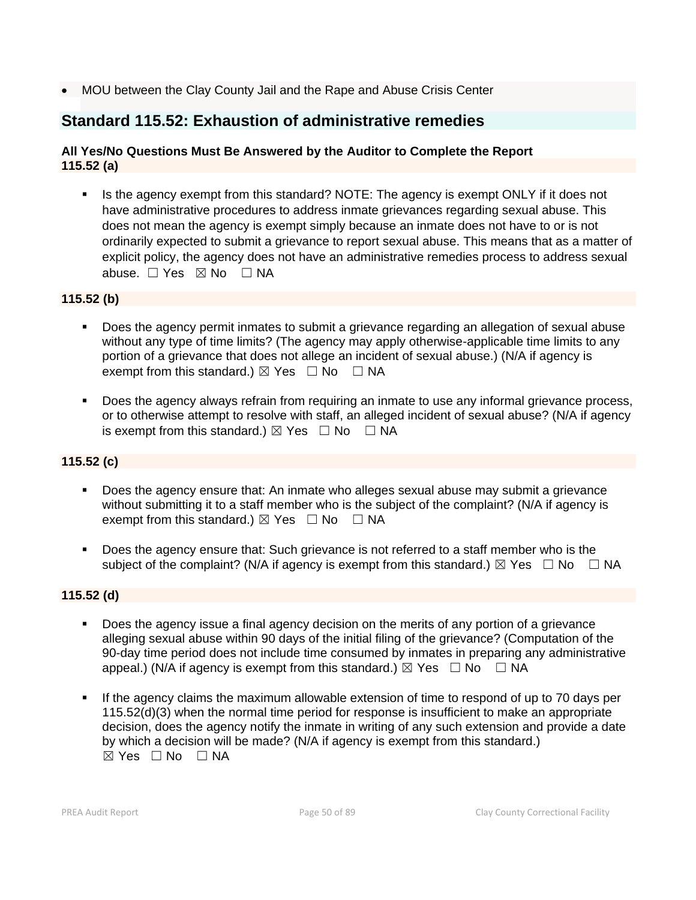- MOU between the Clay County Jail and the Rape and Abuse Crisis Center

## Standard 115.52: Exhaustion of administrative remedies

**All Yes/No Questions Must Be Answered by the Auditor to Complete the Report**

**115.52 (a)**

- Is the agency exempt from this standard? NOTE: The agency is exempt ONLY if it does not have administrative procedures to address inmate grievances regarding sexual abuse. This does not mean the agency is exempt simply because an inmate does not have to or is not ordinarily expected to submit a grievance to report sexual abuse. This means that as a matter of explicit policy, the agency does not have an administrative remedies process to address sexual abuse. ☐ Yes ☒ No ☐ NA

**115.52 (b)**

- Does the agency permit inmates to submit a grievance regarding an allegation of sexual abuse without any type of time limits? (The agency may apply otherwise-applicable time limits to any portion of a grievance that does not allege an incident of sexual abuse.) (N/A if agency is exempt from this standard.) ☒ Yes ☐ No ☐ NA
- Does the agency always refrain from requiring an inmate to use any informal grievance process, or to otherwise attempt to resolve with staff, an alleged incident of sexual abuse? (N/A if agency is exempt from this standard.) ☒ Yes ☐ No ☐ NA

**115.52 (c)**

- Does the agency ensure that: An inmate who alleges sexual abuse may submit a grievance without submitting it to a staff member who is the subject of the complaint? (N/A if agency is exempt from this standard.) ☒ Yes ☐ No ☐ NA
- Does the agency ensure that: Such grievance is not referred to a staff member who is the subject of the complaint? (N/A if agency is exempt from this standard.) ☒ Yes ☐ No ☐ NA

**115.52 (d)**

- Does the agency issue a final agency decision on the merits of any portion of a grievance alleging sexual abuse within 90 days of the initial filing of the grievance? (Computation of the 90-day time period does not include time consumed by inmates in preparing any administrative appeal.) (N/A if agency is exempt from this standard.) ☒ Yes ☐ No ☐ NA
- If the agency claims the maximum allowable extension of time to respond of up to 70 days per 115.52(d)(3) when the normal time period for response is insufficient to make an appropriate decision, does the agency notify the inmate in writing of any such extension and provide a date by which a decision will be made? (N/A if agency is exempt from this standard.) ☒ Yes ☐ No ☐ NA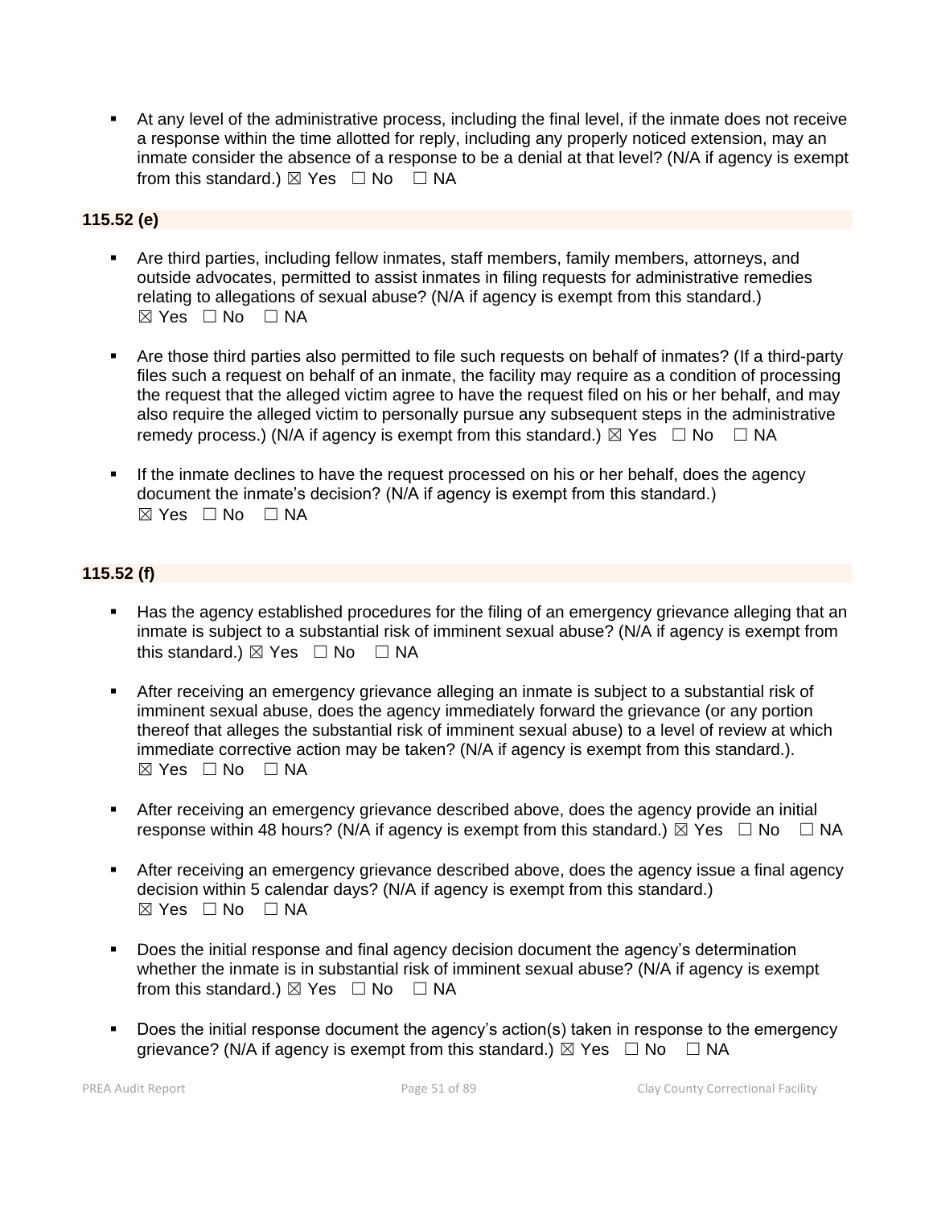- At any level of the administrative process, including the final level, if the inmate does not receive a response within the time allotted for reply, including any properly noticed extension, may an inmate consider the absence of a response to be a denial at that level? (N/A if agency is exempt from this standard.) ☒ Yes ☐ No ☐ NA

**115.52 (e)**

- Are third parties, including fellow inmates, staff members, family members, attorneys, and outside advocates, permitted to assist inmates in filing requests for administrative remedies relating to allegations of sexual abuse? (N/A if agency is exempt from this standard.) ☒ Yes ☐ No ☐ NA

- Are those third parties also permitted to file such requests on behalf of inmates? (If a third-party files such a request on behalf of an inmate, the facility may require as a condition of processing the request that the alleged victim agree to have the request filed on his or her behalf, and may also require the alleged victim to personally pursue any subsequent steps in the administrative remedy process.) (N/A if agency is exempt from this standard.) ☒ Yes ☐ No ☐ NA

- If the inmate declines to have the request processed on his or her behalf, does the agency document the inmate's decision? (N/A if agency is exempt from this standard.) ☒ Yes ☐ No ☐ NA

**115.52 (f)**

- Has the agency established procedures for the filing of an emergency grievance alleging that an inmate is subject to a substantial risk of imminent sexual abuse? (N/A if agency is exempt from this standard.) ☒ Yes ☐ No ☐ NA

- After receiving an emergency grievance alleging an inmate is subject to a substantial risk of imminent sexual abuse, does the agency immediately forward the grievance (or any portion thereof that alleges the substantial risk of imminent sexual abuse) to a level of review at which immediate corrective action may be taken? (N/A if agency is exempt from this standard.). ☒ Yes ☐ No ☐ NA

- After receiving an emergency grievance described above, does the agency provide an initial response within 48 hours? (N/A if agency is exempt from this standard.) ☒ Yes ☐ No ☐ NA

- After receiving an emergency grievance described above, does the agency issue a final agency decision within 5 calendar days? (N/A if agency is exempt from this standard.) ☒ Yes ☐ No ☐ NA

- Does the initial response and final agency decision document the agency's determination whether the inmate is in substantial risk of imminent sexual abuse? (N/A if agency is exempt from this standard.) ☒ Yes ☐ No ☐ NA

- Does the initial response document the agency's action(s) taken in response to the emergency grievance? (N/A if agency is exempt from this standard.) ☒ Yes ☐ No ☐ NA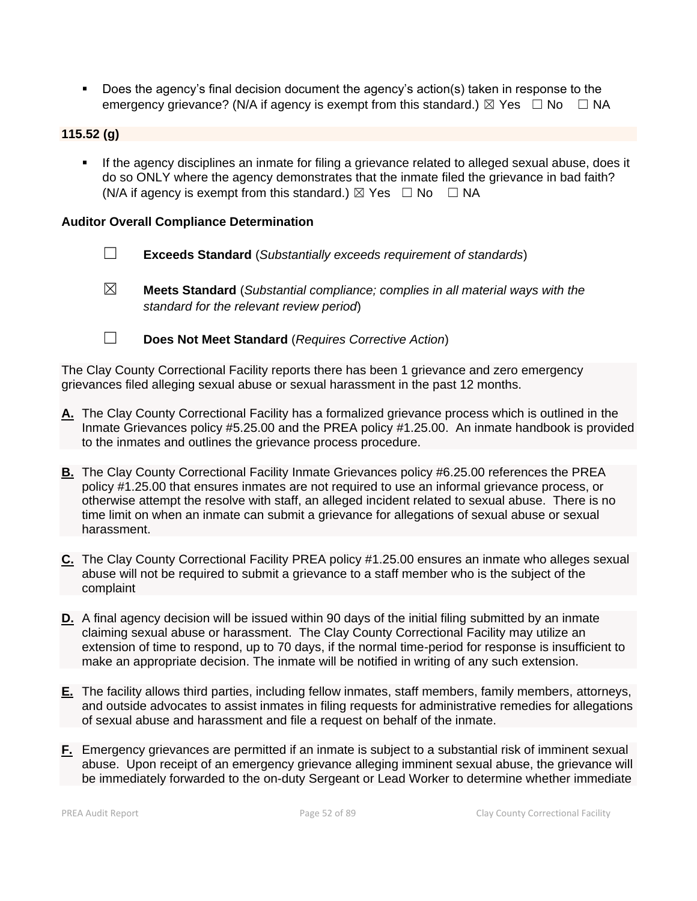- Does the agency's final decision document the agency's action(s) taken in response to the emergency grievance? (N/A if agency is exempt from this standard.) ☒ Yes ☐ No ☐ NA

**115.52 (g)**

- If the agency disciplines an inmate for filing a grievance related to alleged sexual abuse, does it do so ONLY where the agency demonstrates that the inmate filed the grievance in bad faith? (N/A if agency is exempt from this standard.) ☒ Yes ☐ No ☐ NA

**Auditor Overall Compliance Determination**

☐ **Exceeds Standard** (*Substantially exceeds requirement of standards*)

☒ **Meets Standard** (*Substantial compliance; complies in all material ways with the standard for the relevant review period*)

☐ **Does Not Meet Standard** (*Requires Corrective Action*)

The Clay County Correctional Facility reports there has been 1 grievance and zero emergency grievances filed alleging sexual abuse or sexual harassment in the past 12 months.

**A.** The Clay County Correctional Facility has a formalized grievance process which is outlined in the Inmate Grievances policy #5.25.00 and the PREA policy #1.25.00. An inmate handbook is provided to the inmates and outlines the grievance process procedure.

**B.** The Clay County Correctional Facility Inmate Grievances policy #6.25.00 references the PREA policy #1.25.00 that ensures inmates are not required to use an informal grievance process, or otherwise attempt the resolve with staff, an alleged incident related to sexual abuse. There is no time limit on when an inmate can submit a grievance for allegations of sexual abuse or sexual harassment.

**C.** The Clay County Correctional Facility PREA policy #1.25.00 ensures an inmate who alleges sexual abuse will not be required to submit a grievance to a staff member who is the subject of the complaint

**D.** A final agency decision will be issued within 90 days of the initial filing submitted by an inmate claiming sexual abuse or harassment. The Clay County Correctional Facility may utilize an extension of time to respond, up to 70 days, if the normal time-period for response is insufficient to make an appropriate decision. The inmate will be notified in writing of any such extension.

**E.** The facility allows third parties, including fellow inmates, staff members, family members, attorneys, and outside advocates to assist inmates in filing requests for administrative remedies for allegations of sexual abuse and harassment and file a request on behalf of the inmate.

**F.** Emergency grievances are permitted if an inmate is subject to a substantial risk of imminent sexual abuse. Upon receipt of an emergency grievance alleging imminent sexual abuse, the grievance will be immediately forwarded to the on-duty Sergeant or Lead Worker to determine whether immediate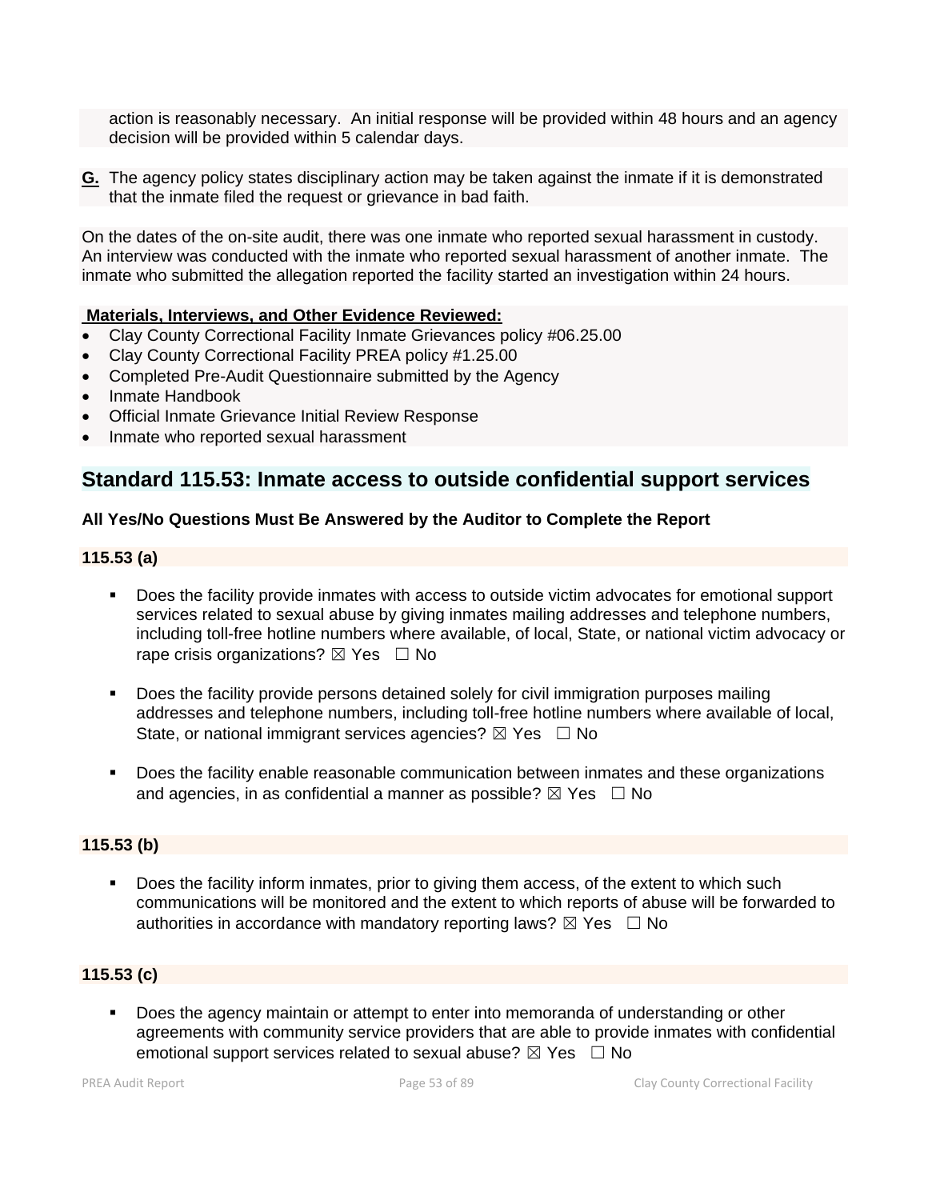action is reasonably necessary. An initial response will be provided within 48 hours and an agency decision will be provided within 5 calendar days.

**G.** The agency policy states disciplinary action may be taken against the inmate if it is demonstrated that the inmate filed the request or grievance in bad faith.

On the dates of the on-site audit, there was one inmate who reported sexual harassment in custody. An interview was conducted with the inmate who reported sexual harassment of another inmate. The inmate who submitted the allegation reported the facility started an investigation within 24 hours.

**Materials, Interviews, and Other Evidence Reviewed:**

- Clay County Correctional Facility Inmate Grievances policy #06.25.00
- Clay County Correctional Facility PREA policy #1.25.00
- Completed Pre-Audit Questionnaire submitted by the Agency
- Inmate Handbook
- Official Inmate Grievance Initial Review Response
- Inmate who reported sexual harassment

## Standard 115.53: Inmate access to outside confidential support services

**All Yes/No Questions Must Be Answered by the Auditor to Complete the Report**

**115.53 (a)**

- Does the facility provide inmates with access to outside victim advocates for emotional support services related to sexual abuse by giving inmates mailing addresses and telephone numbers, including toll-free hotline numbers where available, of local, State, or national victim advocacy or rape crisis organizations? ☒ Yes ☐ No
- Does the facility provide persons detained solely for civil immigration purposes mailing addresses and telephone numbers, including toll-free hotline numbers where available of local, State, or national immigrant services agencies? ☒ Yes ☐ No
- Does the facility enable reasonable communication between inmates and these organizations and agencies, in as confidential a manner as possible? ☒ Yes ☐ No

**115.53 (b)**

- Does the facility inform inmates, prior to giving them access, of the extent to which such communications will be monitored and the extent to which reports of abuse will be forwarded to authorities in accordance with mandatory reporting laws? ☒ Yes ☐ No

**115.53 (c)**

- Does the agency maintain or attempt to enter into memoranda of understanding or other agreements with community service providers that are able to provide inmates with confidential emotional support services related to sexual abuse? ☒ Yes ☐ No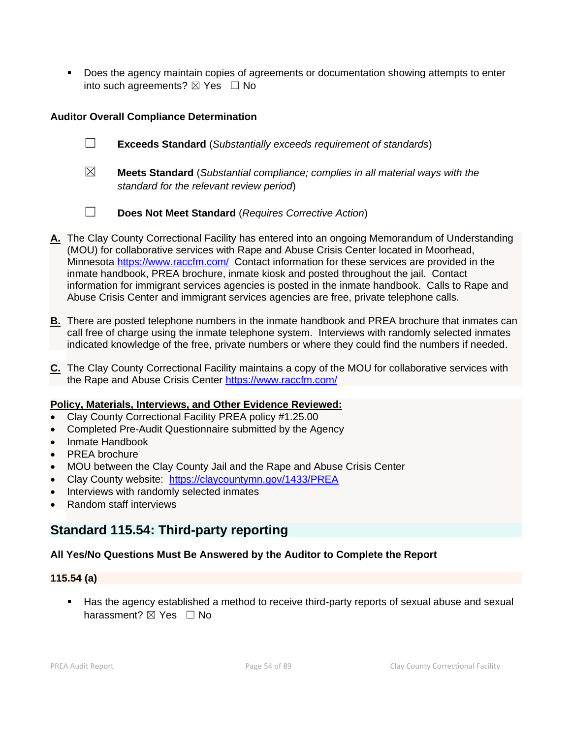- Does the agency maintain copies of agreements or documentation showing attempts to enter into such agreements? ☒ Yes ☐ No

**Auditor Overall Compliance Determination**

☐ **Exceeds Standard** (*Substantially exceeds requirement of standards*)

☒ **Meets Standard** (*Substantial compliance; complies in all material ways with the standard for the relevant review period*)

☐ **Does Not Meet Standard** (*Requires Corrective Action*)

**A.** The Clay County Correctional Facility has entered into an ongoing Memorandum of Understanding (MOU) for collaborative services with Rape and Abuse Crisis Center located in Moorhead, Minnesota https://www.raccfm.com/ Contact information for these services are provided in the inmate handbook, PREA brochure, inmate kiosk and posted throughout the jail. Contact information for immigrant services agencies is posted in the inmate handbook. Calls to Rape and Abuse Crisis Center and immigrant services agencies are free, private telephone calls.

**B.** There are posted telephone numbers in the inmate handbook and PREA brochure that inmates can call free of charge using the inmate telephone system. Interviews with randomly selected inmates indicated knowledge of the free, private numbers or where they could find the numbers if needed.

**C.** The Clay County Correctional Facility maintains a copy of the MOU for collaborative services with the Rape and Abuse Crisis Center https://www.raccfm.com/

**Policy, Materials, Interviews, and Other Evidence Reviewed:**

- Clay County Correctional Facility PREA policy #1.25.00
- Completed Pre-Audit Questionnaire submitted by the Agency
- Inmate Handbook
- PREA brochure
- MOU between the Clay County Jail and the Rape and Abuse Crisis Center
- Clay County website: https://claycountymn.gov/1433/PREA
- Interviews with randomly selected inmates
- Random staff interviews

## Standard 115.54: Third-party reporting

**All Yes/No Questions Must Be Answered by the Auditor to Complete the Report**

**115.54 (a)**

- Has the agency established a method to receive third-party reports of sexual abuse and sexual harassment? ☒ Yes ☐ No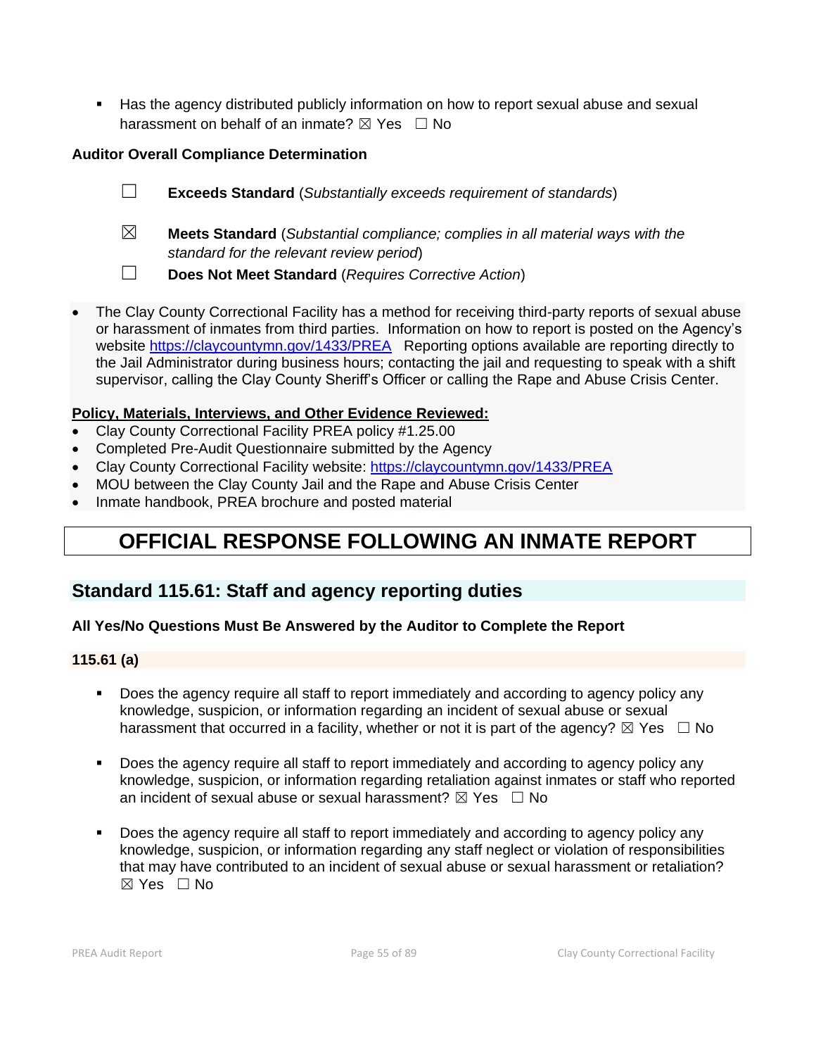- Has the agency distributed publicly information on how to report sexual abuse and sexual harassment on behalf of an inmate? ☒ Yes ☐ No

**Auditor Overall Compliance Determination**

☐ **Exceeds Standard** (*Substantially exceeds requirement of standards*)

☒ **Meets Standard** (*Substantial compliance; complies in all material ways with the standard for the relevant review period*)

☐ **Does Not Meet Standard** (*Requires Corrective Action*)

- The Clay County Correctional Facility has a method for receiving third-party reports of sexual abuse or harassment of inmates from third parties. Information on how to report is posted on the Agency's website https://claycountymn.gov/1433/PREA Reporting options available are reporting directly to the Jail Administrator during business hours; contacting the jail and requesting to speak with a shift supervisor, calling the Clay County Sheriff's Officer or calling the Rape and Abuse Crisis Center.

**Policy, Materials, Interviews, and Other Evidence Reviewed:**

- Clay County Correctional Facility PREA policy #1.25.00
- Completed Pre-Audit Questionnaire submitted by the Agency
- Clay County Correctional Facility website: https://claycountymn.gov/1433/PREA
- MOU between the Clay County Jail and the Rape and Abuse Crisis Center
- Inmate handbook, PREA brochure and posted material

# OFFICIAL RESPONSE FOLLOWING AN INMATE REPORT

## Standard 115.61: Staff and agency reporting duties

**All Yes/No Questions Must Be Answered by the Auditor to Complete the Report**

**115.61 (a)**

- Does the agency require all staff to report immediately and according to agency policy any knowledge, suspicion, or information regarding an incident of sexual abuse or sexual harassment that occurred in a facility, whether or not it is part of the agency? ☒ Yes ☐ No

- Does the agency require all staff to report immediately and according to agency policy any knowledge, suspicion, or information regarding retaliation against inmates or staff who reported an incident of sexual abuse or sexual harassment? ☒ Yes ☐ No

- Does the agency require all staff to report immediately and according to agency policy any knowledge, suspicion, or information regarding any staff neglect or violation of responsibilities that may have contributed to an incident of sexual abuse or sexual harassment or retaliation? ☒ Yes ☐ No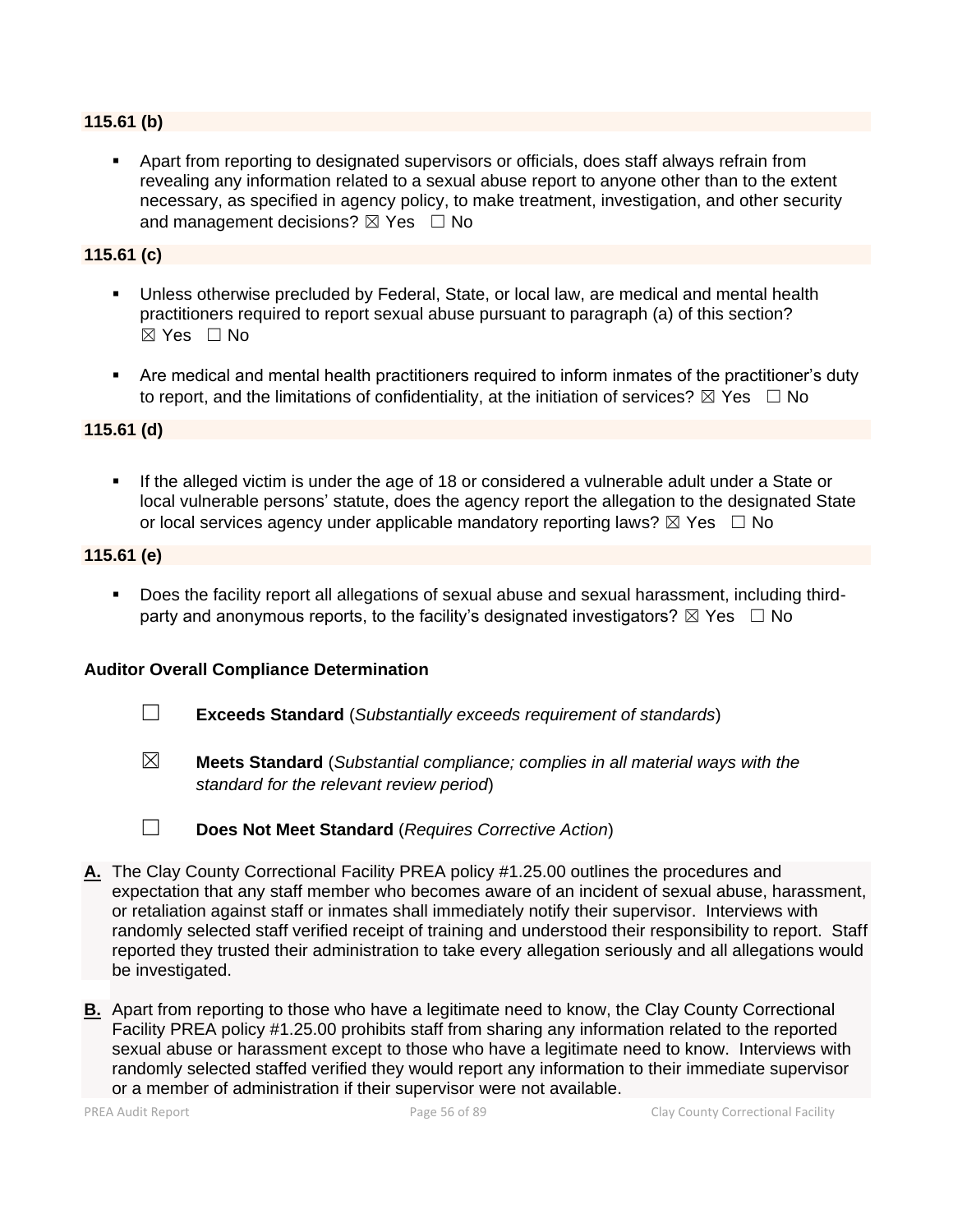**115.61 (b)**

- Apart from reporting to designated supervisors or officials, does staff always refrain from revealing any information related to a sexual abuse report to anyone other than to the extent necessary, as specified in agency policy, to make treatment, investigation, and other security and management decisions? ☒ Yes ☐ No

**115.61 (c)**

- Unless otherwise precluded by Federal, State, or local law, are medical and mental health practitioners required to report sexual abuse pursuant to paragraph (a) of this section? ☒ Yes ☐ No
- Are medical and mental health practitioners required to inform inmates of the practitioner's duty to report, and the limitations of confidentiality, at the initiation of services? ☒ Yes ☐ No

**115.61 (d)**

- If the alleged victim is under the age of 18 or considered a vulnerable adult under a State or local vulnerable persons' statute, does the agency report the allegation to the designated State or local services agency under applicable mandatory reporting laws? ☒ Yes ☐ No

**115.61 (e)**

- Does the facility report all allegations of sexual abuse and sexual harassment, including third-party and anonymous reports, to the facility's designated investigators? ☒ Yes ☐ No

**Auditor Overall Compliance Determination**

☐ **Exceeds Standard** (*Substantially exceeds requirement of standards*)

☒ **Meets Standard** (*Substantial compliance; complies in all material ways with the standard for the relevant review period*)

☐ **Does Not Meet Standard** (*Requires Corrective Action*)

**A.** The Clay County Correctional Facility PREA policy #1.25.00 outlines the procedures and expectation that any staff member who becomes aware of an incident of sexual abuse, harassment, or retaliation against staff or inmates shall immediately notify their supervisor. Interviews with randomly selected staff verified receipt of training and understood their responsibility to report. Staff reported they trusted their administration to take every allegation seriously and all allegations would be investigated.

**B.** Apart from reporting to those who have a legitimate need to know, the Clay County Correctional Facility PREA policy #1.25.00 prohibits staff from sharing any information related to the reported sexual abuse or harassment except to those who have a legitimate need to know. Interviews with randomly selected staffed verified they would report any information to their immediate supervisor or a member of administration if their supervisor were not available.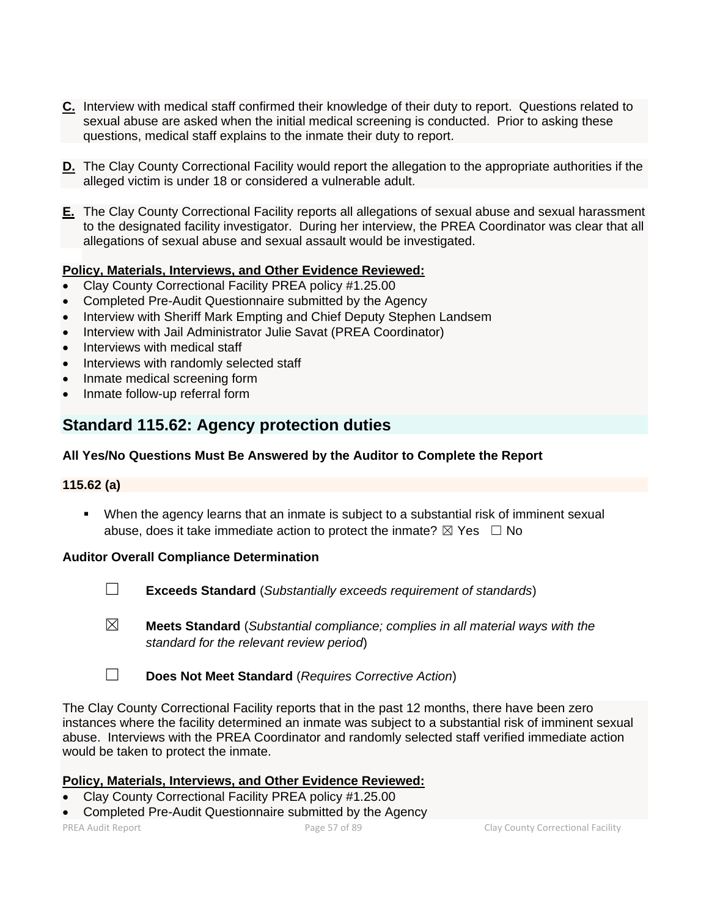**C.** Interview with medical staff confirmed their knowledge of their duty to report. Questions related to sexual abuse are asked when the initial medical screening is conducted. Prior to asking these questions, medical staff explains to the inmate their duty to report.

**D.** The Clay County Correctional Facility would report the allegation to the appropriate authorities if the alleged victim is under 18 or considered a vulnerable adult.

**E.** The Clay County Correctional Facility reports all allegations of sexual abuse and sexual harassment to the designated facility investigator. During her interview, the PREA Coordinator was clear that all allegations of sexual abuse and sexual assault would be investigated.

**Policy, Materials, Interviews, and Other Evidence Reviewed:**

- Clay County Correctional Facility PREA policy #1.25.00
- Completed Pre-Audit Questionnaire submitted by the Agency
- Interview with Sheriff Mark Empting and Chief Deputy Stephen Landsem
- Interview with Jail Administrator Julie Savat (PREA Coordinator)
- Interviews with medical staff
- Interviews with randomly selected staff
- Inmate medical screening form
- Inmate follow-up referral form

## Standard 115.62: Agency protection duties

**All Yes/No Questions Must Be Answered by the Auditor to Complete the Report**

**115.62 (a)**

- When the agency learns that an inmate is subject to a substantial risk of imminent sexual abuse, does it take immediate action to protect the inmate? ☒ Yes ☐ No

**Auditor Overall Compliance Determination**

☐ **Exceeds Standard** (*Substantially exceeds requirement of standards*)

☒ **Meets Standard** (*Substantial compliance; complies in all material ways with the standard for the relevant review period*)

☐ **Does Not Meet Standard** (*Requires Corrective Action*)

The Clay County Correctional Facility reports that in the past 12 months, there have been zero instances where the facility determined an inmate was subject to a substantial risk of imminent sexual abuse. Interviews with the PREA Coordinator and randomly selected staff verified immediate action would be taken to protect the inmate.

**Policy, Materials, Interviews, and Other Evidence Reviewed:**

- Clay County Correctional Facility PREA policy #1.25.00
- Completed Pre-Audit Questionnaire submitted by the Agency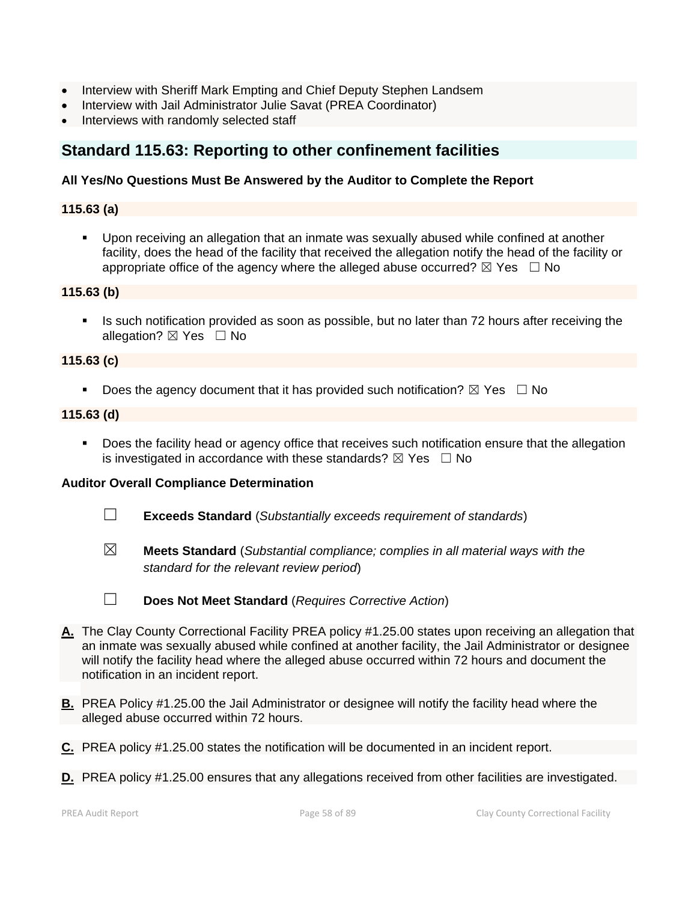- Interview with Sheriff Mark Empting and Chief Deputy Stephen Landsem
- Interview with Jail Administrator Julie Savat (PREA Coordinator)
- Interviews with randomly selected staff

## Standard 115.63: Reporting to other confinement facilities

**All Yes/No Questions Must Be Answered by the Auditor to Complete the Report**

**115.63 (a)**

- Upon receiving an allegation that an inmate was sexually abused while confined at another facility, does the head of the facility that received the allegation notify the head of the facility or appropriate office of the agency where the alleged abuse occurred? ☒ Yes ☐ No

**115.63 (b)**

- Is such notification provided as soon as possible, but no later than 72 hours after receiving the allegation? ☒ Yes ☐ No

**115.63 (c)**

- Does the agency document that it has provided such notification? ☒ Yes ☐ No

**115.63 (d)**

- Does the facility head or agency office that receives such notification ensure that the allegation is investigated in accordance with these standards? ☒ Yes ☐ No

**Auditor Overall Compliance Determination**

☐ **Exceeds Standard** (*Substantially exceeds requirement of standards*)

☒ **Meets Standard** (*Substantial compliance; complies in all material ways with the standard for the relevant review period*)

☐ **Does Not Meet Standard** (*Requires Corrective Action*)

**A.** The Clay County Correctional Facility PREA policy #1.25.00 states upon receiving an allegation that an inmate was sexually abused while confined at another facility, the Jail Administrator or designee will notify the facility head where the alleged abuse occurred within 72 hours and document the notification in an incident report.

**B.** PREA Policy #1.25.00 the Jail Administrator or designee will notify the facility head where the alleged abuse occurred within 72 hours.

**C.** PREA policy #1.25.00 states the notification will be documented in an incident report.

**D.** PREA policy #1.25.00 ensures that any allegations received from other facilities are investigated.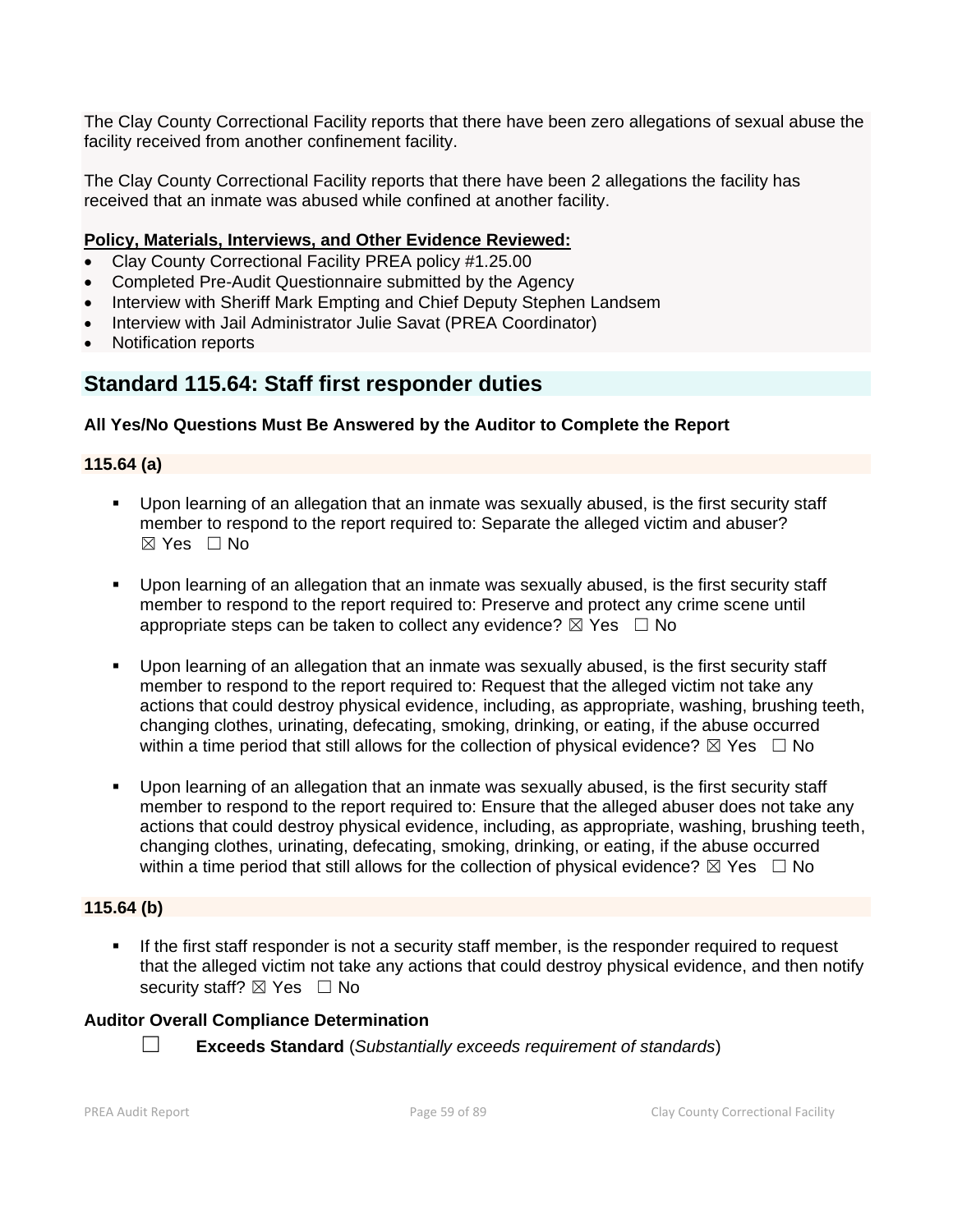The Clay County Correctional Facility reports that there have been zero allegations of sexual abuse the facility received from another confinement facility.

The Clay County Correctional Facility reports that there have been 2 allegations the facility has received that an inmate was abused while confined at another facility.

**Policy, Materials, Interviews, and Other Evidence Reviewed:**

- Clay County Correctional Facility PREA policy #1.25.00
- Completed Pre-Audit Questionnaire submitted by the Agency
- Interview with Sheriff Mark Empting and Chief Deputy Stephen Landsem
- Interview with Jail Administrator Julie Savat (PREA Coordinator)
- Notification reports

## Standard 115.64: Staff first responder duties

**All Yes/No Questions Must Be Answered by the Auditor to Complete the Report**

**115.64 (a)**

- Upon learning of an allegation that an inmate was sexually abused, is the first security staff member to respond to the report required to: Separate the alleged victim and abuser? ☒ Yes ☐ No
- Upon learning of an allegation that an inmate was sexually abused, is the first security staff member to respond to the report required to: Preserve and protect any crime scene until appropriate steps can be taken to collect any evidence? ☒ Yes ☐ No
- Upon learning of an allegation that an inmate was sexually abused, is the first security staff member to respond to the report required to: Request that the alleged victim not take any actions that could destroy physical evidence, including, as appropriate, washing, brushing teeth, changing clothes, urinating, defecating, smoking, drinking, or eating, if the abuse occurred within a time period that still allows for the collection of physical evidence? ☒ Yes ☐ No
- Upon learning of an allegation that an inmate was sexually abused, is the first security staff member to respond to the report required to: Ensure that the alleged abuser does not take any actions that could destroy physical evidence, including, as appropriate, washing, brushing teeth, changing clothes, urinating, defecating, smoking, drinking, or eating, if the abuse occurred within a time period that still allows for the collection of physical evidence? ☒ Yes ☐ No

**115.64 (b)**

- If the first staff responder is not a security staff member, is the responder required to request that the alleged victim not take any actions that could destroy physical evidence, and then notify security staff? ☒ Yes ☐ No

**Auditor Overall Compliance Determination**

☐ **Exceeds Standard** (*Substantially exceeds requirement of standards*)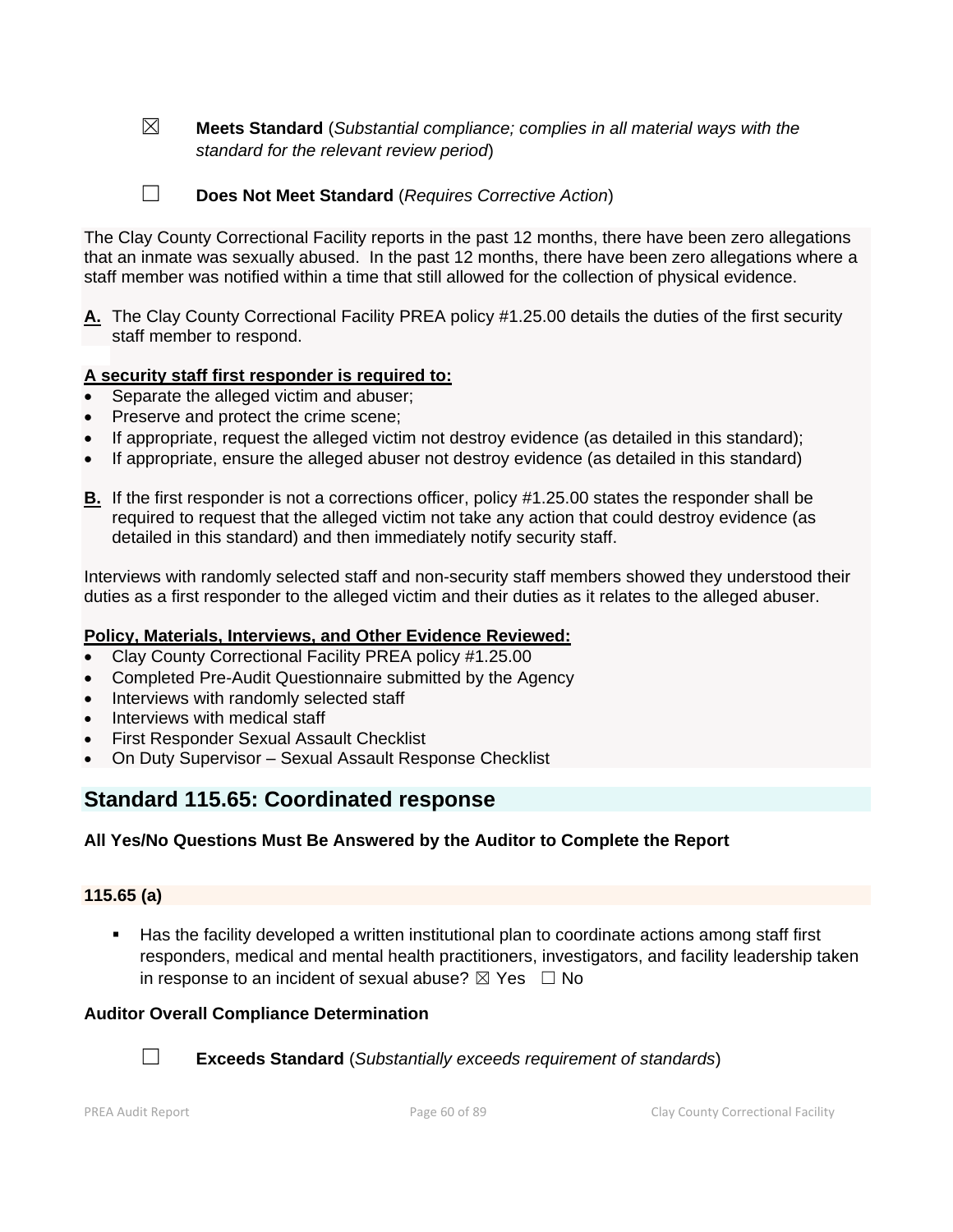☒ **Meets Standard** (*Substantial compliance; complies in all material ways with the standard for the relevant review period*)

☐ **Does Not Meet Standard** (*Requires Corrective Action*)

The Clay County Correctional Facility reports in the past 12 months, there have been zero allegations that an inmate was sexually abused. In the past 12 months, there have been zero allegations where a staff member was notified within a time that still allowed for the collection of physical evidence.

**A.** The Clay County Correctional Facility PREA policy #1.25.00 details the duties of the first security staff member to respond.

**A security staff first responder is required to:**

- Separate the alleged victim and abuser;
- Preserve and protect the crime scene;
- If appropriate, request the alleged victim not destroy evidence (as detailed in this standard);
- If appropriate, ensure the alleged abuser not destroy evidence (as detailed in this standard)

**B.** If the first responder is not a corrections officer, policy #1.25.00 states the responder shall be required to request that the alleged victim not take any action that could destroy evidence (as detailed in this standard) and then immediately notify security staff.

Interviews with randomly selected staff and non-security staff members showed they understood their duties as a first responder to the alleged victim and their duties as it relates to the alleged abuser.

**Policy, Materials, Interviews, and Other Evidence Reviewed:**

- Clay County Correctional Facility PREA policy #1.25.00
- Completed Pre-Audit Questionnaire submitted by the Agency
- Interviews with randomly selected staff
- Interviews with medical staff
- First Responder Sexual Assault Checklist
- On Duty Supervisor – Sexual Assault Response Checklist

## Standard 115.65: Coordinated response

**All Yes/No Questions Must Be Answered by the Auditor to Complete the Report**

**115.65 (a)**

- Has the facility developed a written institutional plan to coordinate actions among staff first responders, medical and mental health practitioners, investigators, and facility leadership taken in response to an incident of sexual abuse? ☒ Yes ☐ No

**Auditor Overall Compliance Determination**

☐ **Exceeds Standard** (*Substantially exceeds requirement of standards*)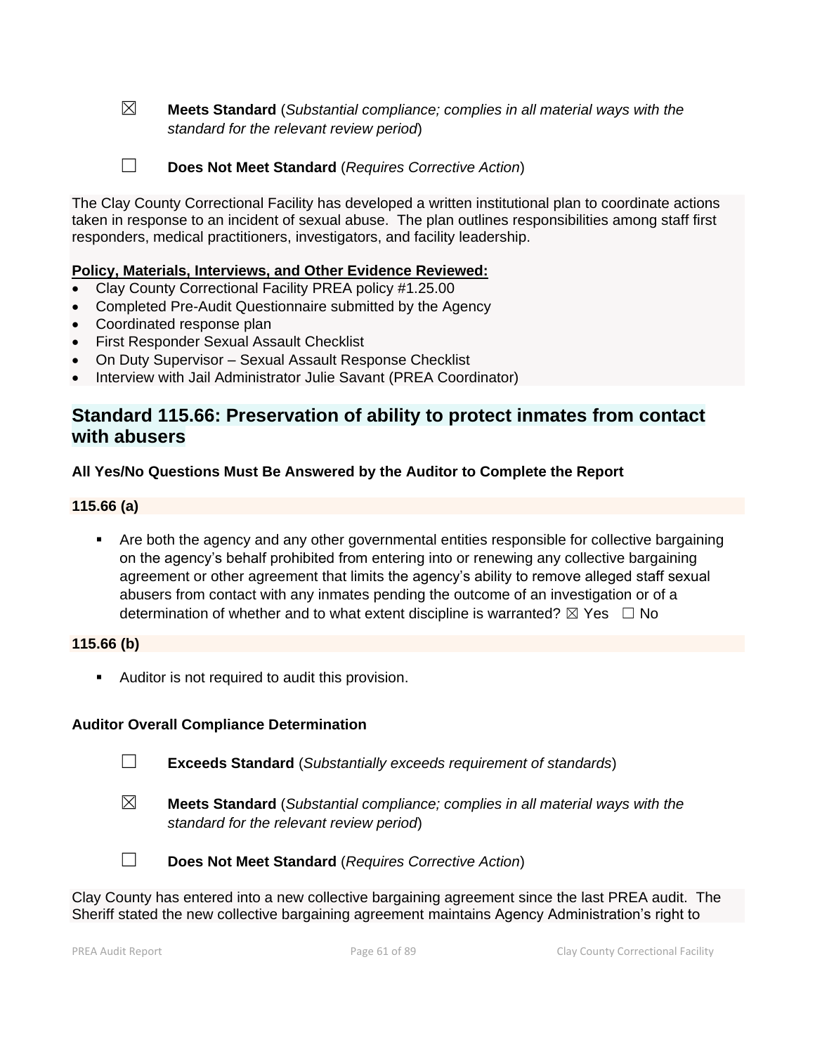☒ **Meets Standard** (*Substantial compliance; complies in all material ways with the standard for the relevant review period*)

☐ **Does Not Meet Standard** (*Requires Corrective Action*)

The Clay County Correctional Facility has developed a written institutional plan to coordinate actions taken in response to an incident of sexual abuse. The plan outlines responsibilities among staff first responders, medical practitioners, investigators, and facility leadership.

**Policy, Materials, Interviews, and Other Evidence Reviewed:**

- Clay County Correctional Facility PREA policy #1.25.00
- Completed Pre-Audit Questionnaire submitted by the Agency
- Coordinated response plan
- First Responder Sexual Assault Checklist
- On Duty Supervisor – Sexual Assault Response Checklist
- Interview with Jail Administrator Julie Savant (PREA Coordinator)

## Standard 115.66: Preservation of ability to protect inmates from contact with abusers

**All Yes/No Questions Must Be Answered by the Auditor to Complete the Report**

**115.66 (a)**

- Are both the agency and any other governmental entities responsible for collective bargaining on the agency's behalf prohibited from entering into or renewing any collective bargaining agreement or other agreement that limits the agency's ability to remove alleged staff sexual abusers from contact with any inmates pending the outcome of an investigation or of a determination of whether and to what extent discipline is warranted? ☒ Yes ☐ No

**115.66 (b)**

- Auditor is not required to audit this provision.

**Auditor Overall Compliance Determination**

☐ **Exceeds Standard** (*Substantially exceeds requirement of standards*)

☒ **Meets Standard** (*Substantial compliance; complies in all material ways with the standard for the relevant review period*)

☐ **Does Not Meet Standard** (*Requires Corrective Action*)

Clay County has entered into a new collective bargaining agreement since the last PREA audit. The Sheriff stated the new collective bargaining agreement maintains Agency Administration's right to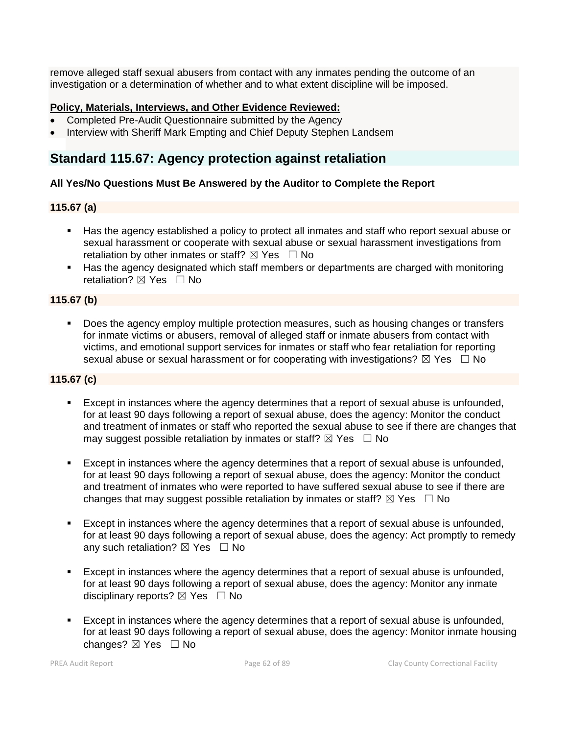remove alleged staff sexual abusers from contact with any inmates pending the outcome of an investigation or a determination of whether and to what extent discipline will be imposed.

**Policy, Materials, Interviews, and Other Evidence Reviewed:**

- Completed Pre-Audit Questionnaire submitted by the Agency
- Interview with Sheriff Mark Empting and Chief Deputy Stephen Landsem

## Standard 115.67: Agency protection against retaliation

**All Yes/No Questions Must Be Answered by the Auditor to Complete the Report**

**115.67 (a)**

- Has the agency established a policy to protect all inmates and staff who report sexual abuse or sexual harassment or cooperate with sexual abuse or sexual harassment investigations from retaliation by other inmates or staff? ☒ Yes ☐ No
- Has the agency designated which staff members or departments are charged with monitoring retaliation? ☒ Yes ☐ No

**115.67 (b)**

- Does the agency employ multiple protection measures, such as housing changes or transfers for inmate victims or abusers, removal of alleged staff or inmate abusers from contact with victims, and emotional support services for inmates or staff who fear retaliation for reporting sexual abuse or sexual harassment or for cooperating with investigations? ☒ Yes ☐ No

**115.67 (c)**

- Except in instances where the agency determines that a report of sexual abuse is unfounded, for at least 90 days following a report of sexual abuse, does the agency: Monitor the conduct and treatment of inmates or staff who reported the sexual abuse to see if there are changes that may suggest possible retaliation by inmates or staff? ☒ Yes ☐ No

- Except in instances where the agency determines that a report of sexual abuse is unfounded, for at least 90 days following a report of sexual abuse, does the agency: Monitor the conduct and treatment of inmates who were reported to have suffered sexual abuse to see if there are changes that may suggest possible retaliation by inmates or staff? ☒ Yes ☐ No

- Except in instances where the agency determines that a report of sexual abuse is unfounded, for at least 90 days following a report of sexual abuse, does the agency: Act promptly to remedy any such retaliation? ☒ Yes ☐ No

- Except in instances where the agency determines that a report of sexual abuse is unfounded, for at least 90 days following a report of sexual abuse, does the agency: Monitor any inmate disciplinary reports? ☒ Yes ☐ No

- Except in instances where the agency determines that a report of sexual abuse is unfounded, for at least 90 days following a report of sexual abuse, does the agency: Monitor inmate housing changes? ☒ Yes ☐ No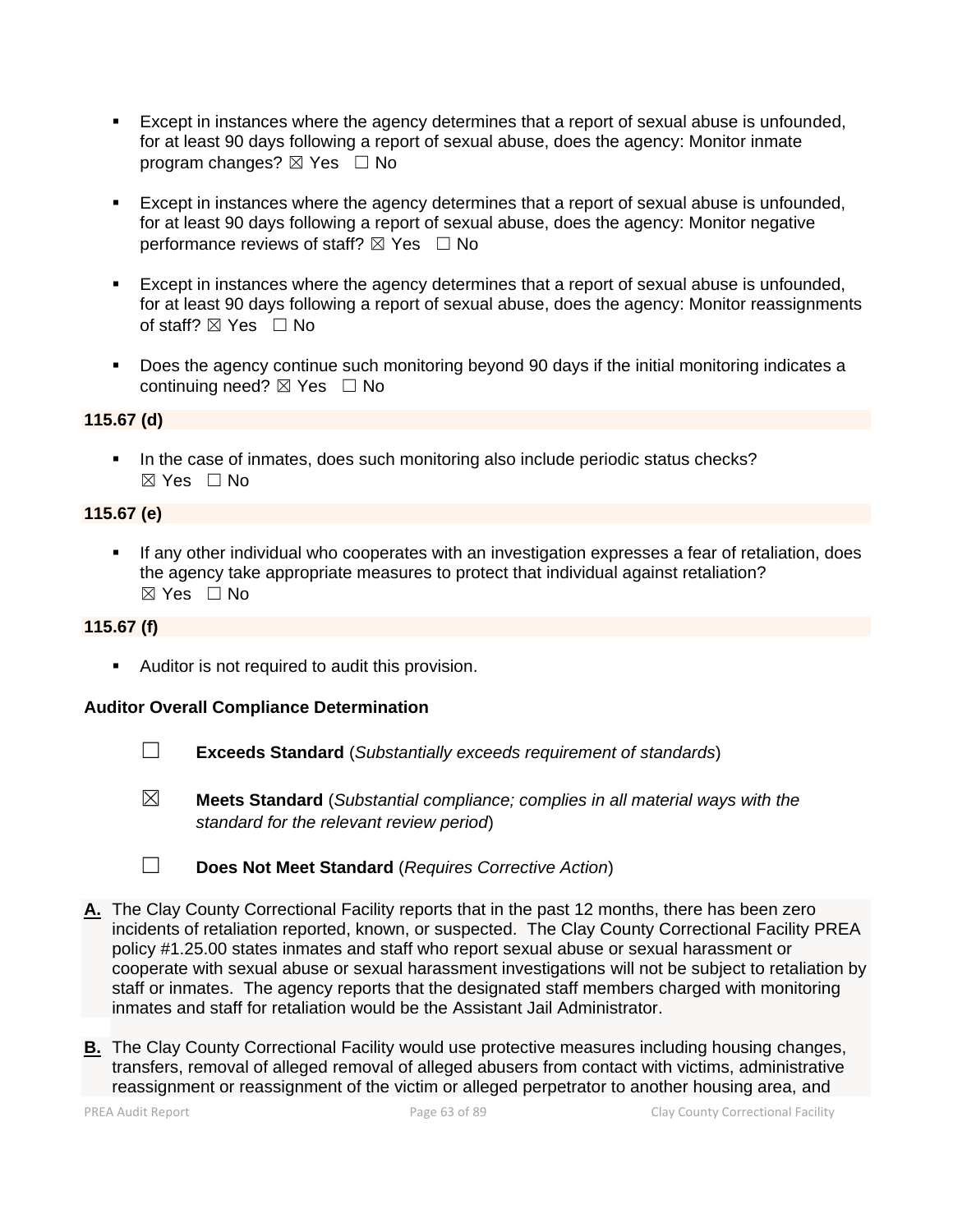- Except in instances where the agency determines that a report of sexual abuse is unfounded, for at least 90 days following a report of sexual abuse, does the agency: Monitor inmate program changes? ☒ Yes ☐ No

- Except in instances where the agency determines that a report of sexual abuse is unfounded, for at least 90 days following a report of sexual abuse, does the agency: Monitor negative performance reviews of staff? ☒ Yes ☐ No

- Except in instances where the agency determines that a report of sexual abuse is unfounded, for at least 90 days following a report of sexual abuse, does the agency: Monitor reassignments of staff? ☒ Yes ☐ No

- Does the agency continue such monitoring beyond 90 days if the initial monitoring indicates a continuing need? ☒ Yes ☐ No

**115.67 (d)**

- In the case of inmates, does such monitoring also include periodic status checks? ☒ Yes ☐ No

**115.67 (e)**

- If any other individual who cooperates with an investigation expresses a fear of retaliation, does the agency take appropriate measures to protect that individual against retaliation? ☒ Yes ☐ No

**115.67 (f)**

- Auditor is not required to audit this provision.

**Auditor Overall Compliance Determination**

☐ **Exceeds Standard** (*Substantially exceeds requirement of standards*)

☒ **Meets Standard** (*Substantial compliance; complies in all material ways with the standard for the relevant review period*)

☐ **Does Not Meet Standard** (*Requires Corrective Action*)

**A.** The Clay County Correctional Facility reports that in the past 12 months, there has been zero incidents of retaliation reported, known, or suspected. The Clay County Correctional Facility PREA policy #1.25.00 states inmates and staff who report sexual abuse or sexual harassment or cooperate with sexual abuse or sexual harassment investigations will not be subject to retaliation by staff or inmates. The agency reports that the designated staff members charged with monitoring inmates and staff for retaliation would be the Assistant Jail Administrator.

**B.** The Clay County Correctional Facility would use protective measures including housing changes, transfers, removal of alleged removal of alleged abusers from contact with victims, administrative reassignment or reassignment of the victim or alleged perpetrator to another housing area, and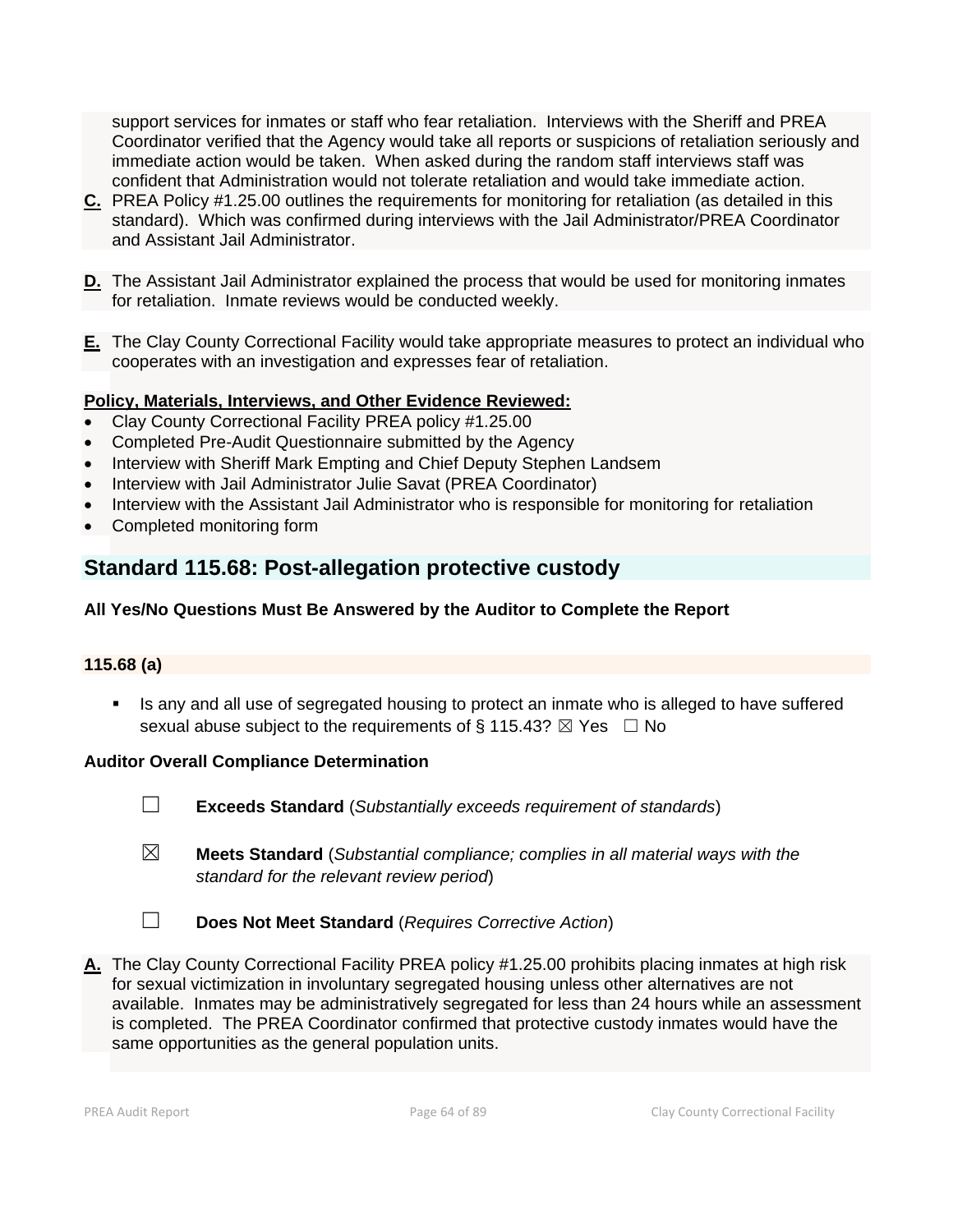support services for inmates or staff who fear retaliation. Interviews with the Sheriff and PREA Coordinator verified that the Agency would take all reports or suspicions of retaliation seriously and immediate action would be taken. When asked during the random staff interviews staff was confident that Administration would not tolerate retaliation and would take immediate action.

**C.** PREA Policy #1.25.00 outlines the requirements for monitoring for retaliation (as detailed in this standard). Which was confirmed during interviews with the Jail Administrator/PREA Coordinator and Assistant Jail Administrator.

**D.** The Assistant Jail Administrator explained the process that would be used for monitoring inmates for retaliation. Inmate reviews would be conducted weekly.

**E.** The Clay County Correctional Facility would take appropriate measures to protect an individual who cooperates with an investigation and expresses fear of retaliation.

**Policy, Materials, Interviews, and Other Evidence Reviewed:**

- Clay County Correctional Facility PREA policy #1.25.00
- Completed Pre-Audit Questionnaire submitted by the Agency
- Interview with Sheriff Mark Empting and Chief Deputy Stephen Landsem
- Interview with Jail Administrator Julie Savat (PREA Coordinator)
- Interview with the Assistant Jail Administrator who is responsible for monitoring for retaliation
- Completed monitoring form

## Standard 115.68: Post-allegation protective custody

**All Yes/No Questions Must Be Answered by the Auditor to Complete the Report**

**115.68 (a)**

- Is any and all use of segregated housing to protect an inmate who is alleged to have suffered sexual abuse subject to the requirements of § 115.43? ☒ Yes ☐ No

**Auditor Overall Compliance Determination**

☐ **Exceeds Standard** (*Substantially exceeds requirement of standards*)

☒ **Meets Standard** (*Substantial compliance; complies in all material ways with the standard for the relevant review period*)

☐ **Does Not Meet Standard** (*Requires Corrective Action*)

**A.** The Clay County Correctional Facility PREA policy #1.25.00 prohibits placing inmates at high risk for sexual victimization in involuntary segregated housing unless other alternatives are not available. Inmates may be administratively segregated for less than 24 hours while an assessment is completed. The PREA Coordinator confirmed that protective custody inmates would have the same opportunities as the general population units.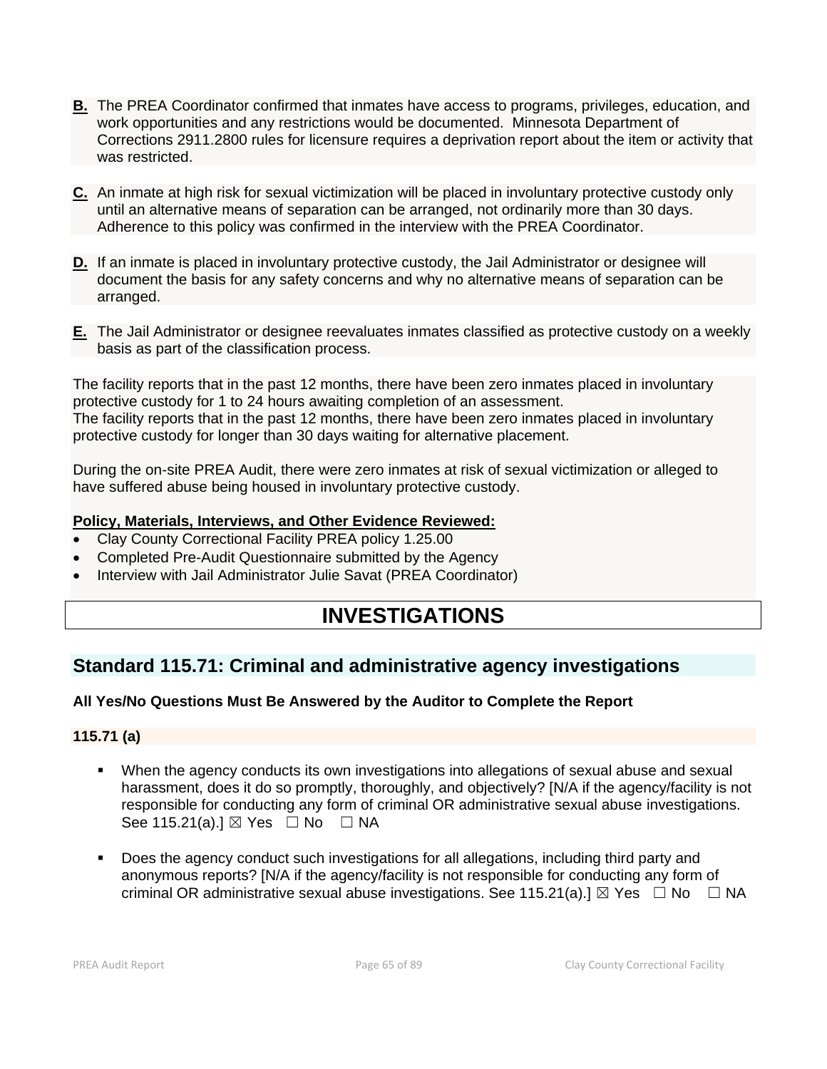**B.** The PREA Coordinator confirmed that inmates have access to programs, privileges, education, and work opportunities and any restrictions would be documented. Minnesota Department of Corrections 2911.2800 rules for licensure requires a deprivation report about the item or activity that was restricted.

**C.** An inmate at high risk for sexual victimization will be placed in involuntary protective custody only until an alternative means of separation can be arranged, not ordinarily more than 30 days. Adherence to this policy was confirmed in the interview with the PREA Coordinator.

**D.** If an inmate is placed in involuntary protective custody, the Jail Administrator or designee will document the basis for any safety concerns and why no alternative means of separation can be arranged.

**E.** The Jail Administrator or designee reevaluates inmates classified as protective custody on a weekly basis as part of the classification process.

The facility reports that in the past 12 months, there have been zero inmates placed in involuntary protective custody for 1 to 24 hours awaiting completion of an assessment.
The facility reports that in the past 12 months, there have been zero inmates placed in involuntary protective custody for longer than 30 days waiting for alternative placement.

During the on-site PREA Audit, there were zero inmates at risk of sexual victimization or alleged to have suffered abuse being housed in involuntary protective custody.

**Policy, Materials, Interviews, and Other Evidence Reviewed:**

- Clay County Correctional Facility PREA policy 1.25.00
- Completed Pre-Audit Questionnaire submitted by the Agency
- Interview with Jail Administrator Julie Savat (PREA Coordinator)

# INVESTIGATIONS

## Standard 115.71: Criminal and administrative agency investigations

**All Yes/No Questions Must Be Answered by the Auditor to Complete the Report**

**115.71 (a)**

- When the agency conducts its own investigations into allegations of sexual abuse and sexual harassment, does it do so promptly, thoroughly, and objectively? [N/A if the agency/facility is not responsible for conducting any form of criminal OR administrative sexual abuse investigations. See 115.21(a).] ☒ Yes ☐ No ☐ NA

- Does the agency conduct such investigations for all allegations, including third party and anonymous reports? [N/A if the agency/facility is not responsible for conducting any form of criminal OR administrative sexual abuse investigations. See 115.21(a).] ☒ Yes ☐ No ☐ NA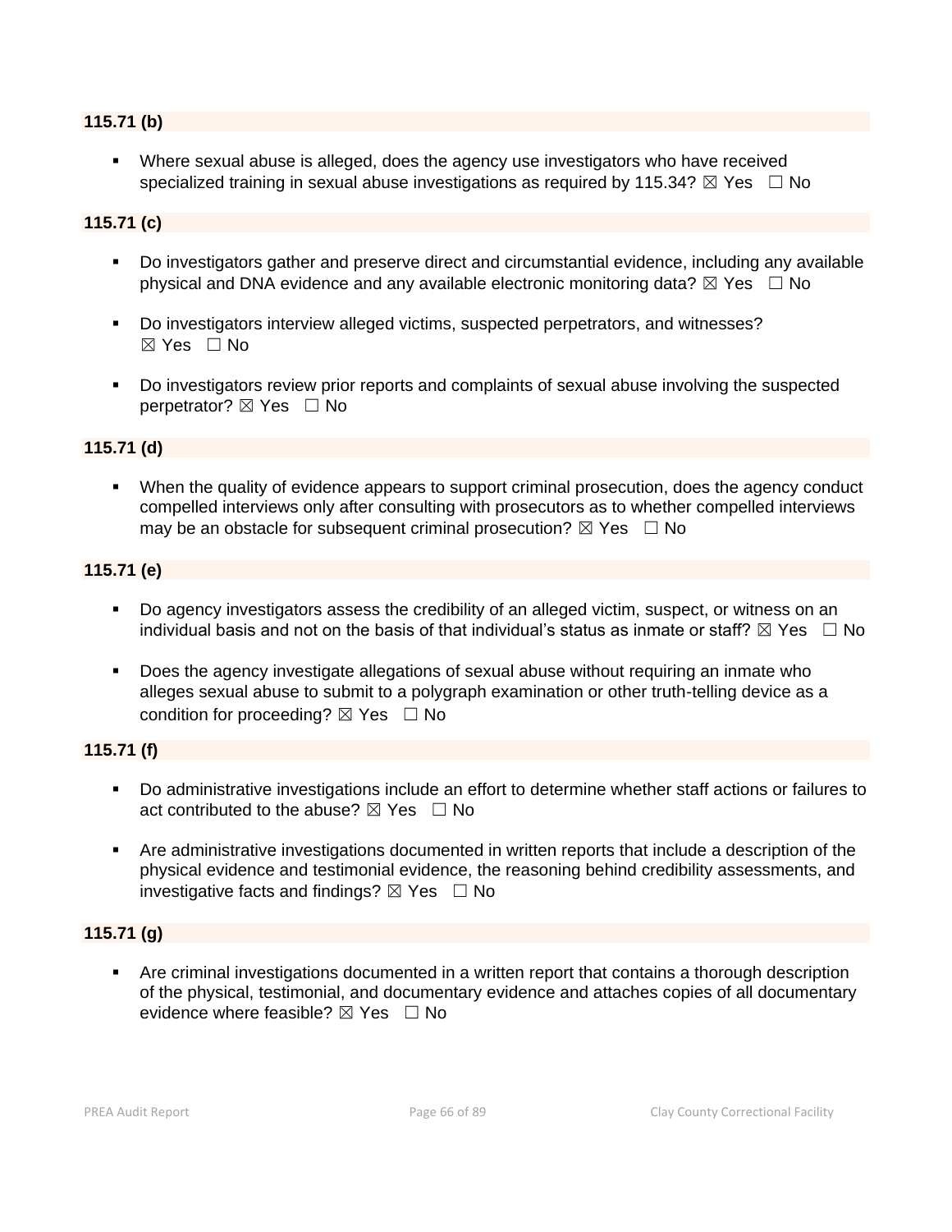**115.71 (b)**

- Where sexual abuse is alleged, does the agency use investigators who have received specialized training in sexual abuse investigations as required by 115.34? ☒ Yes ☐ No

**115.71 (c)**

- Do investigators gather and preserve direct and circumstantial evidence, including any available physical and DNA evidence and any available electronic monitoring data? ☒ Yes ☐ No
- Do investigators interview alleged victims, suspected perpetrators, and witnesses? ☒ Yes ☐ No
- Do investigators review prior reports and complaints of sexual abuse involving the suspected perpetrator? ☒ Yes ☐ No

**115.71 (d)**

- When the quality of evidence appears to support criminal prosecution, does the agency conduct compelled interviews only after consulting with prosecutors as to whether compelled interviews may be an obstacle for subsequent criminal prosecution? ☒ Yes ☐ No

**115.71 (e)**

- Do agency investigators assess the credibility of an alleged victim, suspect, or witness on an individual basis and not on the basis of that individual's status as inmate or staff? ☒ Yes ☐ No
- Does the agency investigate allegations of sexual abuse without requiring an inmate who alleges sexual abuse to submit to a polygraph examination or other truth-telling device as a condition for proceeding? ☒ Yes ☐ No

**115.71 (f)**

- Do administrative investigations include an effort to determine whether staff actions or failures to act contributed to the abuse? ☒ Yes ☐ No
- Are administrative investigations documented in written reports that include a description of the physical evidence and testimonial evidence, the reasoning behind credibility assessments, and investigative facts and findings? ☒ Yes ☐ No

**115.71 (g)**

- Are criminal investigations documented in a written report that contains a thorough description of the physical, testimonial, and documentary evidence and attaches copies of all documentary evidence where feasible? ☒ Yes ☐ No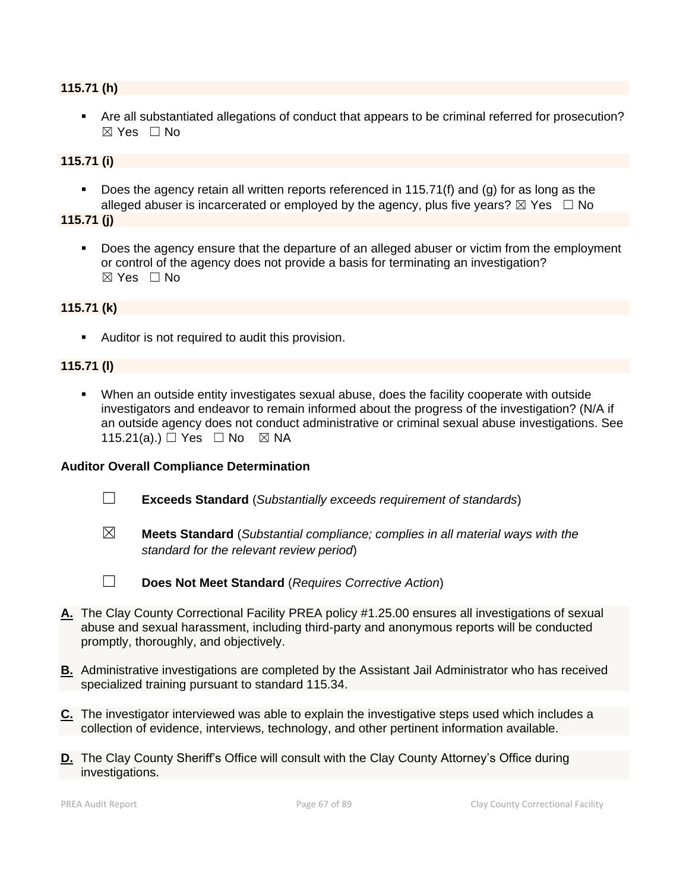**115.71 (h)**

- Are all substantiated allegations of conduct that appears to be criminal referred for prosecution? ☒ Yes ☐ No

**115.71 (i)**

- Does the agency retain all written reports referenced in 115.71(f) and (g) for as long as the alleged abuser is incarcerated or employed by the agency, plus five years? ☒ Yes ☐ No

**115.71 (j)**

- Does the agency ensure that the departure of an alleged abuser or victim from the employment or control of the agency does not provide a basis for terminating an investigation? ☒ Yes ☐ No

**115.71 (k)**

- Auditor is not required to audit this provision.

**115.71 (l)**

- When an outside entity investigates sexual abuse, does the facility cooperate with outside investigators and endeavor to remain informed about the progress of the investigation? (N/A if an outside agency does not conduct administrative or criminal sexual abuse investigations. See 115.21(a).) ☐ Yes ☐ No ☒ NA

**Auditor Overall Compliance Determination**

☐ **Exceeds Standard** (*Substantially exceeds requirement of standards*)

☒ **Meets Standard** (*Substantial compliance; complies in all material ways with the standard for the relevant review period*)

☐ **Does Not Meet Standard** (*Requires Corrective Action*)

**A.** The Clay County Correctional Facility PREA policy #1.25.00 ensures all investigations of sexual abuse and sexual harassment, including third-party and anonymous reports will be conducted promptly, thoroughly, and objectively.

**B.** Administrative investigations are completed by the Assistant Jail Administrator who has received specialized training pursuant to standard 115.34.

**C.** The investigator interviewed was able to explain the investigative steps used which includes a collection of evidence, interviews, technology, and other pertinent information available.

**D.** The Clay County Sheriff's Office will consult with the Clay County Attorney's Office during investigations.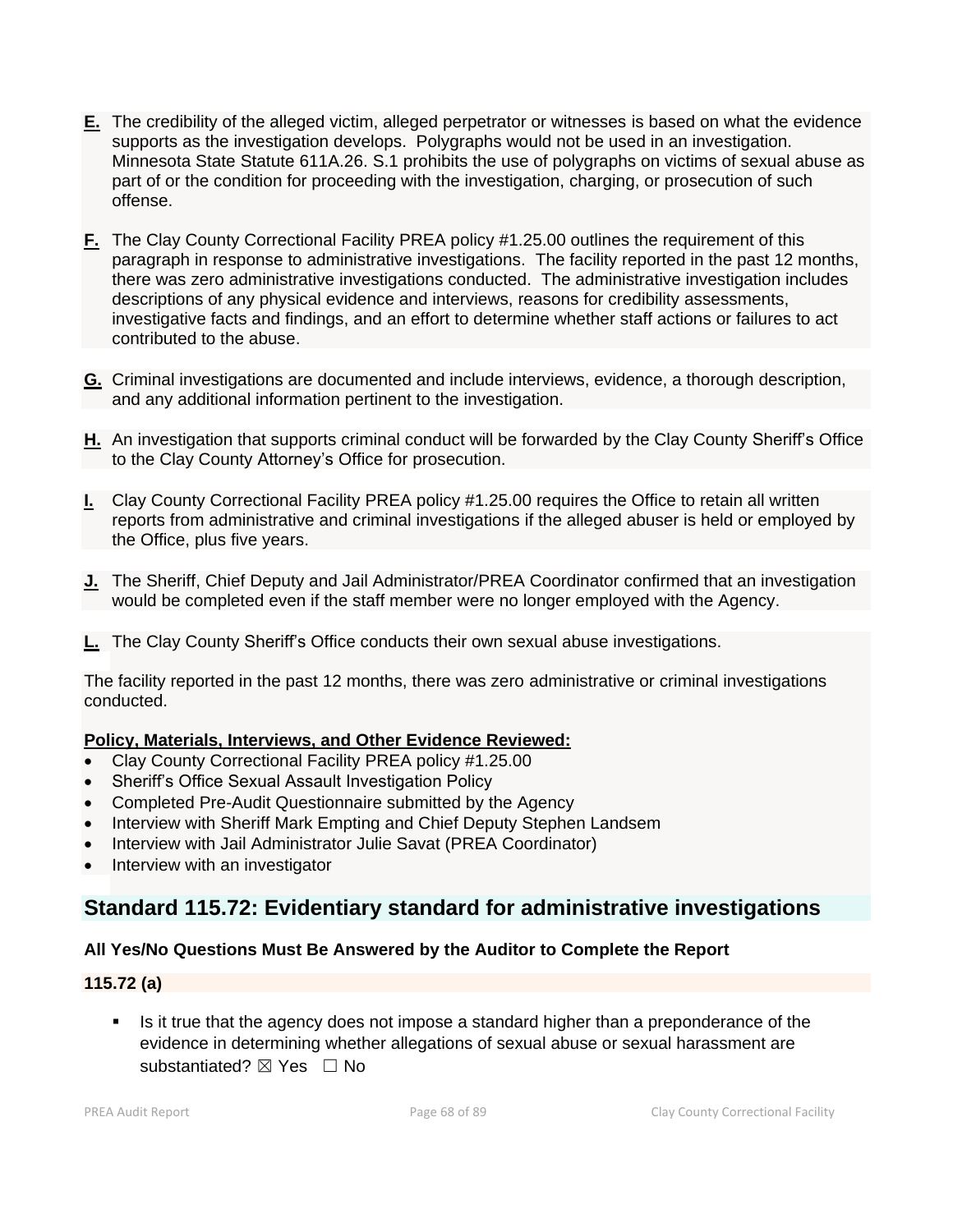**E.** The credibility of the alleged victim, alleged perpetrator or witnesses is based on what the evidence supports as the investigation develops. Polygraphs would not be used in an investigation. Minnesota State Statute 611A.26. S.1 prohibits the use of polygraphs on victims of sexual abuse as part of or the condition for proceeding with the investigation, charging, or prosecution of such offense.

**F.** The Clay County Correctional Facility PREA policy #1.25.00 outlines the requirement of this paragraph in response to administrative investigations. The facility reported in the past 12 months, there was zero administrative investigations conducted. The administrative investigation includes descriptions of any physical evidence and interviews, reasons for credibility assessments, investigative facts and findings, and an effort to determine whether staff actions or failures to act contributed to the abuse.

**G.** Criminal investigations are documented and include interviews, evidence, a thorough description, and any additional information pertinent to the investigation.

**H.** An investigation that supports criminal conduct will be forwarded by the Clay County Sheriff's Office to the Clay County Attorney's Office for prosecution.

**I.** Clay County Correctional Facility PREA policy #1.25.00 requires the Office to retain all written reports from administrative and criminal investigations if the alleged abuser is held or employed by the Office, plus five years.

**J.** The Sheriff, Chief Deputy and Jail Administrator/PREA Coordinator confirmed that an investigation would be completed even if the staff member were no longer employed with the Agency.

**L.** The Clay County Sheriff's Office conducts their own sexual abuse investigations.

The facility reported in the past 12 months, there was zero administrative or criminal investigations conducted.

**Policy, Materials, Interviews, and Other Evidence Reviewed:**

- Clay County Correctional Facility PREA policy #1.25.00
- Sheriff's Office Sexual Assault Investigation Policy
- Completed Pre-Audit Questionnaire submitted by the Agency
- Interview with Sheriff Mark Empting and Chief Deputy Stephen Landsem
- Interview with Jail Administrator Julie Savat (PREA Coordinator)
- Interview with an investigator

## Standard 115.72: Evidentiary standard for administrative investigations

**All Yes/No Questions Must Be Answered by the Auditor to Complete the Report**

**115.72 (a)**

- Is it true that the agency does not impose a standard higher than a preponderance of the evidence in determining whether allegations of sexual abuse or sexual harassment are substantiated? ☒ Yes ☐ No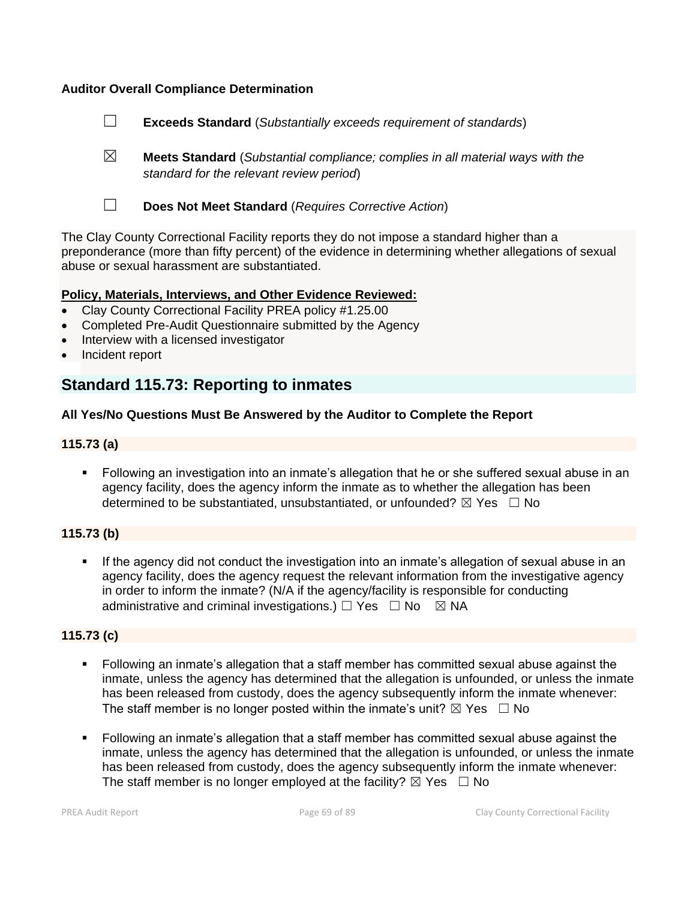**Auditor Overall Compliance Determination**

☐ **Exceeds Standard** (*Substantially exceeds requirement of standards*)

☒ **Meets Standard** (*Substantial compliance; complies in all material ways with the standard for the relevant review period*)

☐ **Does Not Meet Standard** (*Requires Corrective Action*)

The Clay County Correctional Facility reports they do not impose a standard higher than a preponderance (more than fifty percent) of the evidence in determining whether allegations of sexual abuse or sexual harassment are substantiated.

**Policy, Materials, Interviews, and Other Evidence Reviewed:**

- Clay County Correctional Facility PREA policy #1.25.00
- Completed Pre-Audit Questionnaire submitted by the Agency
- Interview with a licensed investigator
- Incident report

## Standard 115.73: Reporting to inmates

**All Yes/No Questions Must Be Answered by the Auditor to Complete the Report**

**115.73 (a)**

- Following an investigation into an inmate's allegation that he or she suffered sexual abuse in an agency facility, does the agency inform the inmate as to whether the allegation has been determined to be substantiated, unsubstantiated, or unfounded? ☒ Yes ☐ No

**115.73 (b)**

- If the agency did not conduct the investigation into an inmate's allegation of sexual abuse in an agency facility, does the agency request the relevant information from the investigative agency in order to inform the inmate? (N/A if the agency/facility is responsible for conducting administrative and criminal investigations.) ☐ Yes ☐ No ☒ NA

**115.73 (c)**

- Following an inmate's allegation that a staff member has committed sexual abuse against the inmate, unless the agency has determined that the allegation is unfounded, or unless the inmate has been released from custody, does the agency subsequently inform the inmate whenever: The staff member is no longer posted within the inmate's unit? ☒ Yes ☐ No

- Following an inmate's allegation that a staff member has committed sexual abuse against the inmate, unless the agency has determined that the allegation is unfounded, or unless the inmate has been released from custody, does the agency subsequently inform the inmate whenever: The staff member is no longer employed at the facility? ☒ Yes ☐ No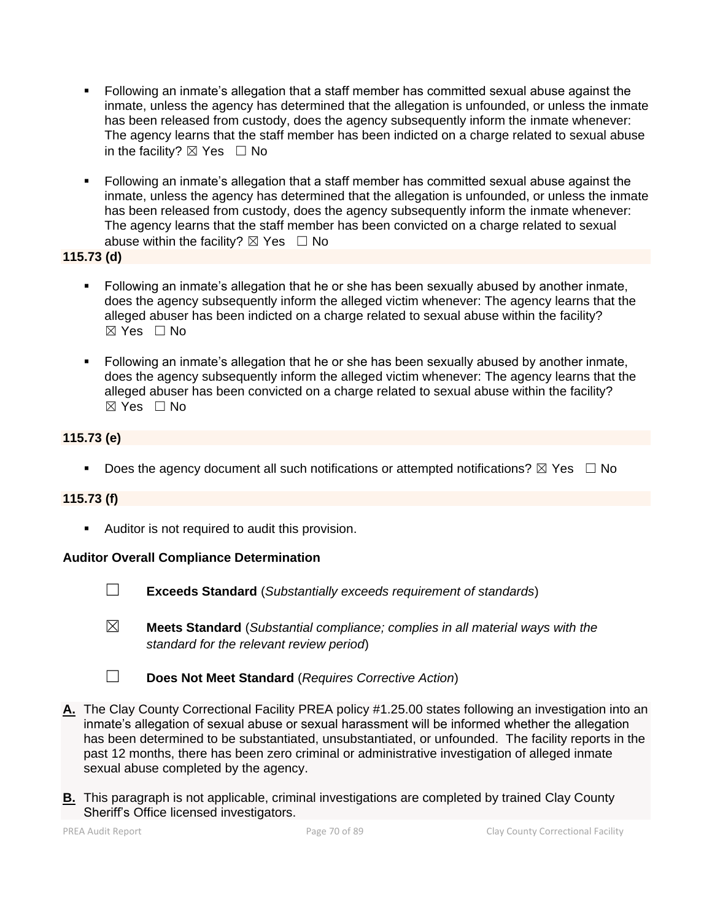- Following an inmate's allegation that a staff member has committed sexual abuse against the inmate, unless the agency has determined that the allegation is unfounded, or unless the inmate has been released from custody, does the agency subsequently inform the inmate whenever: The agency learns that the staff member has been indicted on a charge related to sexual abuse in the facility? ☒ Yes ☐ No

- Following an inmate's allegation that a staff member has committed sexual abuse against the inmate, unless the agency has determined that the allegation is unfounded, or unless the inmate has been released from custody, does the agency subsequently inform the inmate whenever: The agency learns that the staff member has been convicted on a charge related to sexual abuse within the facility? ☒ Yes ☐ No

**115.73 (d)**

- Following an inmate's allegation that he or she has been sexually abused by another inmate, does the agency subsequently inform the alleged victim whenever: The agency learns that the alleged abuser has been indicted on a charge related to sexual abuse within the facility? ☒ Yes ☐ No

- Following an inmate's allegation that he or she has been sexually abused by another inmate, does the agency subsequently inform the alleged victim whenever: The agency learns that the alleged abuser has been convicted on a charge related to sexual abuse within the facility? ☒ Yes ☐ No

**115.73 (e)**

- Does the agency document all such notifications or attempted notifications? ☒ Yes ☐ No

**115.73 (f)**

- Auditor is not required to audit this provision.

**Auditor Overall Compliance Determination**

☐ **Exceeds Standard** (*Substantially exceeds requirement of standards*)

☒ **Meets Standard** (*Substantial compliance; complies in all material ways with the standard for the relevant review period*)

☐ **Does Not Meet Standard** (*Requires Corrective Action*)

**A.** The Clay County Correctional Facility PREA policy #1.25.00 states following an investigation into an inmate's allegation of sexual abuse or sexual harassment will be informed whether the allegation has been determined to be substantiated, unsubstantiated, or unfounded. The facility reports in the past 12 months, there has been zero criminal or administrative investigation of alleged inmate sexual abuse completed by the agency.

**B.** This paragraph is not applicable, criminal investigations are completed by trained Clay County Sheriff's Office licensed investigators.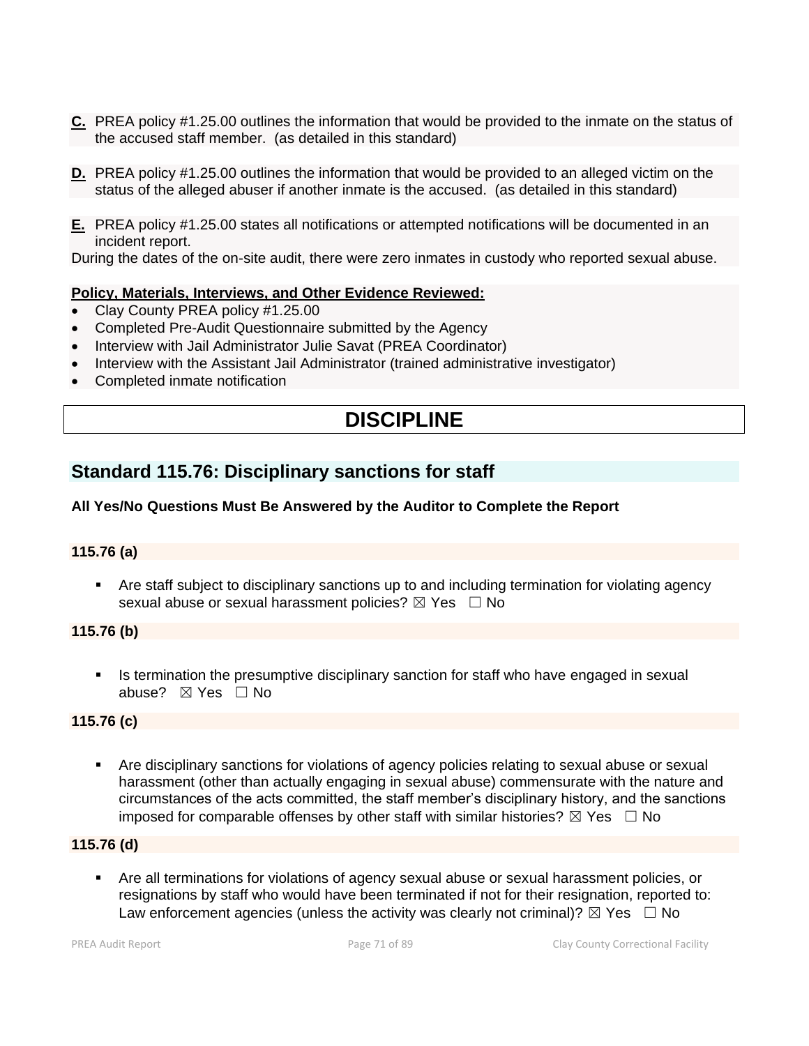**C.** PREA policy #1.25.00 outlines the information that would be provided to the inmate on the status of the accused staff member. (as detailed in this standard)

**D.** PREA policy #1.25.00 outlines the information that would be provided to an alleged victim on the status of the alleged abuser if another inmate is the accused. (as detailed in this standard)

**E.** PREA policy #1.25.00 states all notifications or attempted notifications will be documented in an incident report.

During the dates of the on-site audit, there were zero inmates in custody who reported sexual abuse.

**Policy, Materials, Interviews, and Other Evidence Reviewed:**

- Clay County PREA policy #1.25.00
- Completed Pre-Audit Questionnaire submitted by the Agency
- Interview with Jail Administrator Julie Savat (PREA Coordinator)
- Interview with the Assistant Jail Administrator (trained administrative investigator)
- Completed inmate notification

# DISCIPLINE

## Standard 115.76: Disciplinary sanctions for staff

**All Yes/No Questions Must Be Answered by the Auditor to Complete the Report**

**115.76 (a)**

- Are staff subject to disciplinary sanctions up to and including termination for violating agency sexual abuse or sexual harassment policies? ☒ Yes ☐ No

**115.76 (b)**

- Is termination the presumptive disciplinary sanction for staff who have engaged in sexual abuse? ☒ Yes ☐ No

**115.76 (c)**

- Are disciplinary sanctions for violations of agency policies relating to sexual abuse or sexual harassment (other than actually engaging in sexual abuse) commensurate with the nature and circumstances of the acts committed, the staff member's disciplinary history, and the sanctions imposed for comparable offenses by other staff with similar histories? ☒ Yes ☐ No

**115.76 (d)**

- Are all terminations for violations of agency sexual abuse or sexual harassment policies, or resignations by staff who would have been terminated if not for their resignation, reported to: Law enforcement agencies (unless the activity was clearly not criminal)? ☒ Yes ☐ No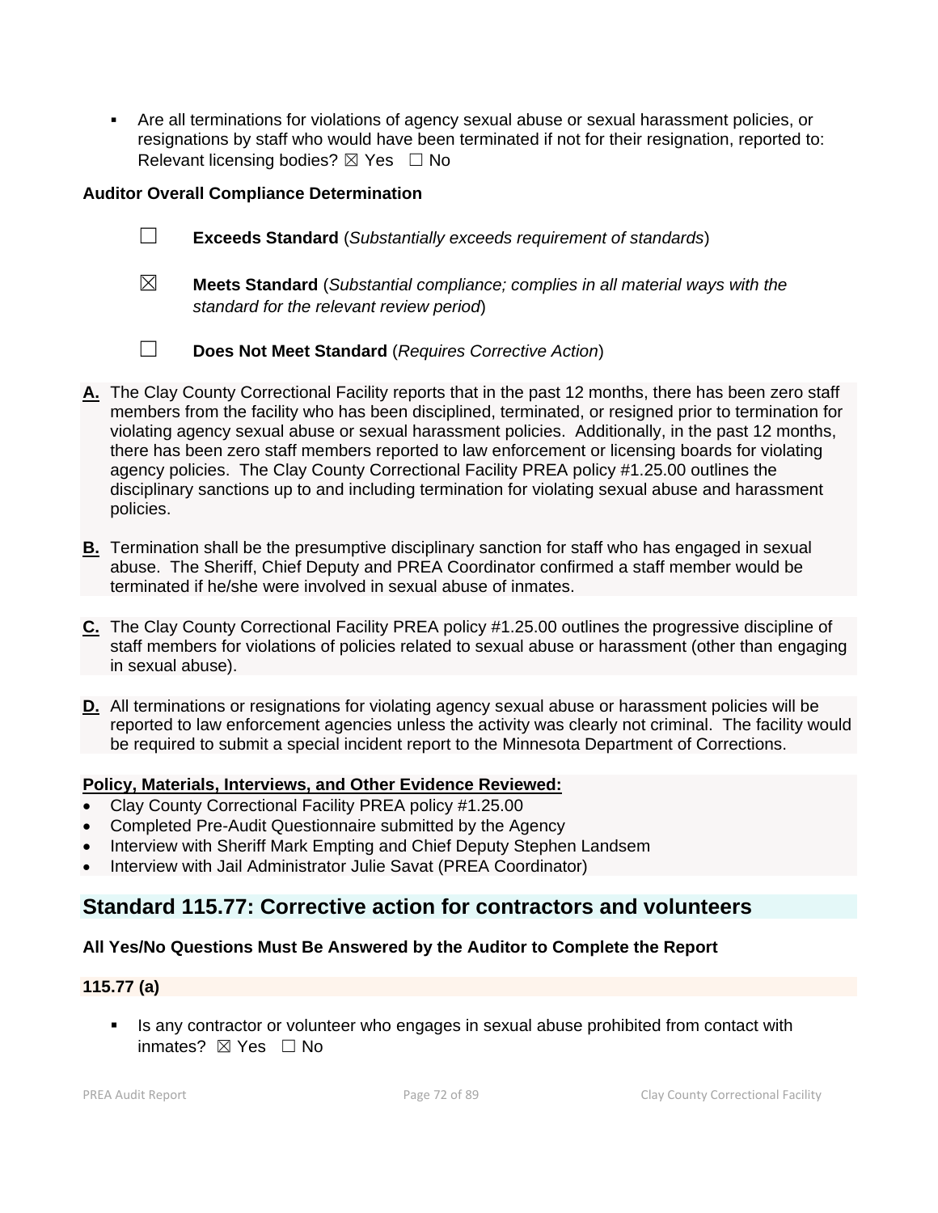- Are all terminations for violations of agency sexual abuse or sexual harassment policies, or resignations by staff who would have been terminated if not for their resignation, reported to: Relevant licensing bodies? ☒ Yes ☐ No

**Auditor Overall Compliance Determination**

☐ **Exceeds Standard** (*Substantially exceeds requirement of standards*)

☒ **Meets Standard** (*Substantial compliance; complies in all material ways with the standard for the relevant review period*)

☐ **Does Not Meet Standard** (*Requires Corrective Action*)

**A.** The Clay County Correctional Facility reports that in the past 12 months, there has been zero staff members from the facility who has been disciplined, terminated, or resigned prior to termination for violating agency sexual abuse or sexual harassment policies. Additionally, in the past 12 months, there has been zero staff members reported to law enforcement or licensing boards for violating agency policies. The Clay County Correctional Facility PREA policy #1.25.00 outlines the disciplinary sanctions up to and including termination for violating sexual abuse and harassment policies.

**B.** Termination shall be the presumptive disciplinary sanction for staff who has engaged in sexual abuse. The Sheriff, Chief Deputy and PREA Coordinator confirmed a staff member would be terminated if he/she were involved in sexual abuse of inmates.

**C.** The Clay County Correctional Facility PREA policy #1.25.00 outlines the progressive discipline of staff members for violations of policies related to sexual abuse or harassment (other than engaging in sexual abuse).

**D.** All terminations or resignations for violating agency sexual abuse or harassment policies will be reported to law enforcement agencies unless the activity was clearly not criminal. The facility would be required to submit a special incident report to the Minnesota Department of Corrections.

**Policy, Materials, Interviews, and Other Evidence Reviewed:**

- Clay County Correctional Facility PREA policy #1.25.00
- Completed Pre-Audit Questionnaire submitted by the Agency
- Interview with Sheriff Mark Empting and Chief Deputy Stephen Landsem
- Interview with Jail Administrator Julie Savat (PREA Coordinator)

## Standard 115.77: Corrective action for contractors and volunteers

**All Yes/No Questions Must Be Answered by the Auditor to Complete the Report**

**115.77 (a)**

- Is any contractor or volunteer who engages in sexual abuse prohibited from contact with inmates? ☒ Yes ☐ No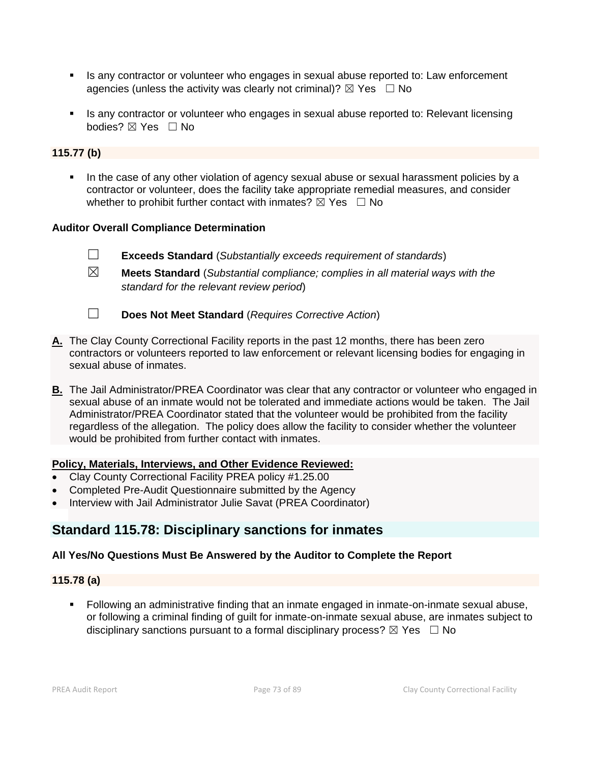- Is any contractor or volunteer who engages in sexual abuse reported to: Law enforcement agencies (unless the activity was clearly not criminal)? ☒ Yes ☐ No

- Is any contractor or volunteer who engages in sexual abuse reported to: Relevant licensing bodies? ☒ Yes ☐ No

**115.77 (b)**

- In the case of any other violation of agency sexual abuse or sexual harassment policies by a contractor or volunteer, does the facility take appropriate remedial measures, and consider whether to prohibit further contact with inmates? ☒ Yes ☐ No

**Auditor Overall Compliance Determination**

☐ **Exceeds Standard** (*Substantially exceeds requirement of standards*)

☒ **Meets Standard** (*Substantial compliance; complies in all material ways with the standard for the relevant review period*)

☐ **Does Not Meet Standard** (*Requires Corrective Action*)

**A.** The Clay County Correctional Facility reports in the past 12 months, there has been zero contractors or volunteers reported to law enforcement or relevant licensing bodies for engaging in sexual abuse of inmates.

**B.** The Jail Administrator/PREA Coordinator was clear that any contractor or volunteer who engaged in sexual abuse of an inmate would not be tolerated and immediate actions would be taken. The Jail Administrator/PREA Coordinator stated that the volunteer would be prohibited from the facility regardless of the allegation. The policy does allow the facility to consider whether the volunteer would be prohibited from further contact with inmates.

**Policy, Materials, Interviews, and Other Evidence Reviewed:**

- Clay County Correctional Facility PREA policy #1.25.00
- Completed Pre-Audit Questionnaire submitted by the Agency
- Interview with Jail Administrator Julie Savat (PREA Coordinator)

## Standard 115.78: Disciplinary sanctions for inmates

**All Yes/No Questions Must Be Answered by the Auditor to Complete the Report**

**115.78 (a)**

- Following an administrative finding that an inmate engaged in inmate-on-inmate sexual abuse, or following a criminal finding of guilt for inmate-on-inmate sexual abuse, are inmates subject to disciplinary sanctions pursuant to a formal disciplinary process? ☒ Yes ☐ No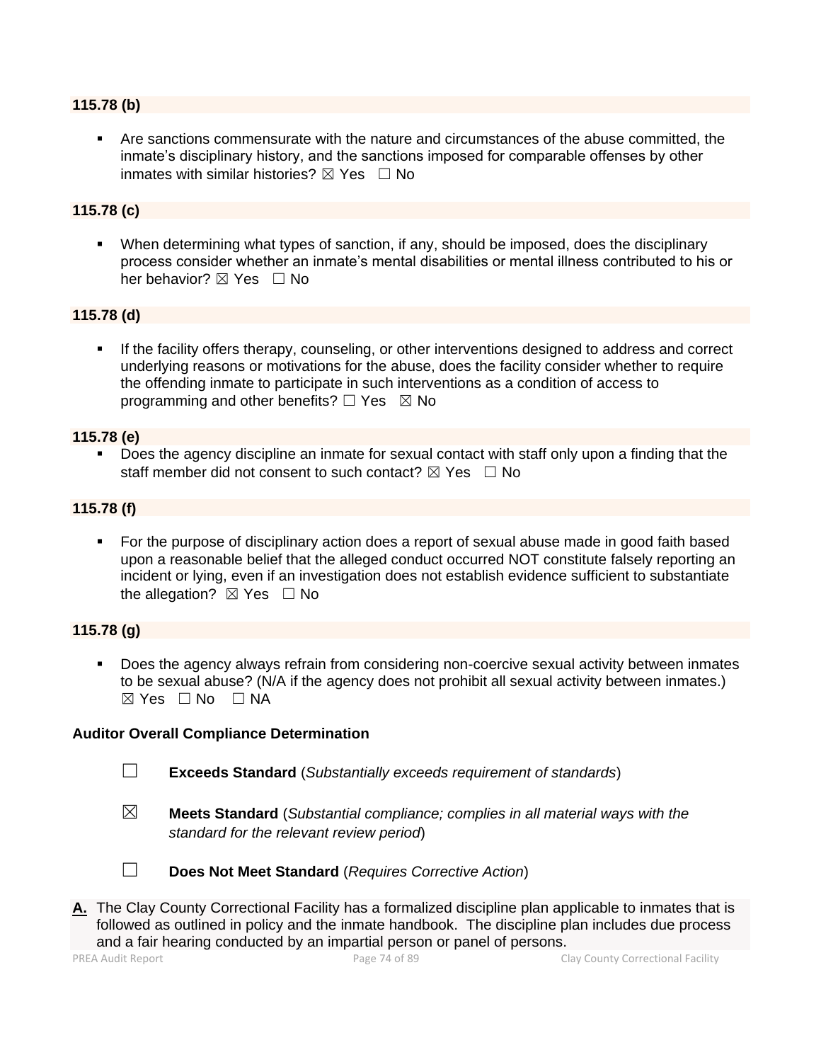**115.78 (b)**

- Are sanctions commensurate with the nature and circumstances of the abuse committed, the inmate's disciplinary history, and the sanctions imposed for comparable offenses by other inmates with similar histories? ☒ Yes ☐ No

**115.78 (c)**

- When determining what types of sanction, if any, should be imposed, does the disciplinary process consider whether an inmate's mental disabilities or mental illness contributed to his or her behavior? ☒ Yes ☐ No

**115.78 (d)**

- If the facility offers therapy, counseling, or other interventions designed to address and correct underlying reasons or motivations for the abuse, does the facility consider whether to require the offending inmate to participate in such interventions as a condition of access to programming and other benefits? ☐ Yes ☒ No

**115.78 (e)**

- Does the agency discipline an inmate for sexual contact with staff only upon a finding that the staff member did not consent to such contact? ☒ Yes ☐ No

**115.78 (f)**

- For the purpose of disciplinary action does a report of sexual abuse made in good faith based upon a reasonable belief that the alleged conduct occurred NOT constitute falsely reporting an incident or lying, even if an investigation does not establish evidence sufficient to substantiate the allegation? ☒ Yes ☐ No

**115.78 (g)**

- Does the agency always refrain from considering non-coercive sexual activity between inmates to be sexual abuse? (N/A if the agency does not prohibit all sexual activity between inmates.) ☒ Yes ☐ No ☐ NA

**Auditor Overall Compliance Determination**

☐ **Exceeds Standard** (*Substantially exceeds requirement of standards*)

☒ **Meets Standard** (*Substantial compliance; complies in all material ways with the standard for the relevant review period*)

☐ **Does Not Meet Standard** (*Requires Corrective Action*)

**A.** The Clay County Correctional Facility has a formalized discipline plan applicable to inmates that is followed as outlined in policy and the inmate handbook. The discipline plan includes due process and a fair hearing conducted by an impartial person or panel of persons.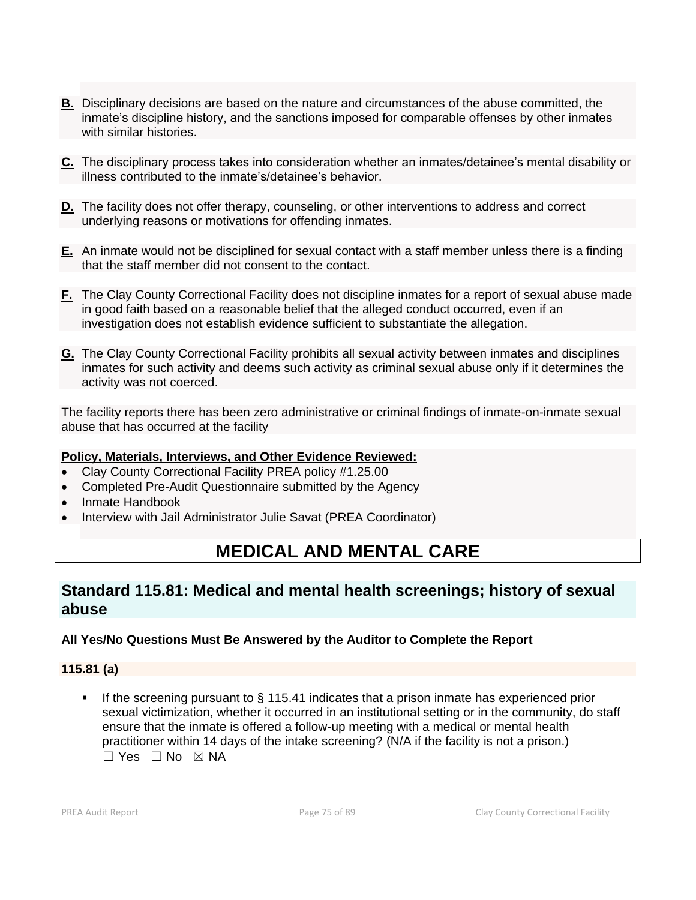**B.** Disciplinary decisions are based on the nature and circumstances of the abuse committed, the inmate's discipline history, and the sanctions imposed for comparable offenses by other inmates with similar histories.

**C.** The disciplinary process takes into consideration whether an inmates/detainee's mental disability or illness contributed to the inmate's/detainee's behavior.

**D.** The facility does not offer therapy, counseling, or other interventions to address and correct underlying reasons or motivations for offending inmates.

**E.** An inmate would not be disciplined for sexual contact with a staff member unless there is a finding that the staff member did not consent to the contact.

**F.** The Clay County Correctional Facility does not discipline inmates for a report of sexual abuse made in good faith based on a reasonable belief that the alleged conduct occurred, even if an investigation does not establish evidence sufficient to substantiate the allegation.

**G.** The Clay County Correctional Facility prohibits all sexual activity between inmates and disciplines inmates for such activity and deems such activity as criminal sexual abuse only if it determines the activity was not coerced.

The facility reports there has been zero administrative or criminal findings of inmate-on-inmate sexual abuse that has occurred at the facility

**Policy, Materials, Interviews, and Other Evidence Reviewed:**

- Clay County Correctional Facility PREA policy #1.25.00
- Completed Pre-Audit Questionnaire submitted by the Agency
- Inmate Handbook
- Interview with Jail Administrator Julie Savat (PREA Coordinator)

# MEDICAL AND MENTAL CARE

## Standard 115.81: Medical and mental health screenings; history of sexual abuse

**All Yes/No Questions Must Be Answered by the Auditor to Complete the Report**

### 115.81 (a)

- If the screening pursuant to § 115.41 indicates that a prison inmate has experienced prior sexual victimization, whether it occurred in an institutional setting or in the community, do staff ensure that the inmate is offered a follow-up meeting with a medical or mental health practitioner within 14 days of the intake screening? (N/A if the facility is not a prison.)
☐ Yes ☐ No ☒ NA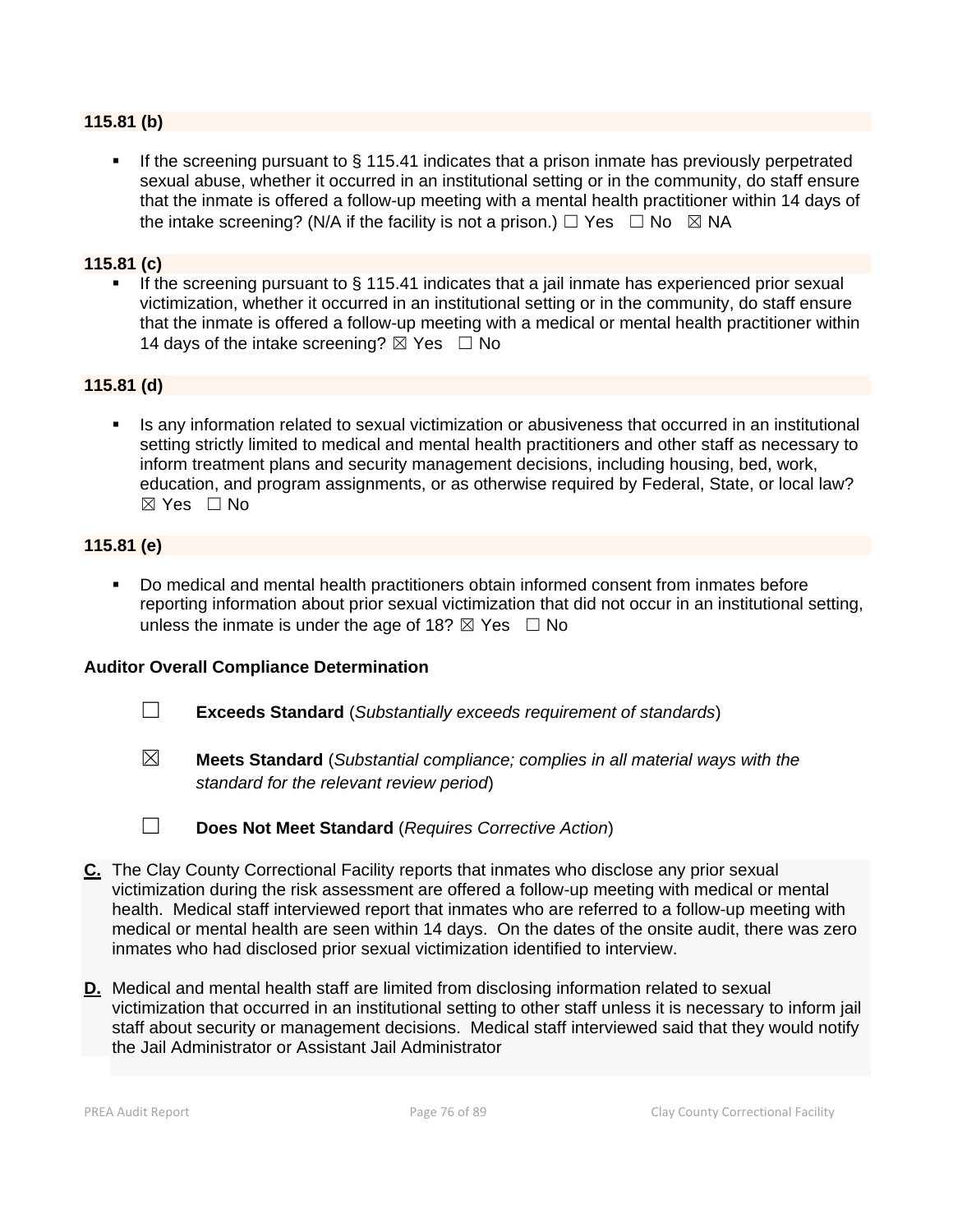**115.81 (b)**

- If the screening pursuant to § 115.41 indicates that a prison inmate has previously perpetrated sexual abuse, whether it occurred in an institutional setting or in the community, do staff ensure that the inmate is offered a follow-up meeting with a mental health practitioner within 14 days of the intake screening? (N/A if the facility is not a prison.) ☐ Yes ☐ No ☒ NA

**115.81 (c)**

- If the screening pursuant to § 115.41 indicates that a jail inmate has experienced prior sexual victimization, whether it occurred in an institutional setting or in the community, do staff ensure that the inmate is offered a follow-up meeting with a medical or mental health practitioner within 14 days of the intake screening? ☒ Yes ☐ No

**115.81 (d)**

- Is any information related to sexual victimization or abusiveness that occurred in an institutional setting strictly limited to medical and mental health practitioners and other staff as necessary to inform treatment plans and security management decisions, including housing, bed, work, education, and program assignments, or as otherwise required by Federal, State, or local law? ☒ Yes ☐ No

**115.81 (e)**

- Do medical and mental health practitioners obtain informed consent from inmates before reporting information about prior sexual victimization that did not occur in an institutional setting, unless the inmate is under the age of 18? ☒ Yes ☐ No

**Auditor Overall Compliance Determination**

☐ **Exceeds Standard** (*Substantially exceeds requirement of standards*)

☒ **Meets Standard** (*Substantial compliance; complies in all material ways with the standard for the relevant review period*)

☐ **Does Not Meet Standard** (*Requires Corrective Action*)

**C.** The Clay County Correctional Facility reports that inmates who disclose any prior sexual victimization during the risk assessment are offered a follow-up meeting with medical or mental health. Medical staff interviewed report that inmates who are referred to a follow-up meeting with medical or mental health are seen within 14 days. On the dates of the onsite audit, there was zero inmates who had disclosed prior sexual victimization identified to interview.

**D.** Medical and mental health staff are limited from disclosing information related to sexual victimization that occurred in an institutional setting to other staff unless it is necessary to inform jail staff about security or management decisions. Medical staff interviewed said that they would notify the Jail Administrator or Assistant Jail Administrator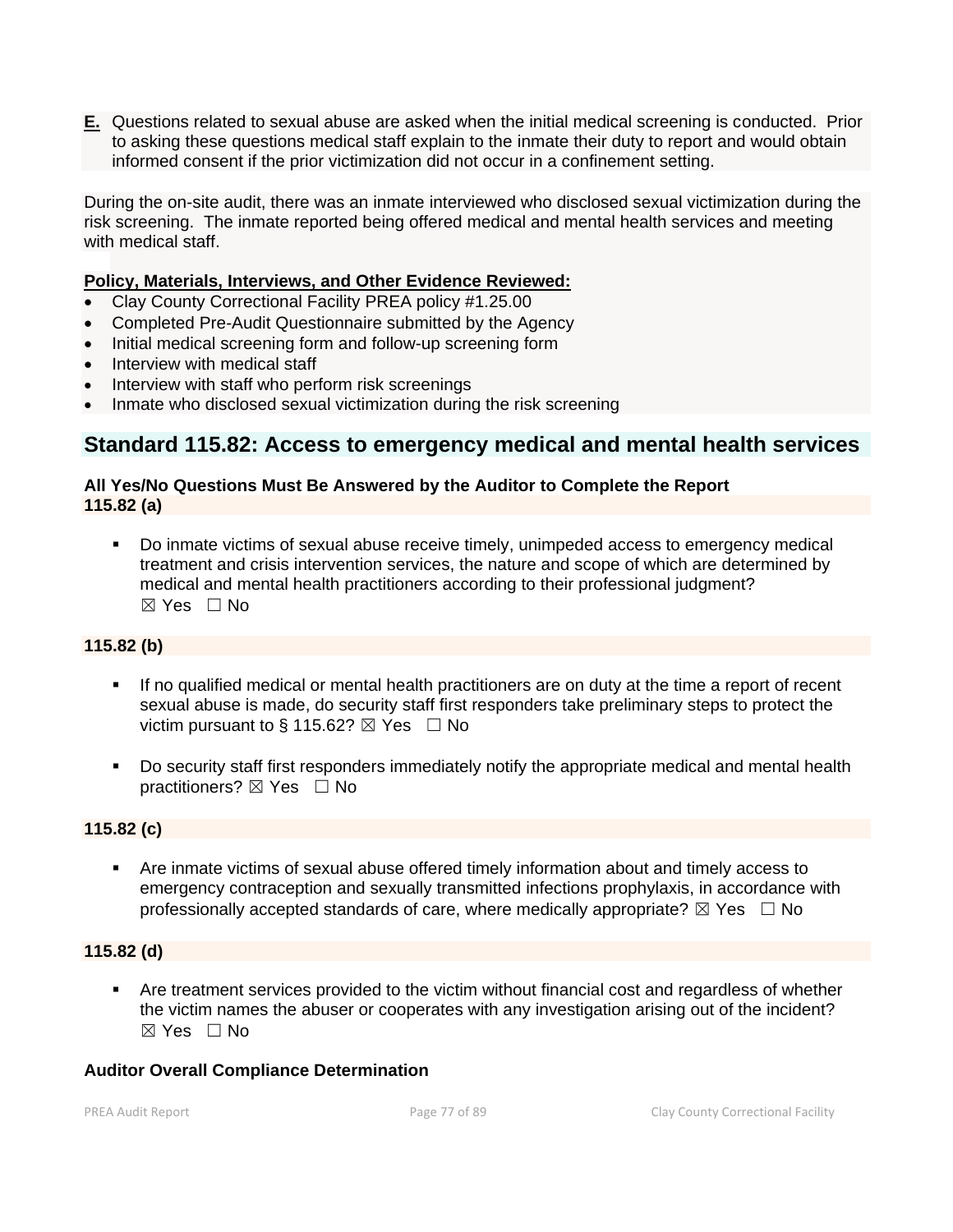**E.** Questions related to sexual abuse are asked when the initial medical screening is conducted. Prior to asking these questions medical staff explain to the inmate their duty to report and would obtain informed consent if the prior victimization did not occur in a confinement setting.

During the on-site audit, there was an inmate interviewed who disclosed sexual victimization during the risk screening. The inmate reported being offered medical and mental health services and meeting with medical staff.

**Policy, Materials, Interviews, and Other Evidence Reviewed:**

- Clay County Correctional Facility PREA policy #1.25.00
- Completed Pre-Audit Questionnaire submitted by the Agency
- Initial medical screening form and follow-up screening form
- Interview with medical staff
- Interview with staff who perform risk screenings
- Inmate who disclosed sexual victimization during the risk screening

## Standard 115.82: Access to emergency medical and mental health services

**All Yes/No Questions Must Be Answered by the Auditor to Complete the Report**

**115.82 (a)**

- Do inmate victims of sexual abuse receive timely, unimpeded access to emergency medical treatment and crisis intervention services, the nature and scope of which are determined by medical and mental health practitioners according to their professional judgment? ☒ Yes ☐ No

**115.82 (b)**

- If no qualified medical or mental health practitioners are on duty at the time a report of recent sexual abuse is made, do security staff first responders take preliminary steps to protect the victim pursuant to § 115.62? ☒ Yes ☐ No
- Do security staff first responders immediately notify the appropriate medical and mental health practitioners? ☒ Yes ☐ No

**115.82 (c)**

- Are inmate victims of sexual abuse offered timely information about and timely access to emergency contraception and sexually transmitted infections prophylaxis, in accordance with professionally accepted standards of care, where medically appropriate? ☒ Yes ☐ No

**115.82 (d)**

- Are treatment services provided to the victim without financial cost and regardless of whether the victim names the abuser or cooperates with any investigation arising out of the incident? ☒ Yes ☐ No

**Auditor Overall Compliance Determination**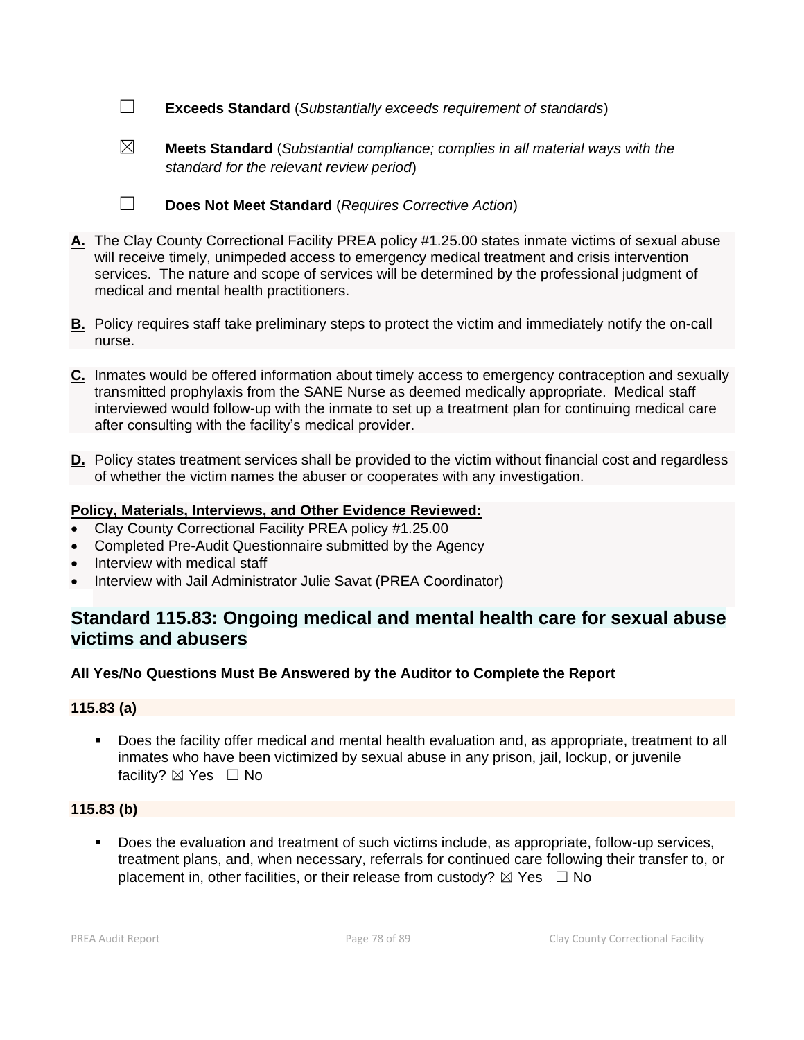☐ **Exceeds Standard** (*Substantially exceeds requirement of standards*)

☒ **Meets Standard** (*Substantial compliance; complies in all material ways with the standard for the relevant review period*)

☐ **Does Not Meet Standard** (*Requires Corrective Action*)

**A.** The Clay County Correctional Facility PREA policy #1.25.00 states inmate victims of sexual abuse will receive timely, unimpeded access to emergency medical treatment and crisis intervention services. The nature and scope of services will be determined by the professional judgment of medical and mental health practitioners.

**B.** Policy requires staff take preliminary steps to protect the victim and immediately notify the on-call nurse.

**C.** Inmates would be offered information about timely access to emergency contraception and sexually transmitted prophylaxis from the SANE Nurse as deemed medically appropriate. Medical staff interviewed would follow-up with the inmate to set up a treatment plan for continuing medical care after consulting with the facility's medical provider.

**D.** Policy states treatment services shall be provided to the victim without financial cost and regardless of whether the victim names the abuser or cooperates with any investigation.

**Policy, Materials, Interviews, and Other Evidence Reviewed:**

- Clay County Correctional Facility PREA policy #1.25.00
- Completed Pre-Audit Questionnaire submitted by the Agency
- Interview with medical staff
- Interview with Jail Administrator Julie Savat (PREA Coordinator)

## Standard 115.83: Ongoing medical and mental health care for sexual abuse victims and abusers

**All Yes/No Questions Must Be Answered by the Auditor to Complete the Report**

### 115.83 (a)

- Does the facility offer medical and mental health evaluation and, as appropriate, treatment to all inmates who have been victimized by sexual abuse in any prison, jail, lockup, or juvenile facility? ☒ Yes ☐ No

### 115.83 (b)

- Does the evaluation and treatment of such victims include, as appropriate, follow-up services, treatment plans, and, when necessary, referrals for continued care following their transfer to, or placement in, other facilities, or their release from custody? ☒ Yes ☐ No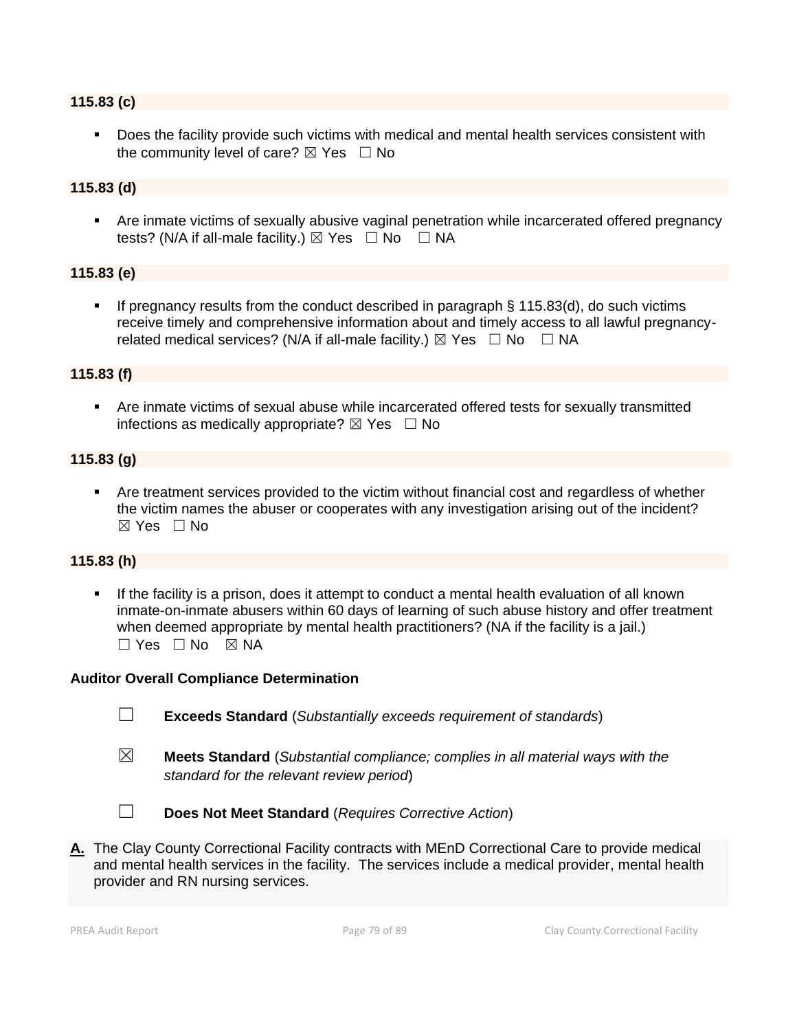**115.83 (c)**

- Does the facility provide such victims with medical and mental health services consistent with the community level of care? ☒ Yes ☐ No

**115.83 (d)**

- Are inmate victims of sexually abusive vaginal penetration while incarcerated offered pregnancy tests? (N/A if all-male facility.) ☒ Yes ☐ No ☐ NA

**115.83 (e)**

- If pregnancy results from the conduct described in paragraph § 115.83(d), do such victims receive timely and comprehensive information about and timely access to all lawful pregnancy-related medical services? (N/A if all-male facility.) ☒ Yes ☐ No ☐ NA

**115.83 (f)**

- Are inmate victims of sexual abuse while incarcerated offered tests for sexually transmitted infections as medically appropriate? ☒ Yes ☐ No

**115.83 (g)**

- Are treatment services provided to the victim without financial cost and regardless of whether the victim names the abuser or cooperates with any investigation arising out of the incident? ☒ Yes ☐ No

**115.83 (h)**

- If the facility is a prison, does it attempt to conduct a mental health evaluation of all known inmate-on-inmate abusers within 60 days of learning of such abuse history and offer treatment when deemed appropriate by mental health practitioners? (NA if the facility is a jail.) ☐ Yes ☐ No ☒ NA

**Auditor Overall Compliance Determination**

☐ **Exceeds Standard** (*Substantially exceeds requirement of standards*)

☒ **Meets Standard** (*Substantial compliance; complies in all material ways with the standard for the relevant review period*)

☐ **Does Not Meet Standard** (*Requires Corrective Action*)

**A.** The Clay County Correctional Facility contracts with MEnD Correctional Care to provide medical and mental health services in the facility. The services include a medical provider, mental health provider and RN nursing services.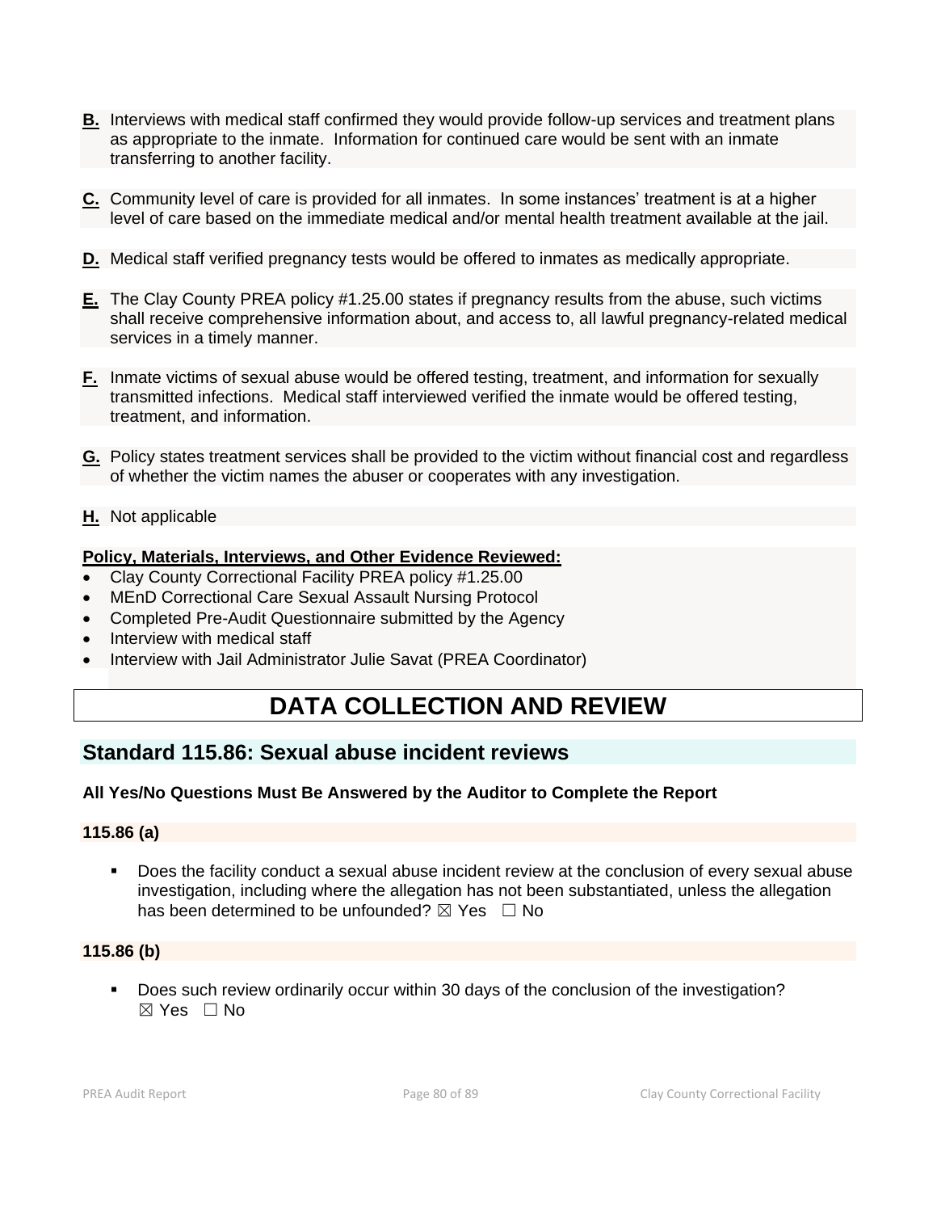**B.** Interviews with medical staff confirmed they would provide follow-up services and treatment plans as appropriate to the inmate. Information for continued care would be sent with an inmate transferring to another facility.

**C.** Community level of care is provided for all inmates. In some instances' treatment is at a higher level of care based on the immediate medical and/or mental health treatment available at the jail.

**D.** Medical staff verified pregnancy tests would be offered to inmates as medically appropriate.

**E.** The Clay County PREA policy #1.25.00 states if pregnancy results from the abuse, such victims shall receive comprehensive information about, and access to, all lawful pregnancy-related medical services in a timely manner.

**F.** Inmate victims of sexual abuse would be offered testing, treatment, and information for sexually transmitted infections. Medical staff interviewed verified the inmate would be offered testing, treatment, and information.

**G.** Policy states treatment services shall be provided to the victim without financial cost and regardless of whether the victim names the abuser or cooperates with any investigation.

**H.** Not applicable

**Policy, Materials, Interviews, and Other Evidence Reviewed:**

- Clay County Correctional Facility PREA policy #1.25.00
- MEnD Correctional Care Sexual Assault Nursing Protocol
- Completed Pre-Audit Questionnaire submitted by the Agency
- Interview with medical staff
- Interview with Jail Administrator Julie Savat (PREA Coordinator)

# DATA COLLECTION AND REVIEW

## Standard 115.86: Sexual abuse incident reviews

**All Yes/No Questions Must Be Answered by the Auditor to Complete the Report**

**115.86 (a)**

- Does the facility conduct a sexual abuse incident review at the conclusion of every sexual abuse investigation, including where the allegation has not been substantiated, unless the allegation has been determined to be unfounded? ☒ Yes ☐ No

**115.86 (b)**

- Does such review ordinarily occur within 30 days of the conclusion of the investigation? ☒ Yes ☐ No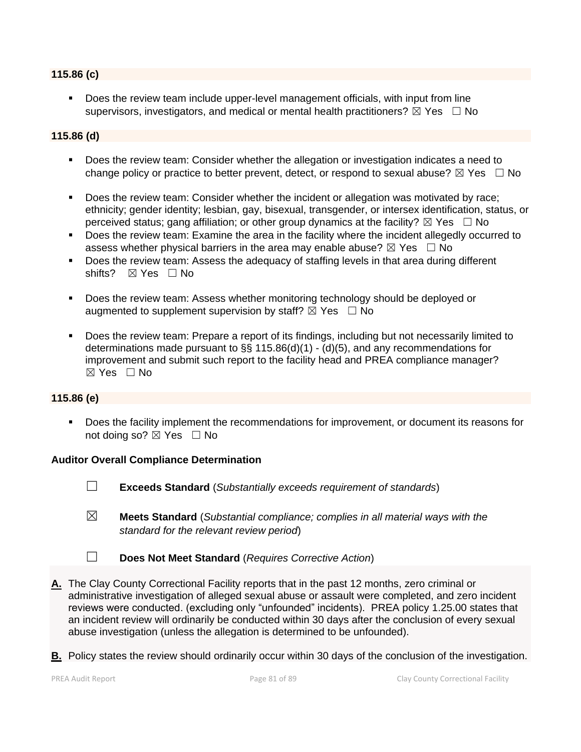**115.86 (c)**

- Does the review team include upper-level management officials, with input from line supervisors, investigators, and medical or mental health practitioners? ☒ Yes ☐ No

**115.86 (d)**

- Does the review team: Consider whether the allegation or investigation indicates a need to change policy or practice to better prevent, detect, or respond to sexual abuse? ☒ Yes ☐ No
- Does the review team: Consider whether the incident or allegation was motivated by race; ethnicity; gender identity; lesbian, gay, bisexual, transgender, or intersex identification, status, or perceived status; gang affiliation; or other group dynamics at the facility? ☒ Yes ☐ No
- Does the review team: Examine the area in the facility where the incident allegedly occurred to assess whether physical barriers in the area may enable abuse? ☒ Yes ☐ No
- Does the review team: Assess the adequacy of staffing levels in that area during different shifts? ☒ Yes ☐ No
- Does the review team: Assess whether monitoring technology should be deployed or augmented to supplement supervision by staff? ☒ Yes ☐ No
- Does the review team: Prepare a report of its findings, including but not necessarily limited to determinations made pursuant to §§ 115.86(d)(1) - (d)(5), and any recommendations for improvement and submit such report to the facility head and PREA compliance manager? ☒ Yes ☐ No

**115.86 (e)**

- Does the facility implement the recommendations for improvement, or document its reasons for not doing so? ☒ Yes ☐ No

**Auditor Overall Compliance Determination**

☐ **Exceeds Standard** (*Substantially exceeds requirement of standards*)

☒ **Meets Standard** (*Substantial compliance; complies in all material ways with the standard for the relevant review period*)

☐ **Does Not Meet Standard** (*Requires Corrective Action*)

**A.** The Clay County Correctional Facility reports that in the past 12 months, zero criminal or administrative investigation of alleged sexual abuse or assault were completed, and zero incident reviews were conducted. (excluding only "unfounded" incidents). PREA policy 1.25.00 states that an incident review will ordinarily be conducted within 30 days after the conclusion of every sexual abuse investigation (unless the allegation is determined to be unfounded).

**B.** Policy states the review should ordinarily occur within 30 days of the conclusion of the investigation.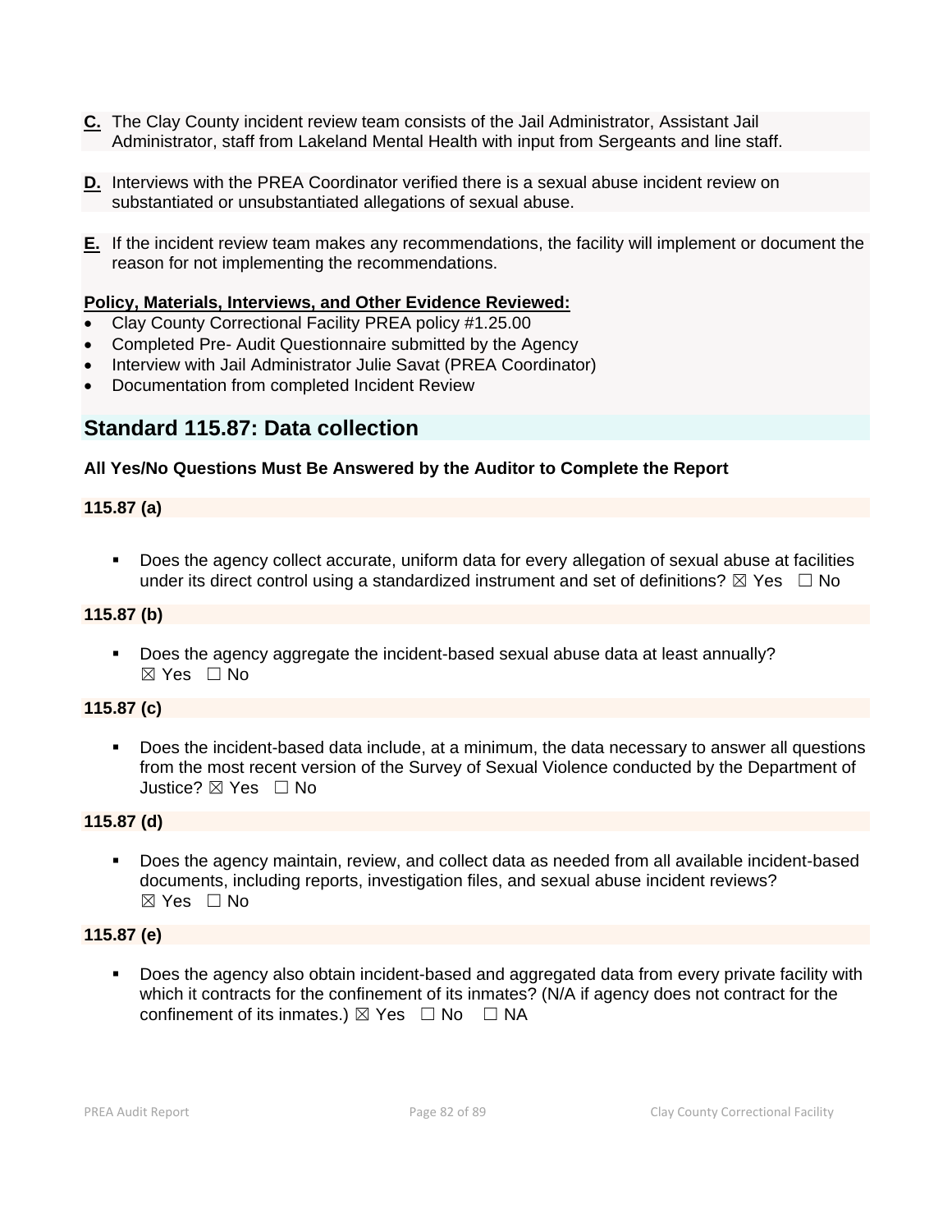**C.** The Clay County incident review team consists of the Jail Administrator, Assistant Jail Administrator, staff from Lakeland Mental Health with input from Sergeants and line staff.

**D.** Interviews with the PREA Coordinator verified there is a sexual abuse incident review on substantiated or unsubstantiated allegations of sexual abuse.

**E.** If the incident review team makes any recommendations, the facility will implement or document the reason for not implementing the recommendations.

**Policy, Materials, Interviews, and Other Evidence Reviewed:**

- Clay County Correctional Facility PREA policy #1.25.00
- Completed Pre- Audit Questionnaire submitted by the Agency
- Interview with Jail Administrator Julie Savat (PREA Coordinator)
- Documentation from completed Incident Review

## Standard 115.87: Data collection

**All Yes/No Questions Must Be Answered by the Auditor to Complete the Report**

**115.87 (a)**

- Does the agency collect accurate, uniform data for every allegation of sexual abuse at facilities under its direct control using a standardized instrument and set of definitions? ☒ Yes ☐ No

**115.87 (b)**

- Does the agency aggregate the incident-based sexual abuse data at least annually? ☒ Yes ☐ No

**115.87 (c)**

- Does the incident-based data include, at a minimum, the data necessary to answer all questions from the most recent version of the Survey of Sexual Violence conducted by the Department of Justice? ☒ Yes ☐ No

**115.87 (d)**

- Does the agency maintain, review, and collect data as needed from all available incident-based documents, including reports, investigation files, and sexual abuse incident reviews? ☒ Yes ☐ No

**115.87 (e)**

- Does the agency also obtain incident-based and aggregated data from every private facility with which it contracts for the confinement of its inmates? (N/A if agency does not contract for the confinement of its inmates.) ☒ Yes ☐ No ☐ NA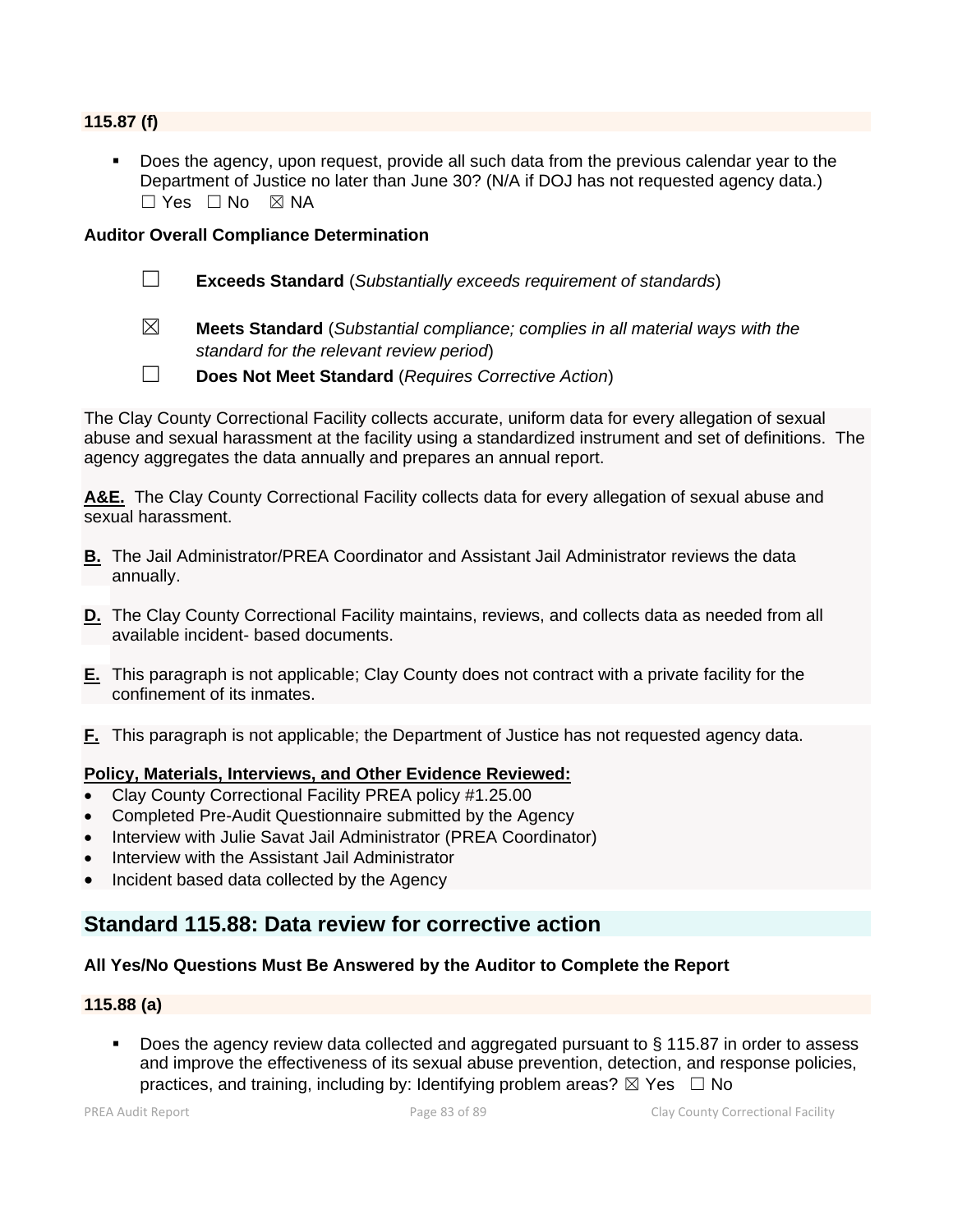**115.87 (f)**

- Does the agency, upon request, provide all such data from the previous calendar year to the Department of Justice no later than June 30? (N/A if DOJ has not requested agency data.) ☐ Yes ☐ No ☒ NA

**Auditor Overall Compliance Determination**

☐ **Exceeds Standard** (*Substantially exceeds requirement of standards*)

☒ **Meets Standard** (*Substantial compliance; complies in all material ways with the standard for the relevant review period*)

☐ **Does Not Meet Standard** (*Requires Corrective Action*)

The Clay County Correctional Facility collects accurate, uniform data for every allegation of sexual abuse and sexual harassment at the facility using a standardized instrument and set of definitions. The agency aggregates the data annually and prepares an annual report.

**A&E.** The Clay County Correctional Facility collects data for every allegation of sexual abuse and sexual harassment.

**B.** The Jail Administrator/PREA Coordinator and Assistant Jail Administrator reviews the data annually.

**D.** The Clay County Correctional Facility maintains, reviews, and collects data as needed from all available incident- based documents.

**E.** This paragraph is not applicable; Clay County does not contract with a private facility for the confinement of its inmates.

**F.** This paragraph is not applicable; the Department of Justice has not requested agency data.

**Policy, Materials, Interviews, and Other Evidence Reviewed:**

- Clay County Correctional Facility PREA policy #1.25.00
- Completed Pre-Audit Questionnaire submitted by the Agency
- Interview with Julie Savat Jail Administrator (PREA Coordinator)
- Interview with the Assistant Jail Administrator
- Incident based data collected by the Agency

## Standard 115.88: Data review for corrective action

**All Yes/No Questions Must Be Answered by the Auditor to Complete the Report**

**115.88 (a)**

- Does the agency review data collected and aggregated pursuant to § 115.87 in order to assess and improve the effectiveness of its sexual abuse prevention, detection, and response policies, practices, and training, including by: Identifying problem areas? ☒ Yes ☐ No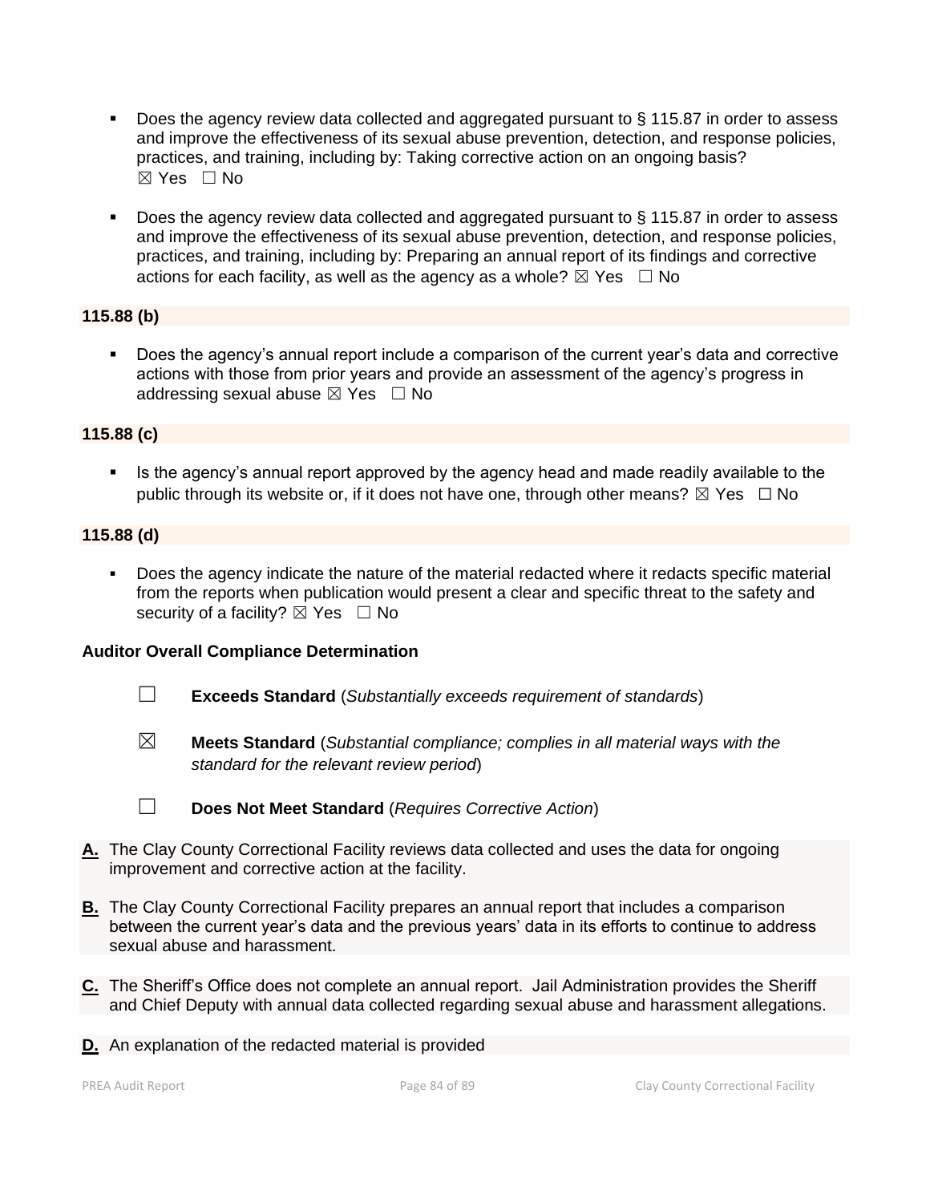- Does the agency review data collected and aggregated pursuant to § 115.87 in order to assess and improve the effectiveness of its sexual abuse prevention, detection, and response policies, practices, and training, including by: Taking corrective action on an ongoing basis? ☒ Yes ☐ No

- Does the agency review data collected and aggregated pursuant to § 115.87 in order to assess and improve the effectiveness of its sexual abuse prevention, detection, and response policies, practices, and training, including by: Preparing an annual report of its findings and corrective actions for each facility, as well as the agency as a whole? ☒ Yes ☐ No

**115.88 (b)**

- Does the agency's annual report include a comparison of the current year's data and corrective actions with those from prior years and provide an assessment of the agency's progress in addressing sexual abuse ☒ Yes ☐ No

**115.88 (c)**

- Is the agency's annual report approved by the agency head and made readily available to the public through its website or, if it does not have one, through other means? ☒ Yes ☐ No

**115.88 (d)**

- Does the agency indicate the nature of the material redacted where it redacts specific material from the reports when publication would present a clear and specific threat to the safety and security of a facility? ☒ Yes ☐ No

**Auditor Overall Compliance Determination**

☐ **Exceeds Standard** (*Substantially exceeds requirement of standards*)

☒ **Meets Standard** (*Substantial compliance; complies in all material ways with the standard for the relevant review period*)

☐ **Does Not Meet Standard** (*Requires Corrective Action*)

**A.** The Clay County Correctional Facility reviews data collected and uses the data for ongoing improvement and corrective action at the facility.

**B.** The Clay County Correctional Facility prepares an annual report that includes a comparison between the current year's data and the previous years' data in its efforts to continue to address sexual abuse and harassment.

**C.** The Sheriff's Office does not complete an annual report. Jail Administration provides the Sheriff and Chief Deputy with annual data collected regarding sexual abuse and harassment allegations.

**D.** An explanation of the redacted material is provided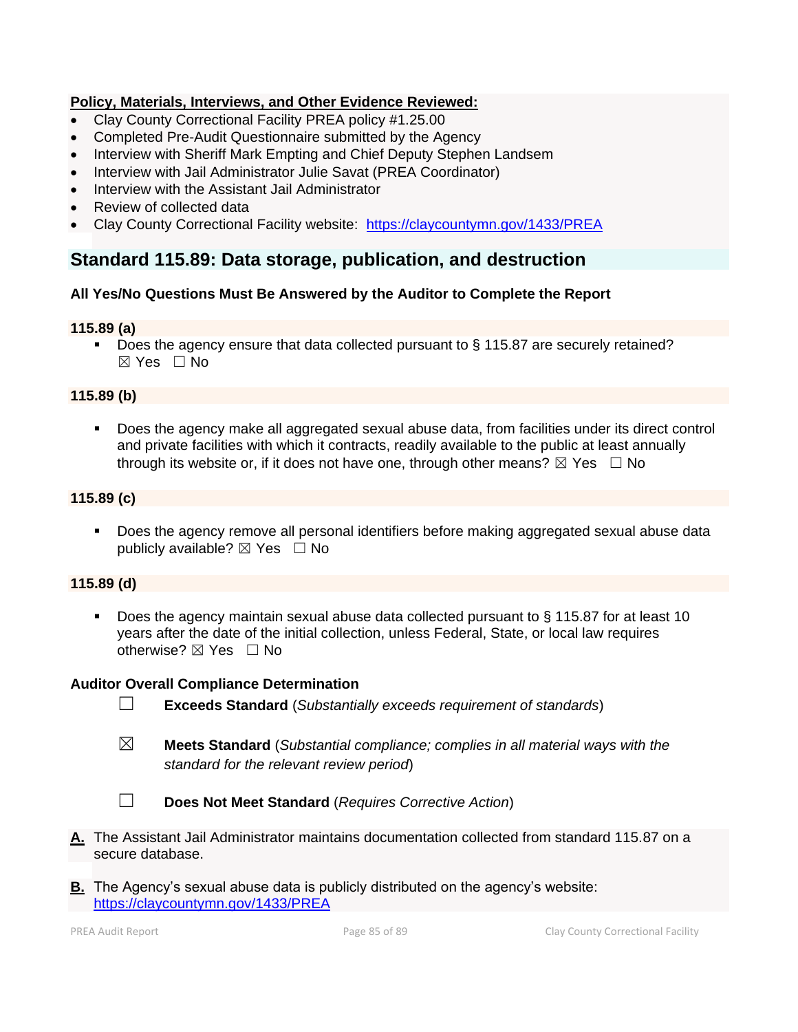**Policy, Materials, Interviews, and Other Evidence Reviewed:**

- Clay County Correctional Facility PREA policy #1.25.00
- Completed Pre-Audit Questionnaire submitted by the Agency
- Interview with Sheriff Mark Empting and Chief Deputy Stephen Landsem
- Interview with Jail Administrator Julie Savat (PREA Coordinator)
- Interview with the Assistant Jail Administrator
- Review of collected data
- Clay County Correctional Facility website: https://claycountymn.gov/1433/PREA

## Standard 115.89: Data storage, publication, and destruction

**All Yes/No Questions Must Be Answered by the Auditor to Complete the Report**

**115.89 (a)**

- Does the agency ensure that data collected pursuant to § 115.87 are securely retained? ☒ Yes ☐ No

**115.89 (b)**

- Does the agency make all aggregated sexual abuse data, from facilities under its direct control and private facilities with which it contracts, readily available to the public at least annually through its website or, if it does not have one, through other means? ☒ Yes ☐ No

**115.89 (c)**

- Does the agency remove all personal identifiers before making aggregated sexual abuse data publicly available? ☒ Yes ☐ No

**115.89 (d)**

- Does the agency maintain sexual abuse data collected pursuant to § 115.87 for at least 10 years after the date of the initial collection, unless Federal, State, or local law requires otherwise? ☒ Yes ☐ No

**Auditor Overall Compliance Determination**

☐ **Exceeds Standard** (*Substantially exceeds requirement of standards*)

☒ **Meets Standard** (*Substantial compliance; complies in all material ways with the standard for the relevant review period*)

☐ **Does Not Meet Standard** (*Requires Corrective Action*)

**A.** The Assistant Jail Administrator maintains documentation collected from standard 115.87 on a secure database.

**B.** The Agency's sexual abuse data is publicly distributed on the agency's website: https://claycountymn.gov/1433/PREA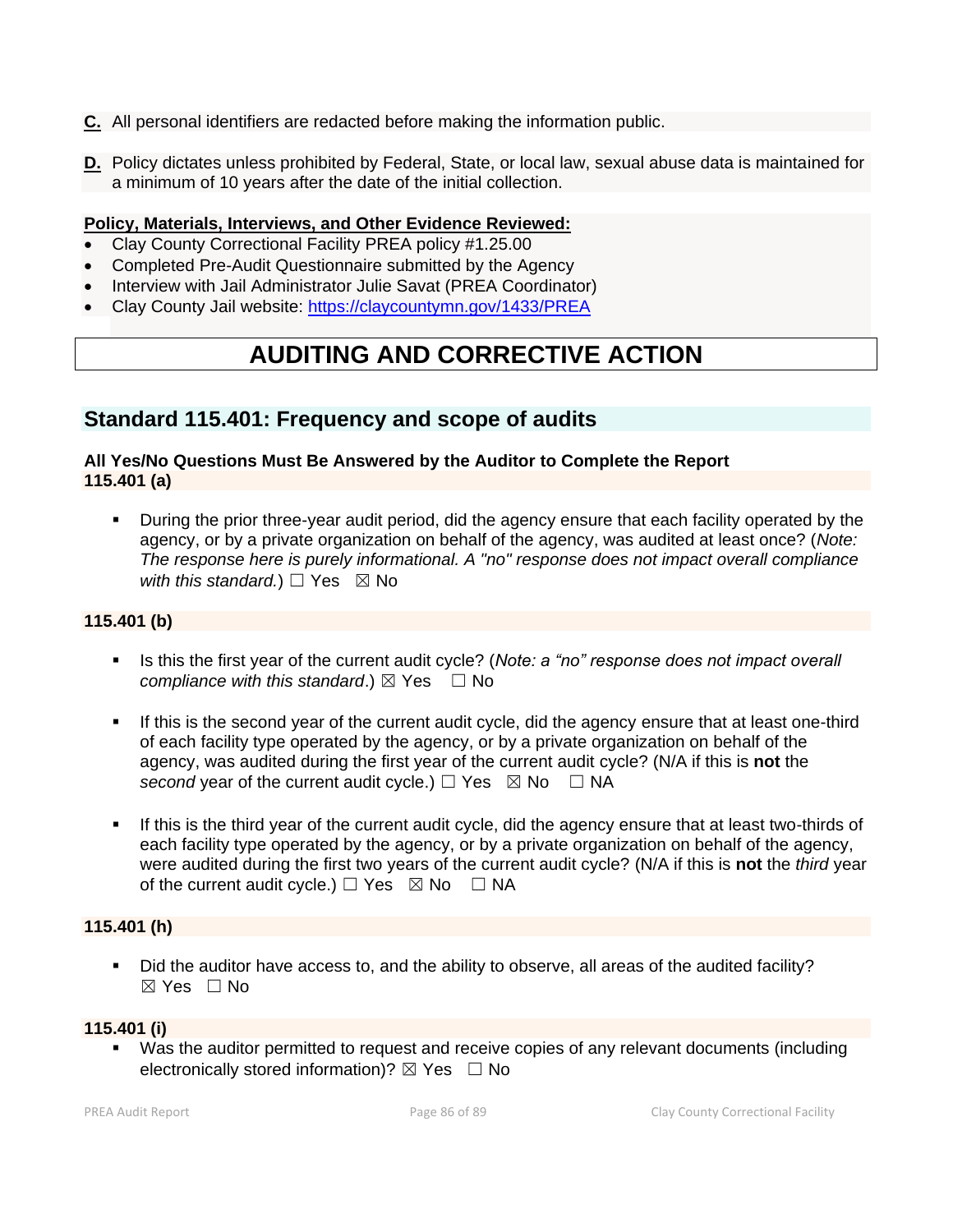**C.** All personal identifiers are redacted before making the information public.

**D.** Policy dictates unless prohibited by Federal, State, or local law, sexual abuse data is maintained for a minimum of 10 years after the date of the initial collection.

**Policy, Materials, Interviews, and Other Evidence Reviewed:**

- Clay County Correctional Facility PREA policy #1.25.00
- Completed Pre-Audit Questionnaire submitted by the Agency
- Interview with Jail Administrator Julie Savat (PREA Coordinator)
- Clay County Jail website: https://claycountymn.gov/1433/PREA

# AUDITING AND CORRECTIVE ACTION

## Standard 115.401: Frequency and scope of audits

**All Yes/No Questions Must Be Answered by the Auditor to Complete the Report**

**115.401 (a)**

- During the prior three-year audit period, did the agency ensure that each facility operated by the agency, or by a private organization on behalf of the agency, was audited at least once? (*Note: The response here is purely informational. A "no" response does not impact overall compliance with this standard.*) ☐ Yes ☒ No

**115.401 (b)**

- Is this the first year of the current audit cycle? (*Note: a "no" response does not impact overall compliance with this standard*.) ☒ Yes ☐ No

- If this is the second year of the current audit cycle, did the agency ensure that at least one-third of each facility type operated by the agency, or by a private organization on behalf of the agency, was audited during the first year of the current audit cycle? (N/A if this is **not** the *second* year of the current audit cycle.) ☐ Yes ☒ No ☐ NA

- If this is the third year of the current audit cycle, did the agency ensure that at least two-thirds of each facility type operated by the agency, or by a private organization on behalf of the agency, were audited during the first two years of the current audit cycle? (N/A if this is **not** the *third* year of the current audit cycle.) ☐ Yes ☒ No ☐ NA

**115.401 (h)**

- Did the auditor have access to, and the ability to observe, all areas of the audited facility? ☒ Yes ☐ No

**115.401 (i)**

- Was the auditor permitted to request and receive copies of any relevant documents (including electronically stored information)? ☒ Yes ☐ No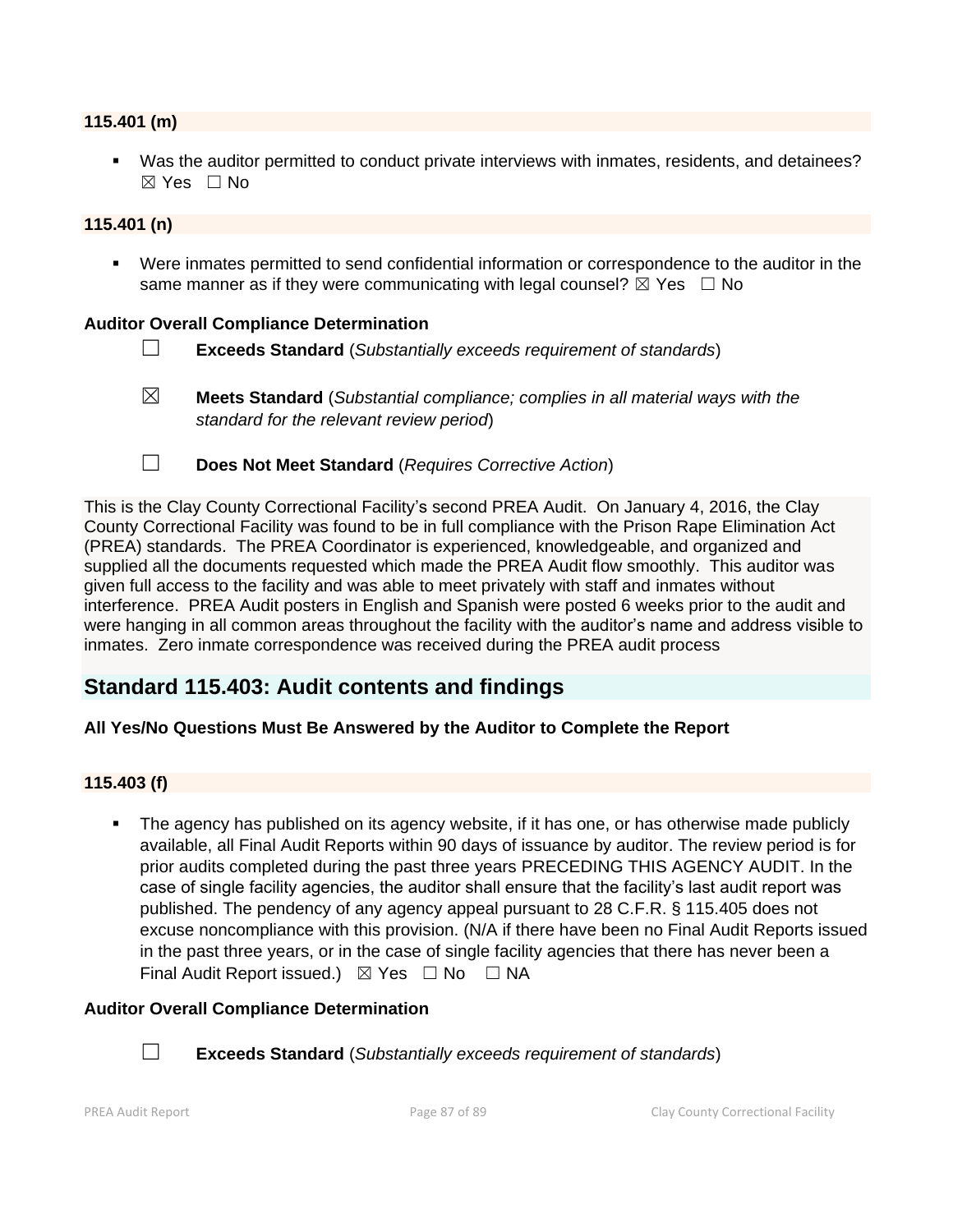**115.401 (m)**

- Was the auditor permitted to conduct private interviews with inmates, residents, and detainees? ☒ Yes ☐ No

**115.401 (n)**

- Were inmates permitted to send confidential information or correspondence to the auditor in the same manner as if they were communicating with legal counsel? ☒ Yes ☐ No

**Auditor Overall Compliance Determination**

☐ **Exceeds Standard** (*Substantially exceeds requirement of standards*)

☒ **Meets Standard** (*Substantial compliance; complies in all material ways with the standard for the relevant review period*)

☐ **Does Not Meet Standard** (*Requires Corrective Action*)

This is the Clay County Correctional Facility's second PREA Audit. On January 4, 2016, the Clay County Correctional Facility was found to be in full compliance with the Prison Rape Elimination Act (PREA) standards. The PREA Coordinator is experienced, knowledgeable, and organized and supplied all the documents requested which made the PREA Audit flow smoothly. This auditor was given full access to the facility and was able to meet privately with staff and inmates without interference. PREA Audit posters in English and Spanish were posted 6 weeks prior to the audit and were hanging in all common areas throughout the facility with the auditor's name and address visible to inmates. Zero inmate correspondence was received during the PREA audit process

## Standard 115.403: Audit contents and findings

**All Yes/No Questions Must Be Answered by the Auditor to Complete the Report**

**115.403 (f)**

- The agency has published on its agency website, if it has one, or has otherwise made publicly available, all Final Audit Reports within 90 days of issuance by auditor. The review period is for prior audits completed during the past three years PRECEDING THIS AGENCY AUDIT. In the case of single facility agencies, the auditor shall ensure that the facility's last audit report was published. The pendency of any agency appeal pursuant to 28 C.F.R. § 115.405 does not excuse noncompliance with this provision. (N/A if there have been no Final Audit Reports issued in the past three years, or in the case of single facility agencies that there has never been a Final Audit Report issued.) ☒ Yes ☐ No ☐ NA

**Auditor Overall Compliance Determination**

☐ **Exceeds Standard** (*Substantially exceeds requirement of standards*)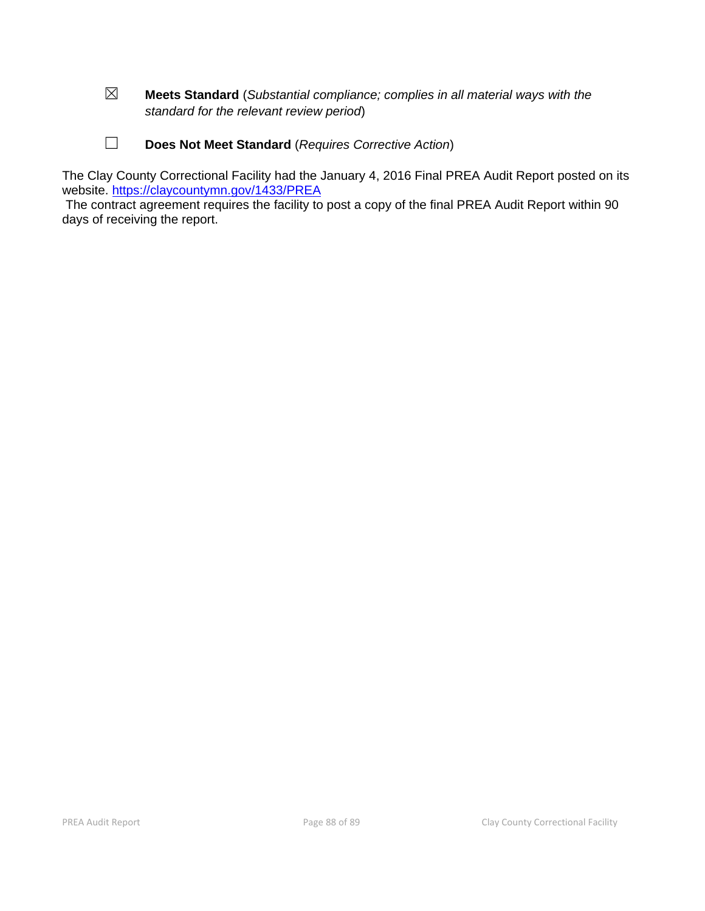☒ **Meets Standard** (*Substantial compliance; complies in all material ways with the standard for the relevant review period*)

☐ **Does Not Meet Standard** (*Requires Corrective Action*)

The Clay County Correctional Facility had the January 4, 2016 Final PREA Audit Report posted on its website. [https://claycountymn.gov/1433/PREA](https://claycountymn.gov/1433/PREA)

The contract agreement requires the facility to post a copy of the final PREA Audit Report within 90 days of receiving the report.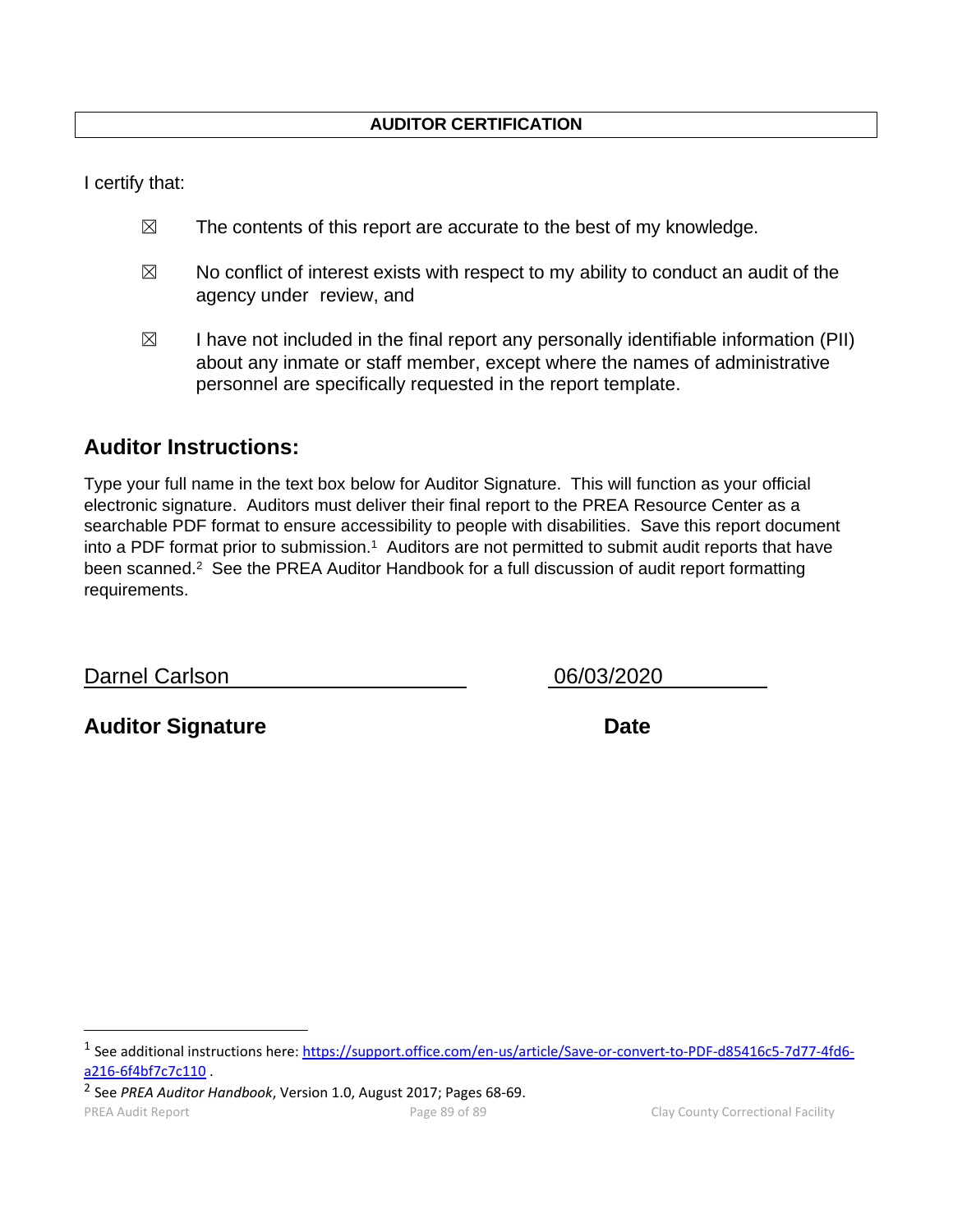## AUDITOR CERTIFICATION

I certify that:

☒ The contents of this report are accurate to the best of my knowledge.

☒ No conflict of interest exists with respect to my ability to conduct an audit of the agency under review, and

☒ I have not included in the final report any personally identifiable information (PII) about any inmate or staff member, except where the names of administrative personnel are specifically requested in the report template.

## Auditor Instructions:

Type your full name in the text box below for Auditor Signature. This will function as your official electronic signature. Auditors must deliver their final report to the PREA Resource Center as a searchable PDF format to ensure accessibility to people with disabilities. Save this report document into a PDF format prior to submission.[1] Auditors are not permitted to submit audit reports that have been scanned.[2] See the PREA Auditor Handbook for a full discussion of audit report formatting requirements.

Darnel Carlson 06/03/2020

**Auditor Signature** **Date**

---

[1] See additional instructions here: https://support.office.com/en-us/article/Save-or-convert-to-PDF-d85416c5-7d77-4fd6-a216-6f4bf7c7c110 .

[2] See *PREA Auditor Handbook*, Version 1.0, August 2017; Pages 68-69.